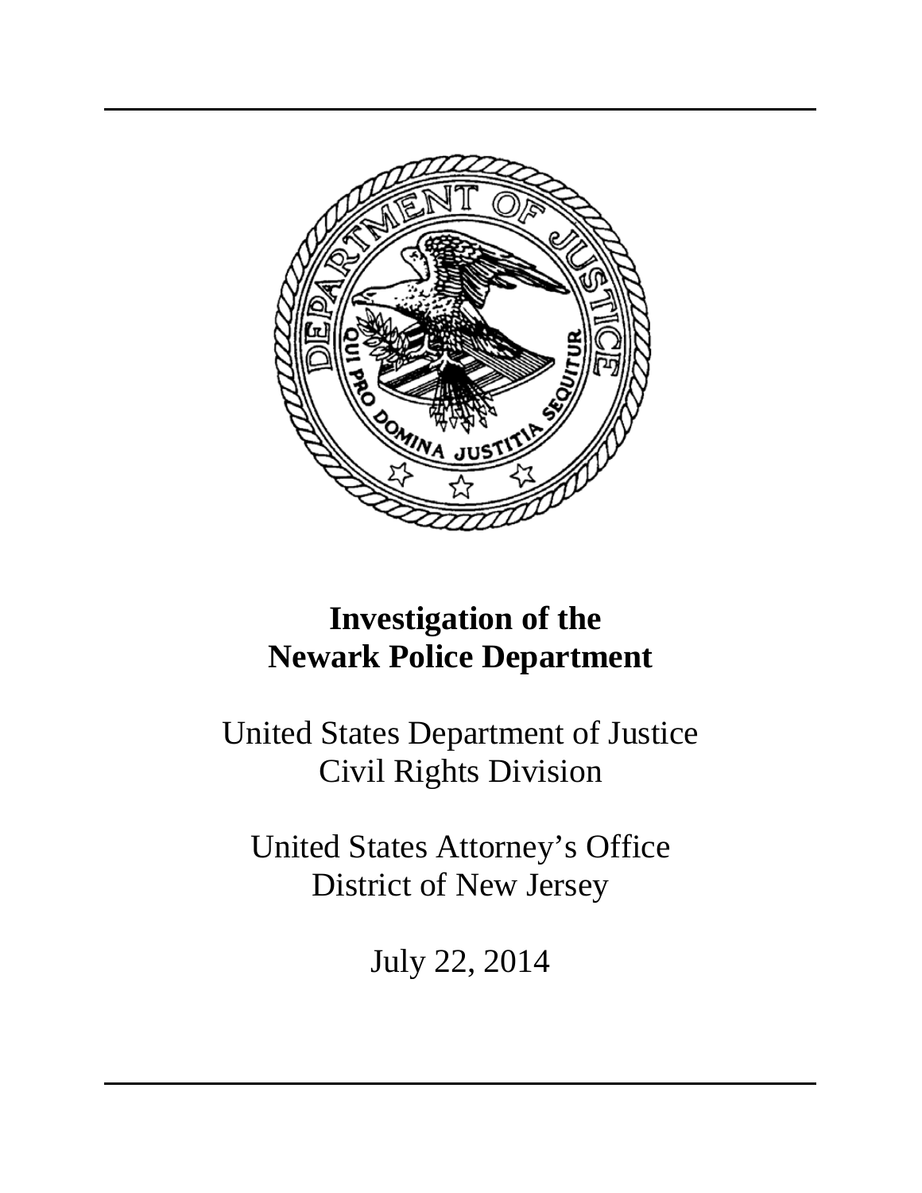# Investigation of the Newark Police Department

United States Department of Justice
Civil Rights Division

United States Attorney's Office
District of New Jersey

July 22, 2014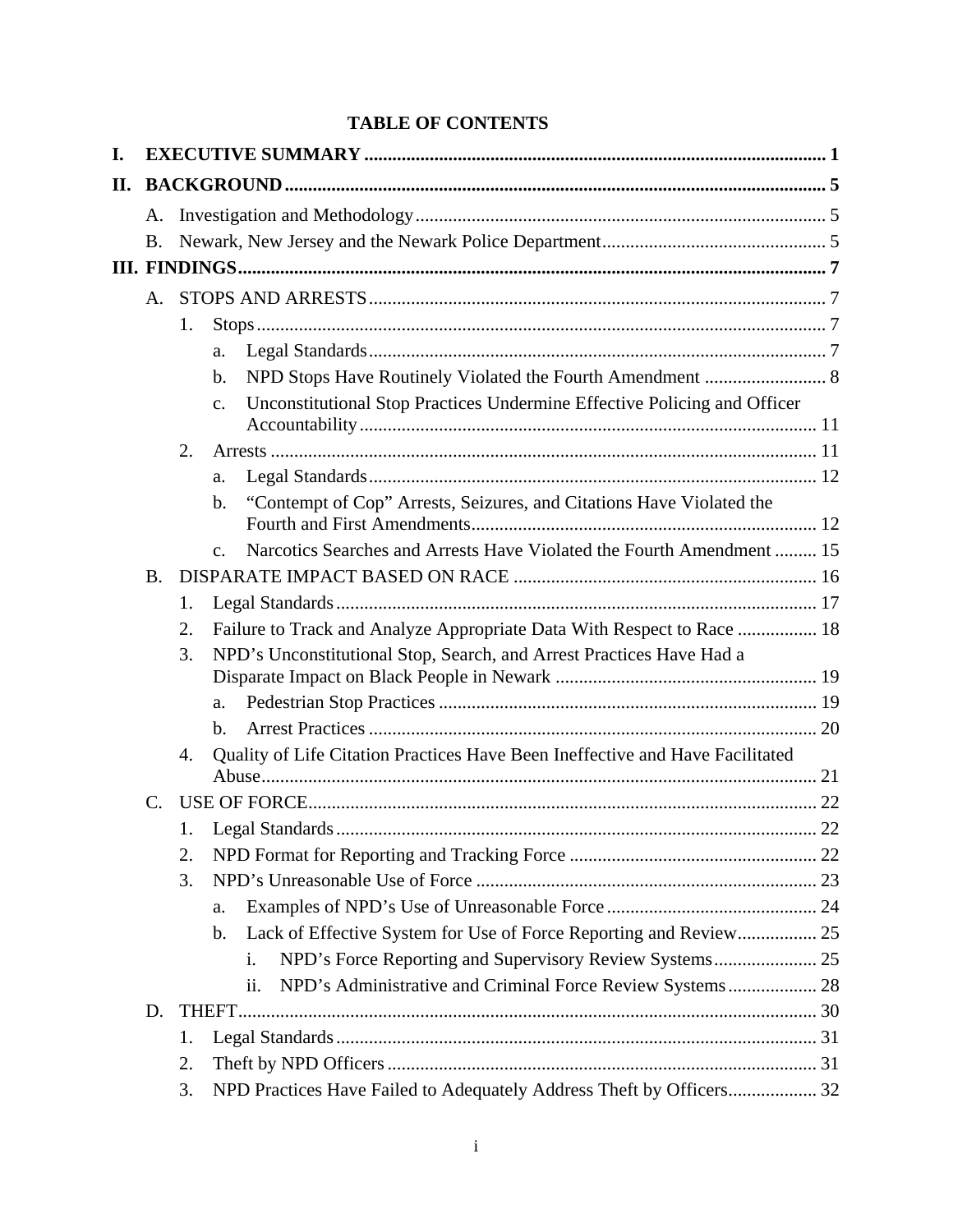# TABLE OF CONTENTS

- **I. EXECUTIVE SUMMARY** .......... 1
- **II. BACKGROUND** .......... 5
  - A. Investigation and Methodology .......... 5
  - B. Newark, New Jersey and the Newark Police Department .......... 5
- **III. FINDINGS** .......... 7
  - A. STOPS AND ARRESTS .......... 7
    - 1. Stops .......... 7
      - a. Legal Standards .......... 7
      - b. NPD Stops Have Routinely Violated the Fourth Amendment .......... 8
      - c. Unconstitutional Stop Practices Undermine Effective Policing and Officer Accountability .......... 11
    - 2. Arrests .......... 11
      - a. Legal Standards .......... 12
      - b. "Contempt of Cop" Arrests, Seizures, and Citations Have Violated the Fourth and First Amendments .......... 12
      - c. Narcotics Searches and Arrests Have Violated the Fourth Amendment .......... 15
  - B. DISPARATE IMPACT BASED ON RACE .......... 16
    - 1. Legal Standards .......... 17
    - 2. Failure to Track and Analyze Appropriate Data With Respect to Race .......... 18
    - 3. NPD's Unconstitutional Stop, Search, and Arrest Practices Have Had a Disparate Impact on Black People in Newark .......... 19
      - a. Pedestrian Stop Practices .......... 19
      - b. Arrest Practices .......... 20
    - 4. Quality of Life Citation Practices Have Been Ineffective and Have Facilitated Abuse .......... 21
  - C. USE OF FORCE .......... 22
    - 1. Legal Standards .......... 22
    - 2. NPD Format for Reporting and Tracking Force .......... 22
    - 3. NPD's Unreasonable Use of Force .......... 23
      - a. Examples of NPD's Use of Unreasonable Force .......... 24
      - b. Lack of Effective System for Use of Force Reporting and Review .......... 25
        - i. NPD's Force Reporting and Supervisory Review Systems .......... 25
        - ii. NPD's Administrative and Criminal Force Review Systems .......... 28
  - D. THEFT .......... 30
    - 1. Legal Standards .......... 31
    - 2. Theft by NPD Officers .......... 31
    - 3. NPD Practices Have Failed to Adequately Address Theft by Officers .......... 32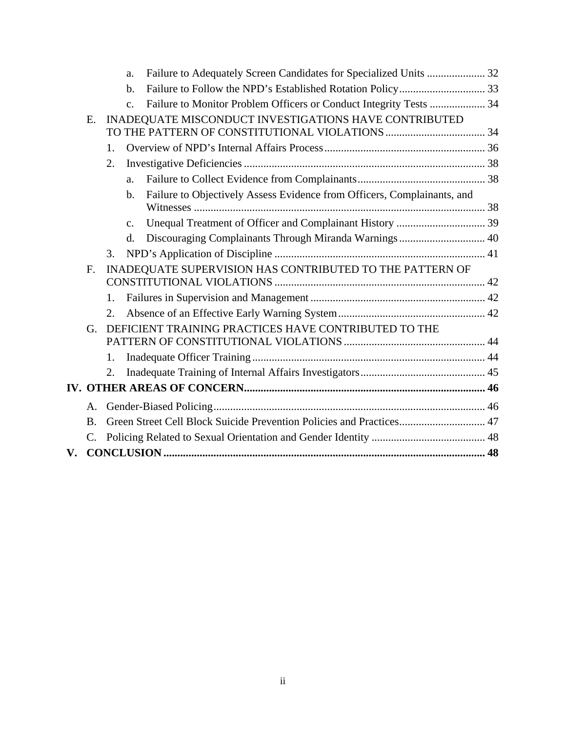- a. Failure to Adequately Screen Candidates for Specialized Units ..................... 32
- b. Failure to Follow the NPD's Established Rotation Policy............................... 33
- c. Failure to Monitor Problem Officers or Conduct Integrity Tests .................... 34

E. INADEQUATE MISCONDUCT INVESTIGATIONS HAVE CONTRIBUTED TO THE PATTERN OF CONSTITUTIONAL VIOLATIONS.................................... 34

1. Overview of NPD's Internal Affairs Process.......................................................... 36
2. Investigative Deficiencies ....................................................................................... 38
   - a. Failure to Collect Evidence from Complainants.............................................. 38
   - b. Failure to Objectively Assess Evidence from Officers, Complainants, and Witnesses ......................................................................................................... 38
   - c. Unequal Treatment of Officer and Complainant History ................................ 39
   - d. Discouraging Complainants Through Miranda Warnings ............................... 40
3. NPD's Application of Discipline ............................................................................ 41

F. INADEQUATE SUPERVISION HAS CONTRIBUTED TO THE PATTERN OF CONSTITUTIONAL VIOLATIONS ............................................................................ 42

1. Failures in Supervision and Management ............................................................... 42
2. Absence of an Effective Early Warning System...................................................... 42

G. DEFICIENT TRAINING PRACTICES HAVE CONTRIBUTED TO THE PATTERN OF CONSTITUTIONAL VIOLATIONS................................................... 44

1. Inadequate Officer Training.................................................................................... 44
2. Inadequate Training of Internal Affairs Investigators............................................. 45

**IV. OTHER AREAS OF CONCERN...................................................................................... 46**

A. Gender-Biased Policing.................................................................................................. 46

B. Green Street Cell Block Suicide Prevention Policies and Practices............................... 47

C. Policing Related to Sexual Orientation and Gender Identity ......................................... 48

**V. CONCLUSION .................................................................................................................... 48**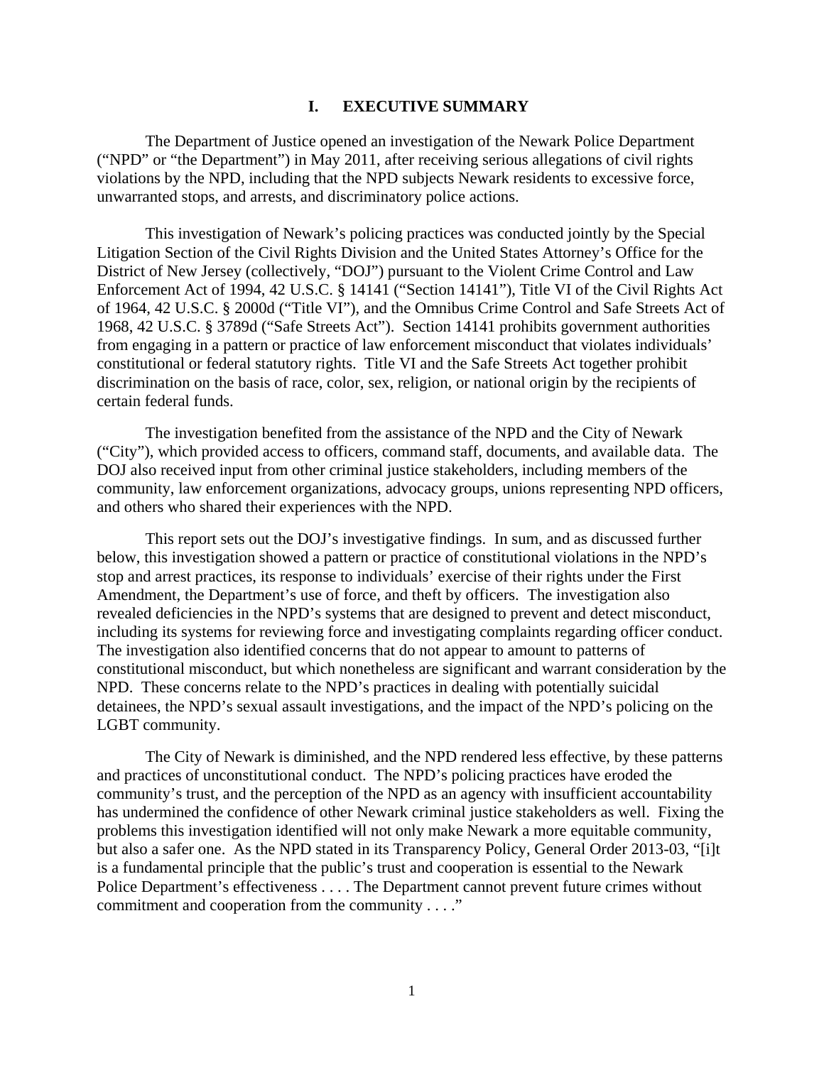# I. EXECUTIVE SUMMARY

The Department of Justice opened an investigation of the Newark Police Department ("NPD" or "the Department") in May 2011, after receiving serious allegations of civil rights violations by the NPD, including that the NPD subjects Newark residents to excessive force, unwarranted stops, and arrests, and discriminatory police actions.

This investigation of Newark's policing practices was conducted jointly by the Special Litigation Section of the Civil Rights Division and the United States Attorney's Office for the District of New Jersey (collectively, "DOJ") pursuant to the Violent Crime Control and Law Enforcement Act of 1994, 42 U.S.C. § 14141 ("Section 14141"), Title VI of the Civil Rights Act of 1964, 42 U.S.C. § 2000d ("Title VI"), and the Omnibus Crime Control and Safe Streets Act of 1968, 42 U.S.C. § 3789d ("Safe Streets Act"). Section 14141 prohibits government authorities from engaging in a pattern or practice of law enforcement misconduct that violates individuals' constitutional or federal statutory rights. Title VI and the Safe Streets Act together prohibit discrimination on the basis of race, color, sex, religion, or national origin by the recipients of certain federal funds.

The investigation benefited from the assistance of the NPD and the City of Newark ("City"), which provided access to officers, command staff, documents, and available data. The DOJ also received input from other criminal justice stakeholders, including members of the community, law enforcement organizations, advocacy groups, unions representing NPD officers, and others who shared their experiences with the NPD.

This report sets out the DOJ's investigative findings. In sum, and as discussed further below, this investigation showed a pattern or practice of constitutional violations in the NPD's stop and arrest practices, its response to individuals' exercise of their rights under the First Amendment, the Department's use of force, and theft by officers. The investigation also revealed deficiencies in the NPD's systems that are designed to prevent and detect misconduct, including its systems for reviewing force and investigating complaints regarding officer conduct. The investigation also identified concerns that do not appear to amount to patterns of constitutional misconduct, but which nonetheless are significant and warrant consideration by the NPD. These concerns relate to the NPD's practices in dealing with potentially suicidal detainees, the NPD's sexual assault investigations, and the impact of the NPD's policing on the LGBT community.

The City of Newark is diminished, and the NPD rendered less effective, by these patterns and practices of unconstitutional conduct. The NPD's policing practices have eroded the community's trust, and the perception of the NPD as an agency with insufficient accountability has undermined the confidence of other Newark criminal justice stakeholders as well. Fixing the problems this investigation identified will not only make Newark a more equitable community, but also a safer one. As the NPD stated in its Transparency Policy, General Order 2013-03, "[i]t is a fundamental principle that the public's trust and cooperation is essential to the Newark Police Department's effectiveness . . . . The Department cannot prevent future crimes without commitment and cooperation from the community . . . ."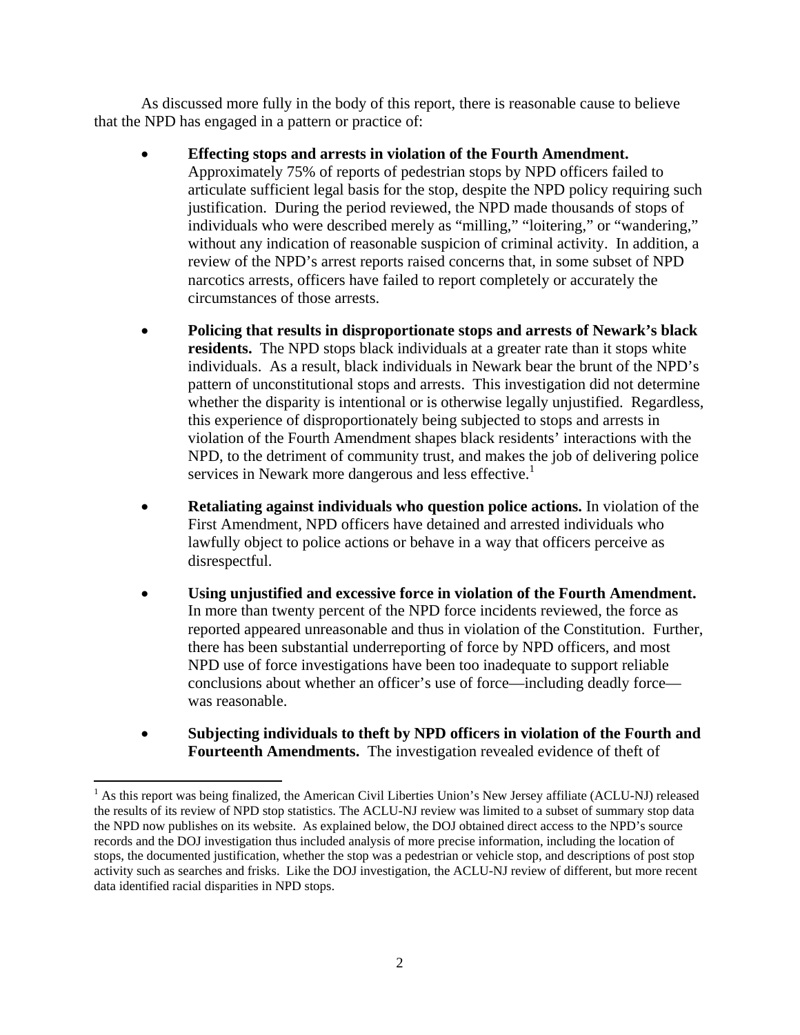As discussed more fully in the body of this report, there is reasonable cause to believe that the NPD has engaged in a pattern or practice of:

- **Effecting stops and arrests in violation of the Fourth Amendment.** Approximately 75% of reports of pedestrian stops by NPD officers failed to articulate sufficient legal basis for the stop, despite the NPD policy requiring such justification. During the period reviewed, the NPD made thousands of stops of individuals who were described merely as "milling," "loitering," or "wandering," without any indication of reasonable suspicion of criminal activity. In addition, a review of the NPD's arrest reports raised concerns that, in some subset of NPD narcotics arrests, officers have failed to report completely or accurately the circumstances of those arrests.

- **Policing that results in disproportionate stops and arrests of Newark's black residents.** The NPD stops black individuals at a greater rate than it stops white individuals. As a result, black individuals in Newark bear the brunt of the NPD's pattern of unconstitutional stops and arrests. This investigation did not determine whether the disparity is intentional or is otherwise legally unjustified. Regardless, this experience of disproportionately being subjected to stops and arrests in violation of the Fourth Amendment shapes black residents' interactions with the NPD, to the detriment of community trust, and makes the job of delivering police services in Newark more dangerous and less effective.[1]

- **Retaliating against individuals who question police actions.** In violation of the First Amendment, NPD officers have detained and arrested individuals who lawfully object to police actions or behave in a way that officers perceive as disrespectful.

- **Using unjustified and excessive force in violation of the Fourth Amendment.** In more than twenty percent of the NPD force incidents reviewed, the force as reported appeared unreasonable and thus in violation of the Constitution. Further, there has been substantial underreporting of force by NPD officers, and most NPD use of force investigations have been too inadequate to support reliable conclusions about whether an officer's use of force—including deadly force—was reasonable.

- **Subjecting individuals to theft by NPD officers in violation of the Fourth and Fourteenth Amendments.** The investigation revealed evidence of theft of

[1] As this report was being finalized, the American Civil Liberties Union's New Jersey affiliate (ACLU-NJ) released the results of its review of NPD stop statistics. The ACLU-NJ review was limited to a subset of summary stop data the NPD now publishes on its website. As explained below, the DOJ obtained direct access to the NPD's source records and the DOJ investigation thus included analysis of more precise information, including the location of stops, the documented justification, whether the stop was a pedestrian or vehicle stop, and descriptions of post stop activity such as searches and frisks. Like the DOJ investigation, the ACLU-NJ review of different, but more recent data identified racial disparities in NPD stops.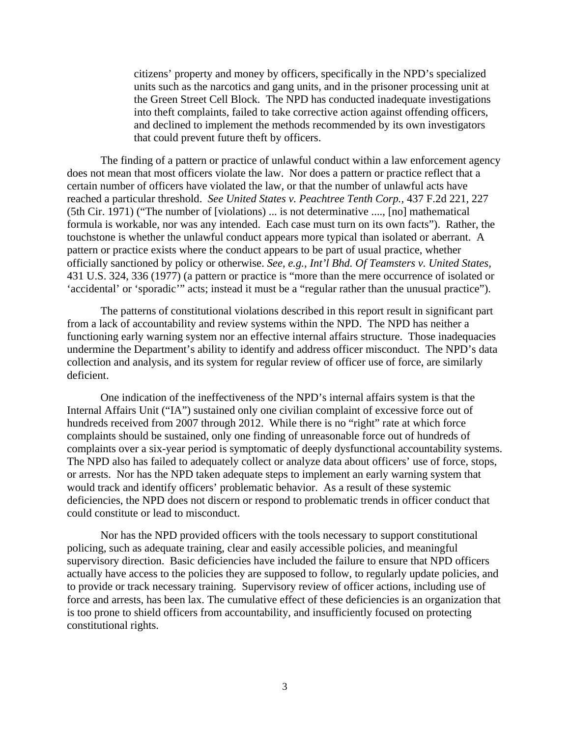> citizens' property and money by officers, specifically in the NPD's specialized units such as the narcotics and gang units, and in the prisoner processing unit at the Green Street Cell Block. The NPD has conducted inadequate investigations into theft complaints, failed to take corrective action against offending officers, and declined to implement the methods recommended by its own investigators that could prevent future theft by officers.

The finding of a pattern or practice of unlawful conduct within a law enforcement agency does not mean that most officers violate the law. Nor does a pattern or practice reflect that a certain number of officers have violated the law, or that the number of unlawful acts have reached a particular threshold. *See United States v. Peachtree Tenth Corp.,* 437 F.2d 221, 227 (5th Cir. 1971) ("The number of [violations] ... is not determinative ...., [no] mathematical formula is workable, nor was any intended. Each case must turn on its own facts"). Rather, the touchstone is whether the unlawful conduct appears more typical than isolated or aberrant. A pattern or practice exists where the conduct appears to be part of usual practice, whether officially sanctioned by policy or otherwise. *See, e.g., Int'l Bhd. Of Teamsters v. United States,* 431 U.S. 324, 336 (1977) (a pattern or practice is "more than the mere occurrence of isolated or 'accidental' or 'sporadic'" acts; instead it must be a "regular rather than the unusual practice").

The patterns of constitutional violations described in this report result in significant part from a lack of accountability and review systems within the NPD. The NPD has neither a functioning early warning system nor an effective internal affairs structure. Those inadequacies undermine the Department's ability to identify and address officer misconduct. The NPD's data collection and analysis, and its system for regular review of officer use of force, are similarly deficient.

One indication of the ineffectiveness of the NPD's internal affairs system is that the Internal Affairs Unit ("IA") sustained only one civilian complaint of excessive force out of hundreds received from 2007 through 2012. While there is no "right" rate at which force complaints should be sustained, only one finding of unreasonable force out of hundreds of complaints over a six-year period is symptomatic of deeply dysfunctional accountability systems. The NPD also has failed to adequately collect or analyze data about officers' use of force, stops, or arrests. Nor has the NPD taken adequate steps to implement an early warning system that would track and identify officers' problematic behavior. As a result of these systemic deficiencies, the NPD does not discern or respond to problematic trends in officer conduct that could constitute or lead to misconduct.

Nor has the NPD provided officers with the tools necessary to support constitutional policing, such as adequate training, clear and easily accessible policies, and meaningful supervisory direction. Basic deficiencies have included the failure to ensure that NPD officers actually have access to the policies they are supposed to follow, to regularly update policies, and to provide or track necessary training. Supervisory review of officer actions, including use of force and arrests, has been lax. The cumulative effect of these deficiencies is an organization that is too prone to shield officers from accountability, and insufficiently focused on protecting constitutional rights.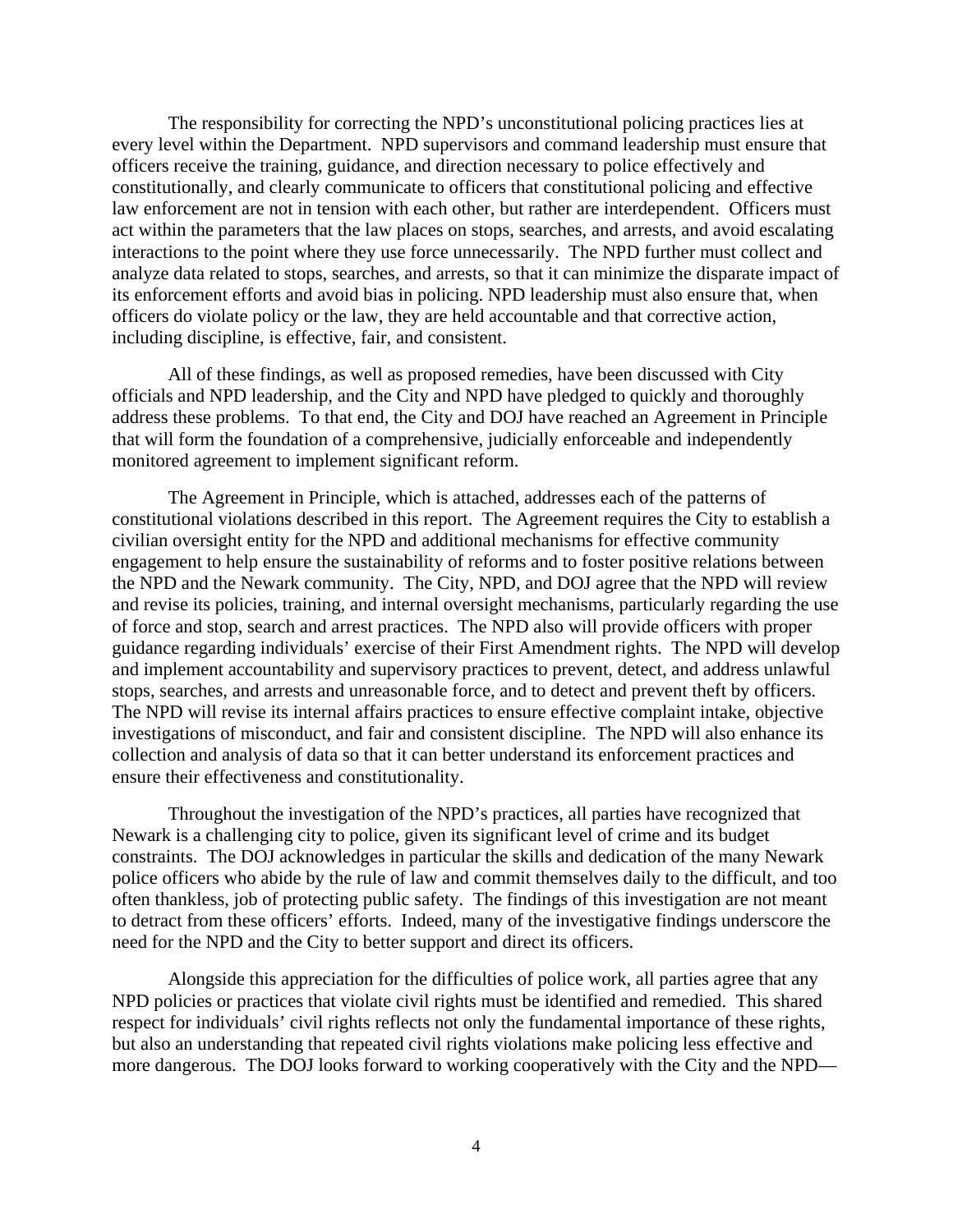The responsibility for correcting the NPD's unconstitutional policing practices lies at every level within the Department. NPD supervisors and command leadership must ensure that officers receive the training, guidance, and direction necessary to police effectively and constitutionally, and clearly communicate to officers that constitutional policing and effective law enforcement are not in tension with each other, but rather are interdependent. Officers must act within the parameters that the law places on stops, searches, and arrests, and avoid escalating interactions to the point where they use force unnecessarily. The NPD further must collect and analyze data related to stops, searches, and arrests, so that it can minimize the disparate impact of its enforcement efforts and avoid bias in policing. NPD leadership must also ensure that, when officers do violate policy or the law, they are held accountable and that corrective action, including discipline, is effective, fair, and consistent.

All of these findings, as well as proposed remedies, have been discussed with City officials and NPD leadership, and the City and NPD have pledged to quickly and thoroughly address these problems. To that end, the City and DOJ have reached an Agreement in Principle that will form the foundation of a comprehensive, judicially enforceable and independently monitored agreement to implement significant reform.

The Agreement in Principle, which is attached, addresses each of the patterns of constitutional violations described in this report. The Agreement requires the City to establish a civilian oversight entity for the NPD and additional mechanisms for effective community engagement to help ensure the sustainability of reforms and to foster positive relations between the NPD and the Newark community. The City, NPD, and DOJ agree that the NPD will review and revise its policies, training, and internal oversight mechanisms, particularly regarding the use of force and stop, search and arrest practices. The NPD also will provide officers with proper guidance regarding individuals' exercise of their First Amendment rights. The NPD will develop and implement accountability and supervisory practices to prevent, detect, and address unlawful stops, searches, and arrests and unreasonable force, and to detect and prevent theft by officers. The NPD will revise its internal affairs practices to ensure effective complaint intake, objective investigations of misconduct, and fair and consistent discipline. The NPD will also enhance its collection and analysis of data so that it can better understand its enforcement practices and ensure their effectiveness and constitutionality.

Throughout the investigation of the NPD's practices, all parties have recognized that Newark is a challenging city to police, given its significant level of crime and its budget constraints. The DOJ acknowledges in particular the skills and dedication of the many Newark police officers who abide by the rule of law and commit themselves daily to the difficult, and too often thankless, job of protecting public safety. The findings of this investigation are not meant to detract from these officers' efforts. Indeed, many of the investigative findings underscore the need for the NPD and the City to better support and direct its officers.

Alongside this appreciation for the difficulties of police work, all parties agree that any NPD policies or practices that violate civil rights must be identified and remedied. This shared respect for individuals' civil rights reflects not only the fundamental importance of these rights, but also an understanding that repeated civil rights violations make policing less effective and more dangerous. The DOJ looks forward to working cooperatively with the City and the NPD—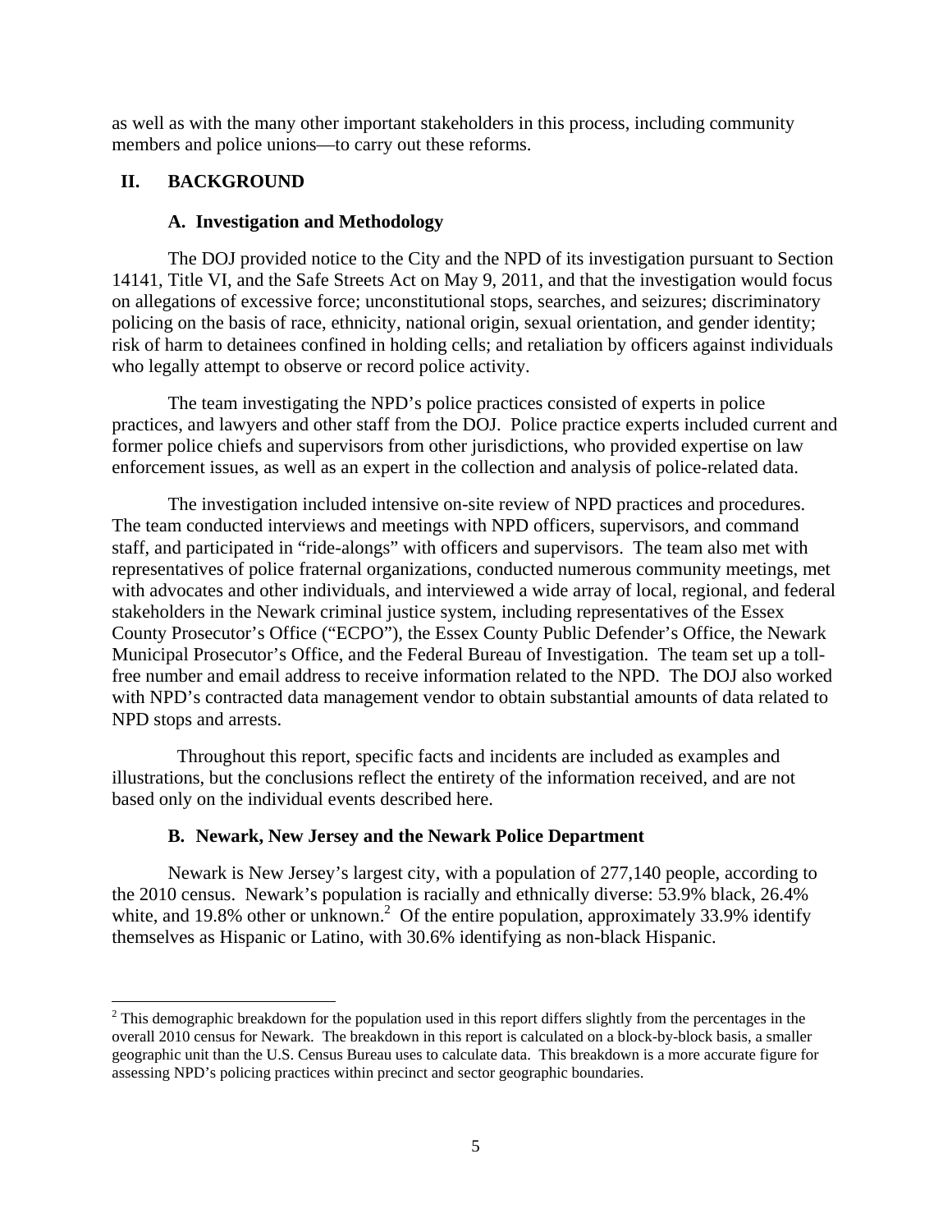as well as with the many other important stakeholders in this process, including community members and police unions—to carry out these reforms.

## II. BACKGROUND

### A. Investigation and Methodology

The DOJ provided notice to the City and the NPD of its investigation pursuant to Section 14141, Title VI, and the Safe Streets Act on May 9, 2011, and that the investigation would focus on allegations of excessive force; unconstitutional stops, searches, and seizures; discriminatory policing on the basis of race, ethnicity, national origin, sexual orientation, and gender identity; risk of harm to detainees confined in holding cells; and retaliation by officers against individuals who legally attempt to observe or record police activity.

The team investigating the NPD's police practices consisted of experts in police practices, and lawyers and other staff from the DOJ. Police practice experts included current and former police chiefs and supervisors from other jurisdictions, who provided expertise on law enforcement issues, as well as an expert in the collection and analysis of police-related data.

The investigation included intensive on-site review of NPD practices and procedures. The team conducted interviews and meetings with NPD officers, supervisors, and command staff, and participated in "ride-alongs" with officers and supervisors. The team also met with representatives of police fraternal organizations, conducted numerous community meetings, met with advocates and other individuals, and interviewed a wide array of local, regional, and federal stakeholders in the Newark criminal justice system, including representatives of the Essex County Prosecutor's Office ("ECPO"), the Essex County Public Defender's Office, the Newark Municipal Prosecutor's Office, and the Federal Bureau of Investigation. The team set up a toll-free number and email address to receive information related to the NPD. The DOJ also worked with NPD's contracted data management vendor to obtain substantial amounts of data related to NPD stops and arrests.

Throughout this report, specific facts and incidents are included as examples and illustrations, but the conclusions reflect the entirety of the information received, and are not based only on the individual events described here.

### B. Newark, New Jersey and the Newark Police Department

Newark is New Jersey's largest city, with a population of 277,140 people, according to the 2010 census. Newark's population is racially and ethnically diverse: 53.9% black, 26.4% white, and 19.8% other or unknown.[2] Of the entire population, approximately 33.9% identify themselves as Hispanic or Latino, with 30.6% identifying as non-black Hispanic.

---

[2] This demographic breakdown for the population used in this report differs slightly from the percentages in the overall 2010 census for Newark. The breakdown in this report is calculated on a block-by-block basis, a smaller geographic unit than the U.S. Census Bureau uses to calculate data. This breakdown is a more accurate figure for assessing NPD's policing practices within precinct and sector geographic boundaries.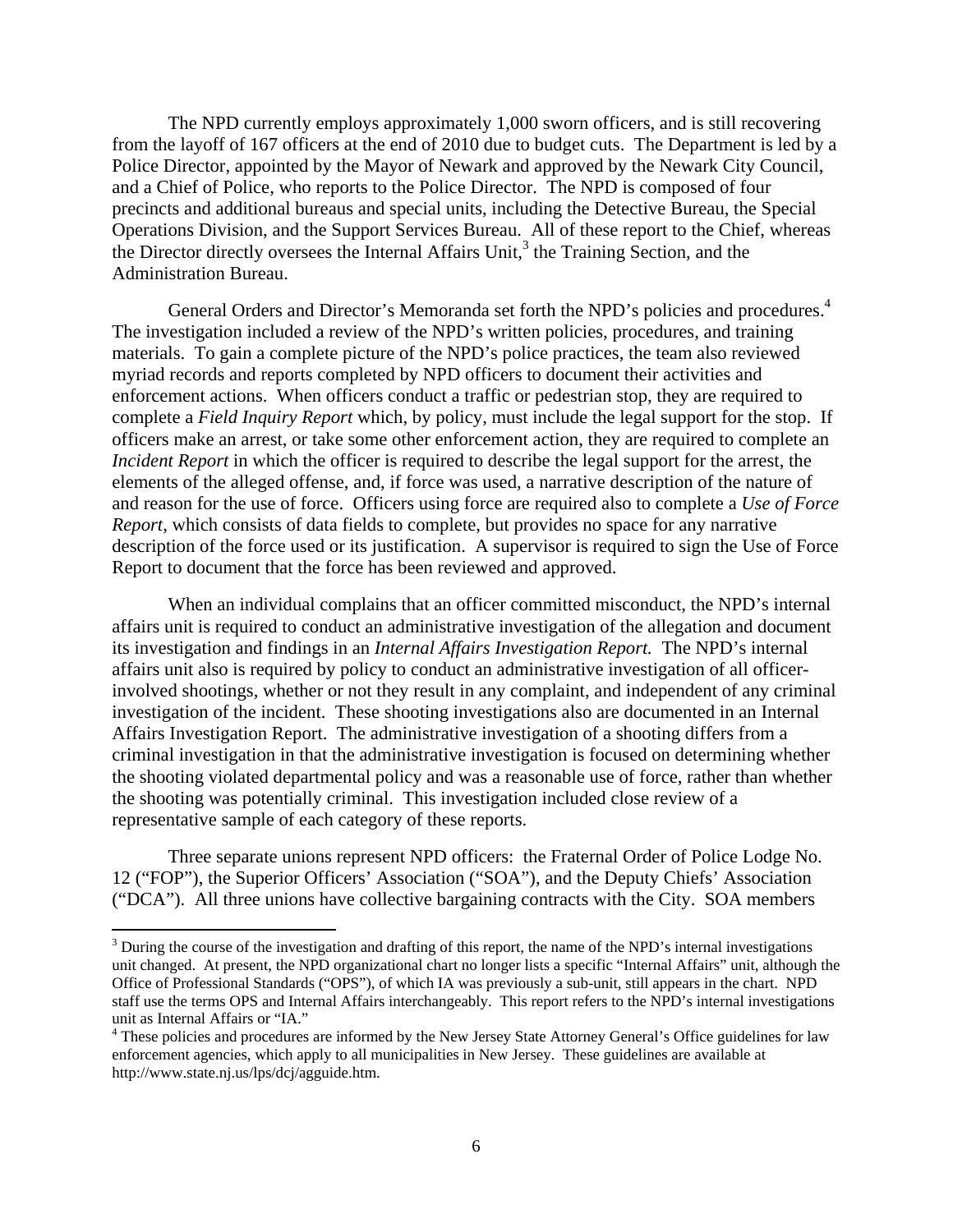The NPD currently employs approximately 1,000 sworn officers, and is still recovering from the layoff of 167 officers at the end of 2010 due to budget cuts. The Department is led by a Police Director, appointed by the Mayor of Newark and approved by the Newark City Council, and a Chief of Police, who reports to the Police Director. The NPD is composed of four precincts and additional bureaus and special units, including the Detective Bureau, the Special Operations Division, and the Support Services Bureau. All of these report to the Chief, whereas the Director directly oversees the Internal Affairs Unit,[3] the Training Section, and the Administration Bureau.

General Orders and Director's Memoranda set forth the NPD's policies and procedures.[4] The investigation included a review of the NPD's written policies, procedures, and training materials. To gain a complete picture of the NPD's police practices, the team also reviewed myriad records and reports completed by NPD officers to document their activities and enforcement actions. When officers conduct a traffic or pedestrian stop, they are required to complete a *Field Inquiry Report* which, by policy, must include the legal support for the stop. If officers make an arrest, or take some other enforcement action, they are required to complete an *Incident Report* in which the officer is required to describe the legal support for the arrest, the elements of the alleged offense, and, if force was used, a narrative description of the nature of and reason for the use of force. Officers using force are required also to complete a *Use of Force Report*, which consists of data fields to complete, but provides no space for any narrative description of the force used or its justification. A supervisor is required to sign the Use of Force Report to document that the force has been reviewed and approved.

When an individual complains that an officer committed misconduct, the NPD's internal affairs unit is required to conduct an administrative investigation of the allegation and document its investigation and findings in an *Internal Affairs Investigation Report.* The NPD's internal affairs unit also is required by policy to conduct an administrative investigation of all officer-involved shootings, whether or not they result in any complaint, and independent of any criminal investigation of the incident. These shooting investigations also are documented in an Internal Affairs Investigation Report. The administrative investigation of a shooting differs from a criminal investigation in that the administrative investigation is focused on determining whether the shooting violated departmental policy and was a reasonable use of force, rather than whether the shooting was potentially criminal. This investigation included close review of a representative sample of each category of these reports.

Three separate unions represent NPD officers: the Fraternal Order of Police Lodge No. 12 ("FOP"), the Superior Officers' Association ("SOA"), and the Deputy Chiefs' Association ("DCA"). All three unions have collective bargaining contracts with the City. SOA members

---

[3] During the course of the investigation and drafting of this report, the name of the NPD's internal investigations unit changed. At present, the NPD organizational chart no longer lists a specific "Internal Affairs" unit, although the Office of Professional Standards ("OPS"), of which IA was previously a sub-unit, still appears in the chart. NPD staff use the terms OPS and Internal Affairs interchangeably. This report refers to the NPD's internal investigations unit as Internal Affairs or "IA."

[4] These policies and procedures are informed by the New Jersey State Attorney General's Office guidelines for law enforcement agencies, which apply to all municipalities in New Jersey. These guidelines are available at http://www.state.nj.us/lps/dcj/agguide.htm.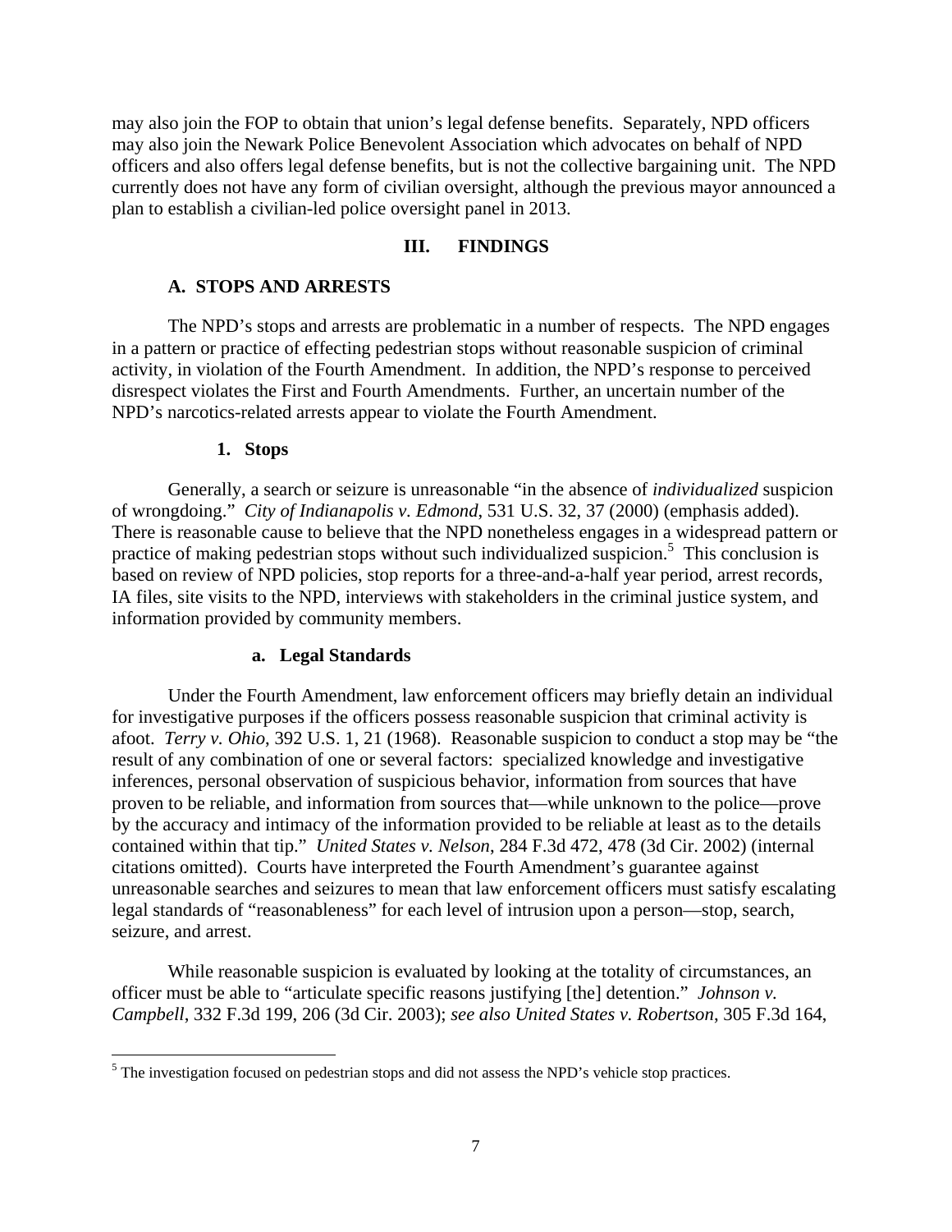may also join the FOP to obtain that union's legal defense benefits. Separately, NPD officers may also join the Newark Police Benevolent Association which advocates on behalf of NPD officers and also offers legal defense benefits, but is not the collective bargaining unit. The NPD currently does not have any form of civilian oversight, although the previous mayor announced a plan to establish a civilian-led police oversight panel in 2013.

## III. FINDINGS

### A. STOPS AND ARRESTS

The NPD's stops and arrests are problematic in a number of respects. The NPD engages in a pattern or practice of effecting pedestrian stops without reasonable suspicion of criminal activity, in violation of the Fourth Amendment. In addition, the NPD's response to perceived disrespect violates the First and Fourth Amendments. Further, an uncertain number of the NPD's narcotics-related arrests appear to violate the Fourth Amendment.

#### 1. Stops

Generally, a search or seizure is unreasonable "in the absence of *individualized* suspicion of wrongdoing." *City of Indianapolis v. Edmond*, 531 U.S. 32, 37 (2000) (emphasis added). There is reasonable cause to believe that the NPD nonetheless engages in a widespread pattern or practice of making pedestrian stops without such individualized suspicion.[5] This conclusion is based on review of NPD policies, stop reports for a three-and-a-half year period, arrest records, IA files, site visits to the NPD, interviews with stakeholders in the criminal justice system, and information provided by community members.

##### a. Legal Standards

Under the Fourth Amendment, law enforcement officers may briefly detain an individual for investigative purposes if the officers possess reasonable suspicion that criminal activity is afoot. *Terry v. Ohio*, 392 U.S. 1, 21 (1968). Reasonable suspicion to conduct a stop may be "the result of any combination of one or several factors: specialized knowledge and investigative inferences, personal observation of suspicious behavior, information from sources that have proven to be reliable, and information from sources that—while unknown to the police—prove by the accuracy and intimacy of the information provided to be reliable at least as to the details contained within that tip." *United States v. Nelson*, 284 F.3d 472, 478 (3d Cir. 2002) (internal citations omitted). Courts have interpreted the Fourth Amendment's guarantee against unreasonable searches and seizures to mean that law enforcement officers must satisfy escalating legal standards of "reasonableness" for each level of intrusion upon a person—stop, search, seizure, and arrest.

While reasonable suspicion is evaluated by looking at the totality of circumstances, an officer must be able to "articulate specific reasons justifying [the] detention." *Johnson v. Campbell*, 332 F.3d 199, 206 (3d Cir. 2003); *see also United States v. Robertson*, 305 F.3d 164,

[5] The investigation focused on pedestrian stops and did not assess the NPD's vehicle stop practices.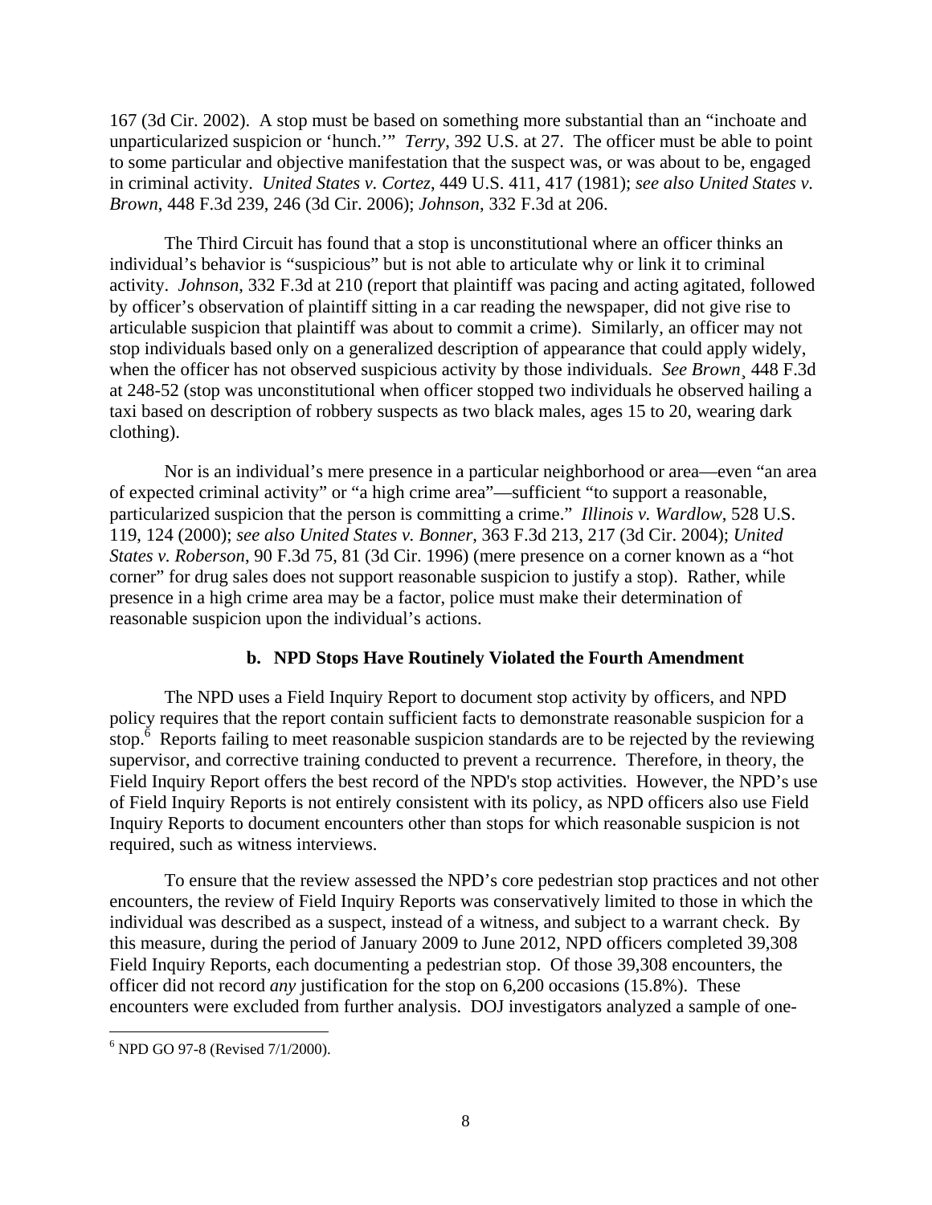167 (3d Cir. 2002). A stop must be based on something more substantial than an "inchoate and unparticularized suspicion or 'hunch.'" *Terry*, 392 U.S. at 27. The officer must be able to point to some particular and objective manifestation that the suspect was, or was about to be, engaged in criminal activity. *United States v. Cortez*, 449 U.S. 411, 417 (1981); *see also United States v. Brown*, 448 F.3d 239, 246 (3d Cir. 2006); *Johnson*, 332 F.3d at 206.

The Third Circuit has found that a stop is unconstitutional where an officer thinks an individual's behavior is "suspicious" but is not able to articulate why or link it to criminal activity. *Johnson*, 332 F.3d at 210 (report that plaintiff was pacing and acting agitated, followed by officer's observation of plaintiff sitting in a car reading the newspaper, did not give rise to articulable suspicion that plaintiff was about to commit a crime). Similarly, an officer may not stop individuals based only on a generalized description of appearance that could apply widely, when the officer has not observed suspicious activity by those individuals. *See Brown*¸ 448 F.3d at 248-52 (stop was unconstitutional when officer stopped two individuals he observed hailing a taxi based on description of robbery suspects as two black males, ages 15 to 20, wearing dark clothing).

Nor is an individual's mere presence in a particular neighborhood or area—even "an area of expected criminal activity" or "a high crime area"—sufficient "to support a reasonable, particularized suspicion that the person is committing a crime." *Illinois v. Wardlow*, 528 U.S. 119, 124 (2000); *see also United States v. Bonner*, 363 F.3d 213, 217 (3d Cir. 2004); *United States v. Roberson*, 90 F.3d 75, 81 (3d Cir. 1996) (mere presence on a corner known as a "hot corner" for drug sales does not support reasonable suspicion to justify a stop). Rather, while presence in a high crime area may be a factor, police must make their determination of reasonable suspicion upon the individual's actions.

### b. NPD Stops Have Routinely Violated the Fourth Amendment

The NPD uses a Field Inquiry Report to document stop activity by officers, and NPD policy requires that the report contain sufficient facts to demonstrate reasonable suspicion for a stop.[6] Reports failing to meet reasonable suspicion standards are to be rejected by the reviewing supervisor, and corrective training conducted to prevent a recurrence. Therefore, in theory, the Field Inquiry Report offers the best record of the NPD's stop activities. However, the NPD's use of Field Inquiry Reports is not entirely consistent with its policy, as NPD officers also use Field Inquiry Reports to document encounters other than stops for which reasonable suspicion is not required, such as witness interviews.

To ensure that the review assessed the NPD's core pedestrian stop practices and not other encounters, the review of Field Inquiry Reports was conservatively limited to those in which the individual was described as a suspect, instead of a witness, and subject to a warrant check. By this measure, during the period of January 2009 to June 2012, NPD officers completed 39,308 Field Inquiry Reports, each documenting a pedestrian stop. Of those 39,308 encounters, the officer did not record *any* justification for the stop on 6,200 occasions (15.8%). These encounters were excluded from further analysis. DOJ investigators analyzed a sample of one-

[6] NPD GO 97-8 (Revised 7/1/2000).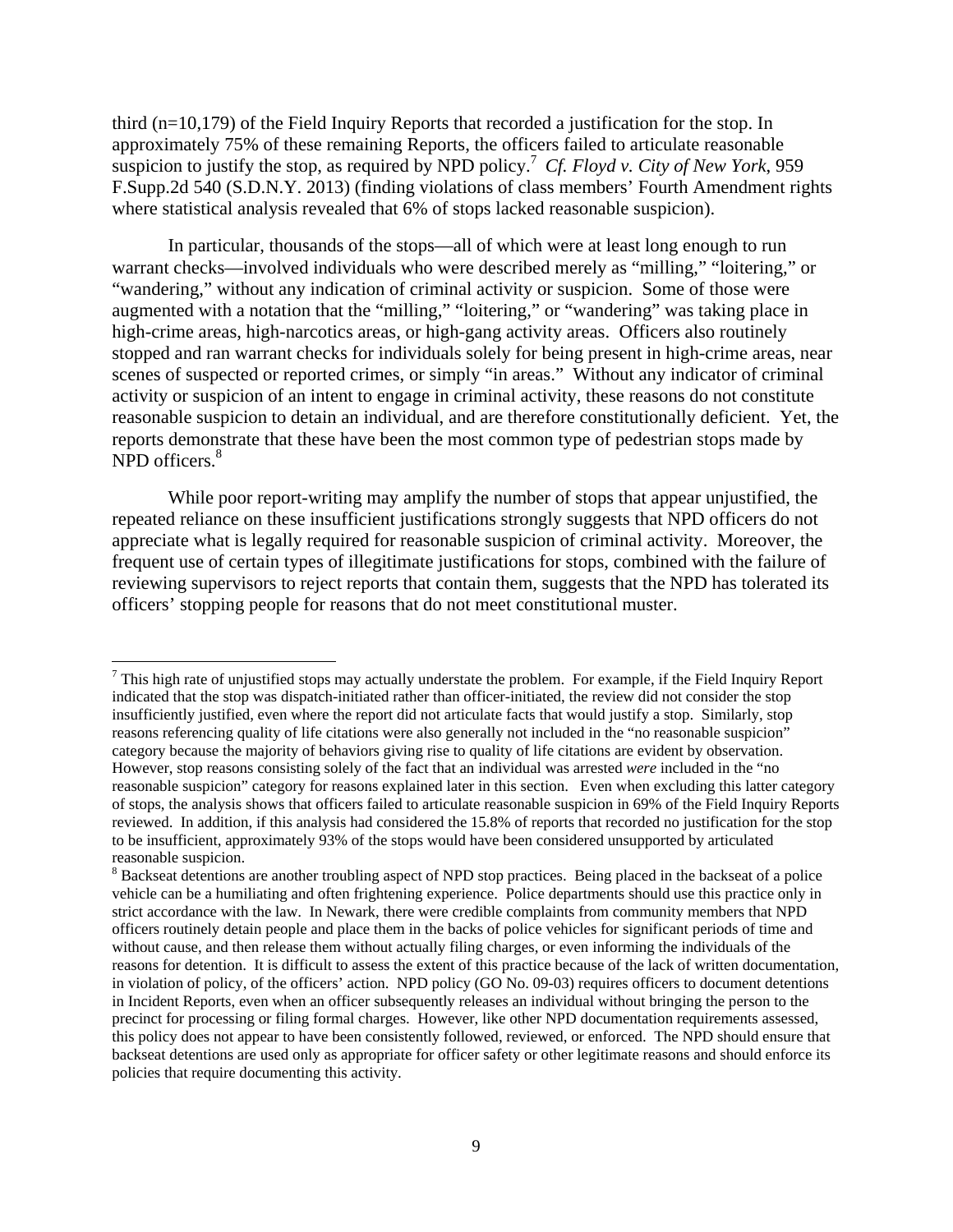third (n=10,179) of the Field Inquiry Reports that recorded a justification for the stop. In approximately 75% of these remaining Reports, the officers failed to articulate reasonable suspicion to justify the stop, as required by NPD policy.[7] *Cf. Floyd v. City of New York*, 959 F.Supp.2d 540 (S.D.N.Y. 2013) (finding violations of class members' Fourth Amendment rights where statistical analysis revealed that 6% of stops lacked reasonable suspicion).

In particular, thousands of the stops—all of which were at least long enough to run warrant checks—involved individuals who were described merely as "milling," "loitering," or "wandering," without any indication of criminal activity or suspicion. Some of those were augmented with a notation that the "milling," "loitering," or "wandering" was taking place in high-crime areas, high-narcotics areas, or high-gang activity areas. Officers also routinely stopped and ran warrant checks for individuals solely for being present in high-crime areas, near scenes of suspected or reported crimes, or simply "in areas." Without any indicator of criminal activity or suspicion of an intent to engage in criminal activity, these reasons do not constitute reasonable suspicion to detain an individual, and are therefore constitutionally deficient. Yet, the reports demonstrate that these have been the most common type of pedestrian stops made by NPD officers.[8]

While poor report-writing may amplify the number of stops that appear unjustified, the repeated reliance on these insufficient justifications strongly suggests that NPD officers do not appreciate what is legally required for reasonable suspicion of criminal activity. Moreover, the frequent use of certain types of illegitimate justifications for stops, combined with the failure of reviewing supervisors to reject reports that contain them, suggests that the NPD has tolerated its officers' stopping people for reasons that do not meet constitutional muster.

---

[7] This high rate of unjustified stops may actually understate the problem. For example, if the Field Inquiry Report indicated that the stop was dispatch-initiated rather than officer-initiated, the review did not consider the stop insufficiently justified, even where the report did not articulate facts that would justify a stop. Similarly, stop reasons referencing quality of life citations were also generally not included in the "no reasonable suspicion" category because the majority of behaviors giving rise to quality of life citations are evident by observation. However, stop reasons consisting solely of the fact that an individual was arrested *were* included in the "no reasonable suspicion" category for reasons explained later in this section. Even when excluding this latter category of stops, the analysis shows that officers failed to articulate reasonable suspicion in 69% of the Field Inquiry Reports reviewed. In addition, if this analysis had considered the 15.8% of reports that recorded no justification for the stop to be insufficient, approximately 93% of the stops would have been considered unsupported by articulated reasonable suspicion.

[8] Backseat detentions are another troubling aspect of NPD stop practices. Being placed in the backseat of a police vehicle can be a humiliating and often frightening experience. Police departments should use this practice only in strict accordance with the law. In Newark, there were credible complaints from community members that NPD officers routinely detain people and place them in the backs of police vehicles for significant periods of time and without cause, and then release them without actually filing charges, or even informing the individuals of the reasons for detention. It is difficult to assess the extent of this practice because of the lack of written documentation, in violation of policy, of the officers' action. NPD policy (GO No. 09-03) requires officers to document detentions in Incident Reports, even when an officer subsequently releases an individual without bringing the person to the precinct for processing or filing formal charges. However, like other NPD documentation requirements assessed, this policy does not appear to have been consistently followed, reviewed, or enforced. The NPD should ensure that backseat detentions are used only as appropriate for officer safety or other legitimate reasons and should enforce its policies that require documenting this activity.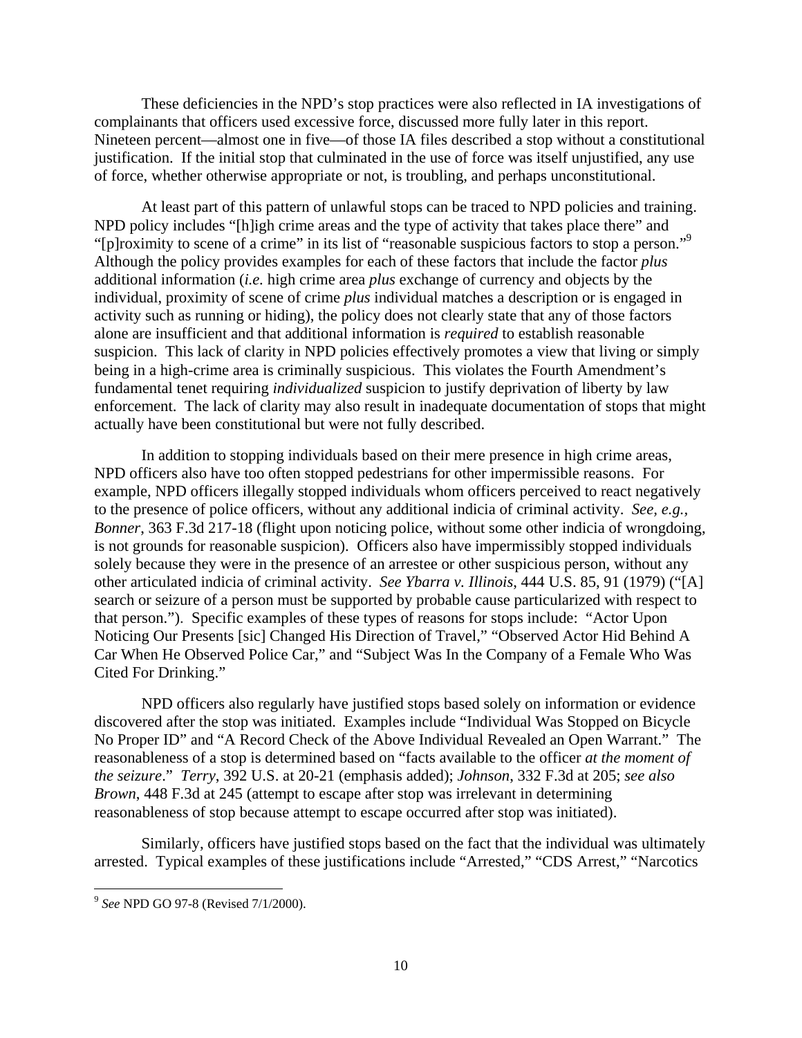These deficiencies in the NPD's stop practices were also reflected in IA investigations of complainants that officers used excessive force, discussed more fully later in this report. Nineteen percent—almost one in five—of those IA files described a stop without a constitutional justification. If the initial stop that culminated in the use of force was itself unjustified, any use of force, whether otherwise appropriate or not, is troubling, and perhaps unconstitutional.

At least part of this pattern of unlawful stops can be traced to NPD policies and training. NPD policy includes "[h]igh crime areas and the type of activity that takes place there" and "[p]roximity to scene of a crime" in its list of "reasonable suspicious factors to stop a person."[9] Although the policy provides examples for each of these factors that include the factor *plus* additional information (*i.e.* high crime area *plus* exchange of currency and objects by the individual, proximity of scene of crime *plus* individual matches a description or is engaged in activity such as running or hiding), the policy does not clearly state that any of those factors alone are insufficient and that additional information is *required* to establish reasonable suspicion. This lack of clarity in NPD policies effectively promotes a view that living or simply being in a high-crime area is criminally suspicious. This violates the Fourth Amendment's fundamental tenet requiring *individualized* suspicion to justify deprivation of liberty by law enforcement. The lack of clarity may also result in inadequate documentation of stops that might actually have been constitutional but were not fully described.

In addition to stopping individuals based on their mere presence in high crime areas, NPD officers also have too often stopped pedestrians for other impermissible reasons. For example, NPD officers illegally stopped individuals whom officers perceived to react negatively to the presence of police officers, without any additional indicia of criminal activity. *See, e.g.*, *Bonner*, 363 F.3d 217-18 (flight upon noticing police, without some other indicia of wrongdoing, is not grounds for reasonable suspicion). Officers also have impermissibly stopped individuals solely because they were in the presence of an arrestee or other suspicious person, without any other articulated indicia of criminal activity. *See Ybarra v. Illinois*, 444 U.S. 85, 91 (1979) ("[A] search or seizure of a person must be supported by probable cause particularized with respect to that person."). Specific examples of these types of reasons for stops include: "Actor Upon Noticing Our Presents [sic] Changed His Direction of Travel," "Observed Actor Hid Behind A Car When He Observed Police Car," and "Subject Was In the Company of a Female Who Was Cited For Drinking."

NPD officers also regularly have justified stops based solely on information or evidence discovered after the stop was initiated. Examples include "Individual Was Stopped on Bicycle No Proper ID" and "A Record Check of the Above Individual Revealed an Open Warrant." The reasonableness of a stop is determined based on "facts available to the officer *at the moment of the seizure*." *Terry*, 392 U.S. at 20-21 (emphasis added); *Johnson*, 332 F.3d at 205; *see also Brown*, 448 F.3d at 245 (attempt to escape after stop was irrelevant in determining reasonableness of stop because attempt to escape occurred after stop was initiated).

Similarly, officers have justified stops based on the fact that the individual was ultimately arrested. Typical examples of these justifications include "Arrested," "CDS Arrest," "Narcotics

[9] *See* NPD GO 97-8 (Revised 7/1/2000).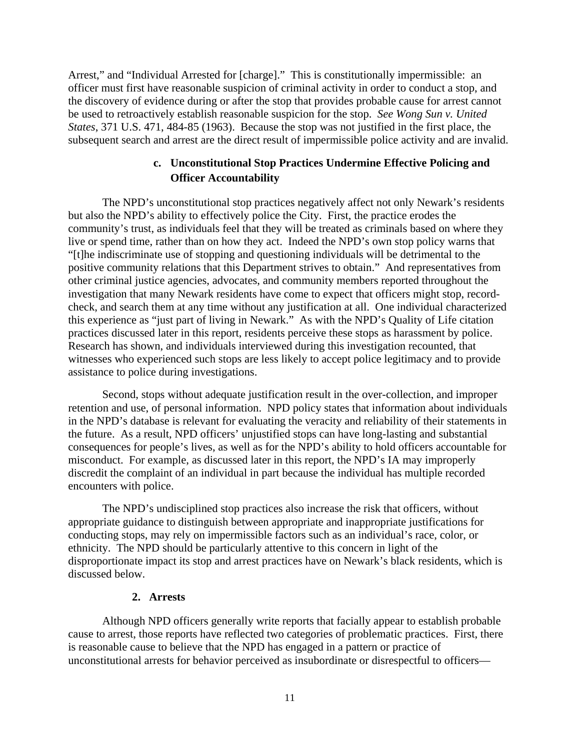Arrest," and "Individual Arrested for [charge]." This is constitutionally impermissible: an officer must first have reasonable suspicion of criminal activity in order to conduct a stop, and the discovery of evidence during or after the stop that provides probable cause for arrest cannot be used to retroactively establish reasonable suspicion for the stop. *See Wong Sun v. United States*, 371 U.S. 471, 484-85 (1963). Because the stop was not justified in the first place, the subsequent search and arrest are the direct result of impermissible police activity and are invalid.

#### c. Unconstitutional Stop Practices Undermine Effective Policing and Officer Accountability

The NPD's unconstitutional stop practices negatively affect not only Newark's residents but also the NPD's ability to effectively police the City. First, the practice erodes the community's trust, as individuals feel that they will be treated as criminals based on where they live or spend time, rather than on how they act. Indeed the NPD's own stop policy warns that "[t]he indiscriminate use of stopping and questioning individuals will be detrimental to the positive community relations that this Department strives to obtain." And representatives from other criminal justice agencies, advocates, and community members reported throughout the investigation that many Newark residents have come to expect that officers might stop, record-check, and search them at any time without any justification at all. One individual characterized this experience as "just part of living in Newark." As with the NPD's Quality of Life citation practices discussed later in this report, residents perceive these stops as harassment by police. Research has shown, and individuals interviewed during this investigation recounted, that witnesses who experienced such stops are less likely to accept police legitimacy and to provide assistance to police during investigations.

Second, stops without adequate justification result in the over-collection, and improper retention and use, of personal information. NPD policy states that information about individuals in the NPD's database is relevant for evaluating the veracity and reliability of their statements in the future. As a result, NPD officers' unjustified stops can have long-lasting and substantial consequences for people's lives, as well as for the NPD's ability to hold officers accountable for misconduct. For example, as discussed later in this report, the NPD's IA may improperly discredit the complaint of an individual in part because the individual has multiple recorded encounters with police.

The NPD's undisciplined stop practices also increase the risk that officers, without appropriate guidance to distinguish between appropriate and inappropriate justifications for conducting stops, may rely on impermissible factors such as an individual's race, color, or ethnicity. The NPD should be particularly attentive to this concern in light of the disproportionate impact its stop and arrest practices have on Newark's black residents, which is discussed below.

### 2. Arrests

Although NPD officers generally write reports that facially appear to establish probable cause to arrest, those reports have reflected two categories of problematic practices. First, there is reasonable cause to believe that the NPD has engaged in a pattern or practice of unconstitutional arrests for behavior perceived as insubordinate or disrespectful to officers—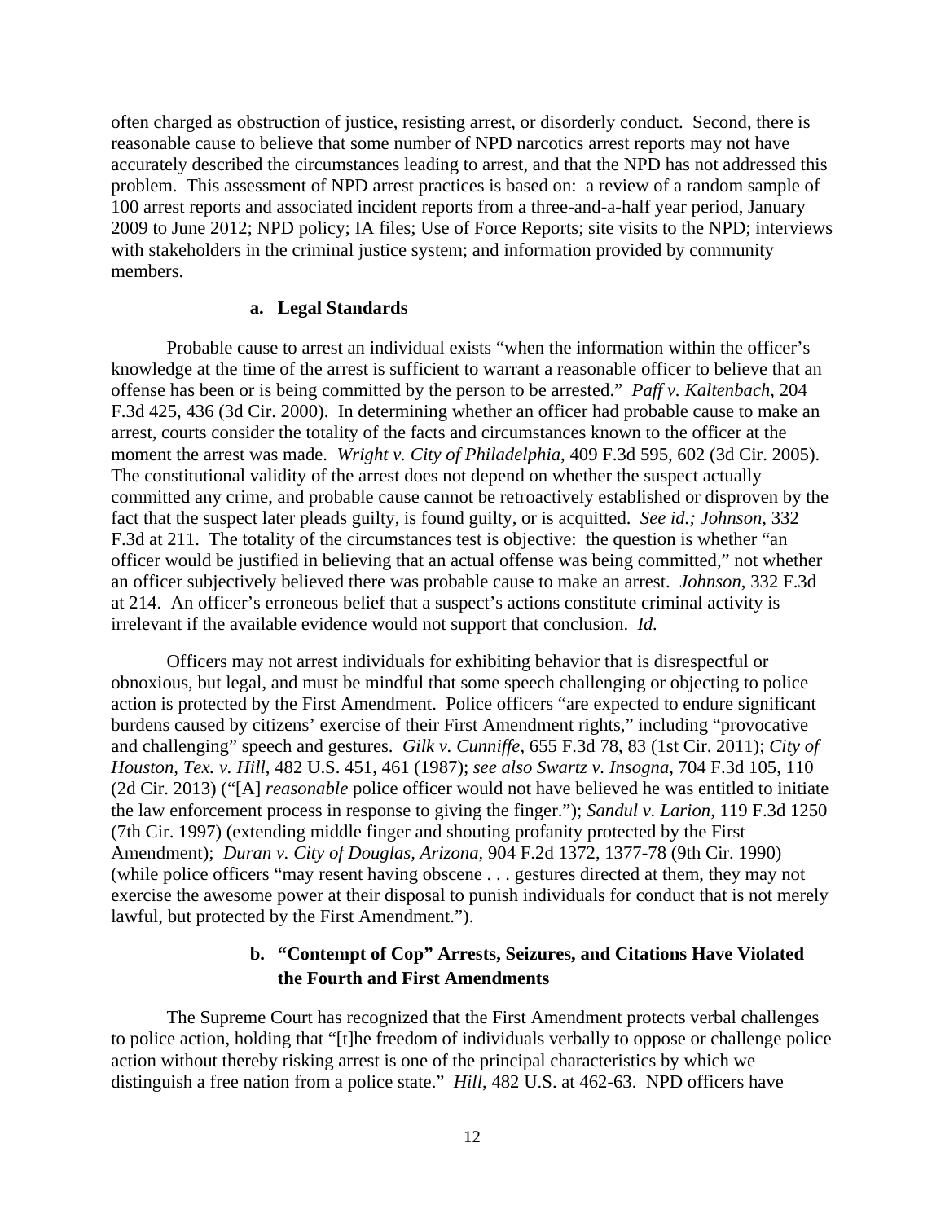often charged as obstruction of justice, resisting arrest, or disorderly conduct. Second, there is reasonable cause to believe that some number of NPD narcotics arrest reports may not have accurately described the circumstances leading to arrest, and that the NPD has not addressed this problem. This assessment of NPD arrest practices is based on: a review of a random sample of 100 arrest reports and associated incident reports from a three-and-a-half year period, January 2009 to June 2012; NPD policy; IA files; Use of Force Reports; site visits to the NPD; interviews with stakeholders in the criminal justice system; and information provided by community members.

#### a. Legal Standards

Probable cause to arrest an individual exists "when the information within the officer's knowledge at the time of the arrest is sufficient to warrant a reasonable officer to believe that an offense has been or is being committed by the person to be arrested." *Paff v. Kaltenbach*, 204 F.3d 425, 436 (3d Cir. 2000). In determining whether an officer had probable cause to make an arrest, courts consider the totality of the facts and circumstances known to the officer at the moment the arrest was made. *Wright v. City of Philadelphia*, 409 F.3d 595, 602 (3d Cir. 2005). The constitutional validity of the arrest does not depend on whether the suspect actually committed any crime, and probable cause cannot be retroactively established or disproven by the fact that the suspect later pleads guilty, is found guilty, or is acquitted. *See id.; Johnson*, 332 F.3d at 211. The totality of the circumstances test is objective: the question is whether "an officer would be justified in believing that an actual offense was being committed," not whether an officer subjectively believed there was probable cause to make an arrest. *Johnson*, 332 F.3d at 214. An officer's erroneous belief that a suspect's actions constitute criminal activity is irrelevant if the available evidence would not support that conclusion. *Id.*

Officers may not arrest individuals for exhibiting behavior that is disrespectful or obnoxious, but legal, and must be mindful that some speech challenging or objecting to police action is protected by the First Amendment. Police officers "are expected to endure significant burdens caused by citizens' exercise of their First Amendment rights," including "provocative and challenging" speech and gestures. *Gilk v. Cunniffe*, 655 F.3d 78, 83 (1st Cir. 2011); *City of Houston, Tex. v. Hill*, 482 U.S. 451, 461 (1987); *see also Swartz v. Insogna*, 704 F.3d 105, 110 (2d Cir. 2013) ("[A] *reasonable* police officer would not have believed he was entitled to initiate the law enforcement process in response to giving the finger."); *Sandul v. Larion*, 119 F.3d 1250 (7th Cir. 1997) (extending middle finger and shouting profanity protected by the First Amendment); *Duran v. City of Douglas, Arizona*, 904 F.2d 1372, 1377-78 (9th Cir. 1990) (while police officers "may resent having obscene . . . gestures directed at them, they may not exercise the awesome power at their disposal to punish individuals for conduct that is not merely lawful, but protected by the First Amendment.").

#### b. "Contempt of Cop" Arrests, Seizures, and Citations Have Violated the Fourth and First Amendments

The Supreme Court has recognized that the First Amendment protects verbal challenges to police action, holding that "[t]he freedom of individuals verbally to oppose or challenge police action without thereby risking arrest is one of the principal characteristics by which we distinguish a free nation from a police state." *Hill*, 482 U.S. at 462-63. NPD officers have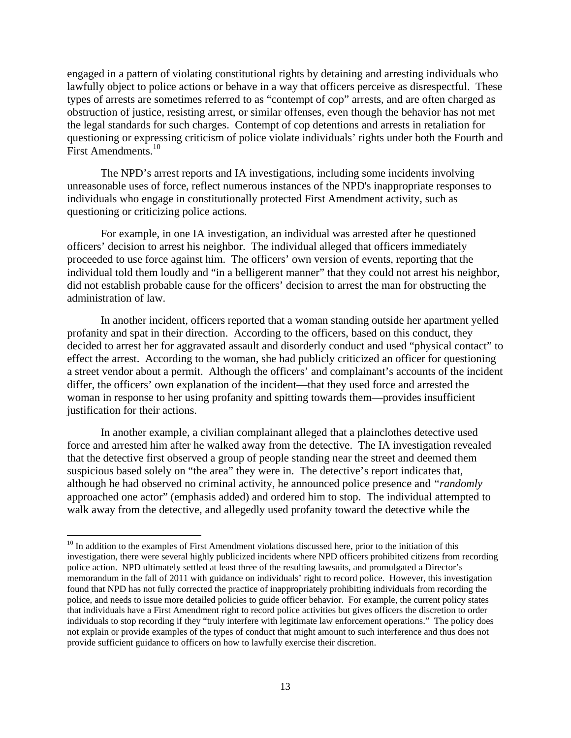engaged in a pattern of violating constitutional rights by detaining and arresting individuals who lawfully object to police actions or behave in a way that officers perceive as disrespectful. These types of arrests are sometimes referred to as "contempt of cop" arrests, and are often charged as obstruction of justice, resisting arrest, or similar offenses, even though the behavior has not met the legal standards for such charges. Contempt of cop detentions and arrests in retaliation for questioning or expressing criticism of police violate individuals' rights under both the Fourth and First Amendments.[10]

The NPD's arrest reports and IA investigations, including some incidents involving unreasonable uses of force, reflect numerous instances of the NPD's inappropriate responses to individuals who engage in constitutionally protected First Amendment activity, such as questioning or criticizing police actions.

For example, in one IA investigation, an individual was arrested after he questioned officers' decision to arrest his neighbor. The individual alleged that officers immediately proceeded to use force against him. The officers' own version of events, reporting that the individual told them loudly and "in a belligerent manner" that they could not arrest his neighbor, did not establish probable cause for the officers' decision to arrest the man for obstructing the administration of law.

In another incident, officers reported that a woman standing outside her apartment yelled profanity and spat in their direction. According to the officers, based on this conduct, they decided to arrest her for aggravated assault and disorderly conduct and used "physical contact" to effect the arrest. According to the woman, she had publicly criticized an officer for questioning a street vendor about a permit. Although the officers' and complainant's accounts of the incident differ, the officers' own explanation of the incident—that they used force and arrested the woman in response to her using profanity and spitting towards them—provides insufficient justification for their actions.

In another example, a civilian complainant alleged that a plainclothes detective used force and arrested him after he walked away from the detective. The IA investigation revealed that the detective first observed a group of people standing near the street and deemed them suspicious based solely on "the area" they were in. The detective's report indicates that, although he had observed no criminal activity, he announced police presence and *"randomly* approached one actor" (emphasis added) and ordered him to stop. The individual attempted to walk away from the detective, and allegedly used profanity toward the detective while the

---

[10] In addition to the examples of First Amendment violations discussed here, prior to the initiation of this investigation, there were several highly publicized incidents where NPD officers prohibited citizens from recording police action. NPD ultimately settled at least three of the resulting lawsuits, and promulgated a Director's memorandum in the fall of 2011 with guidance on individuals' right to record police. However, this investigation found that NPD has not fully corrected the practice of inappropriately prohibiting individuals from recording the police, and needs to issue more detailed policies to guide officer behavior. For example, the current policy states that individuals have a First Amendment right to record police activities but gives officers the discretion to order individuals to stop recording if they "truly interfere with legitimate law enforcement operations." The policy does not explain or provide examples of the types of conduct that might amount to such interference and thus does not provide sufficient guidance to officers on how to lawfully exercise their discretion.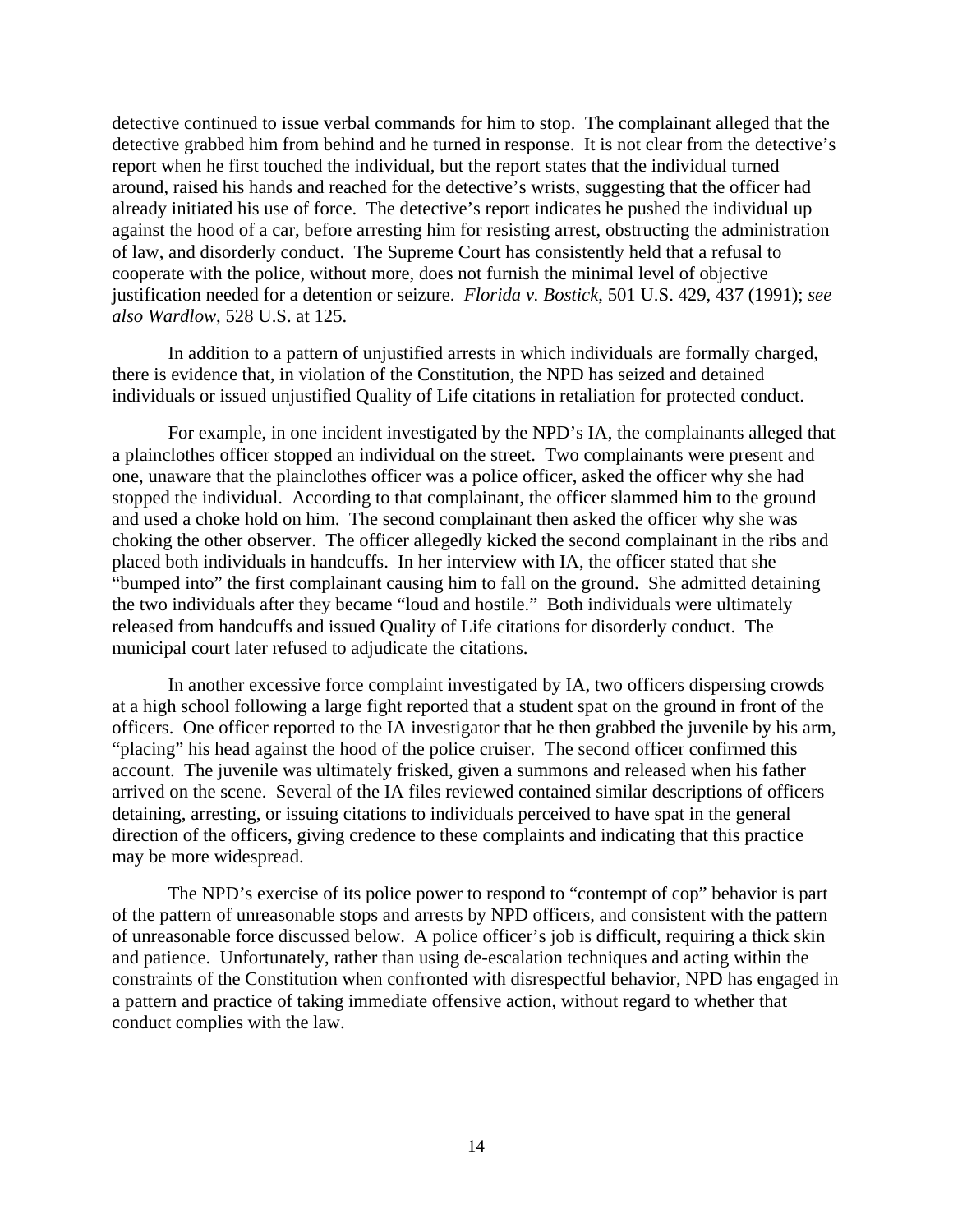detective continued to issue verbal commands for him to stop. The complainant alleged that the detective grabbed him from behind and he turned in response. It is not clear from the detective's report when he first touched the individual, but the report states that the individual turned around, raised his hands and reached for the detective's wrists, suggesting that the officer had already initiated his use of force. The detective's report indicates he pushed the individual up against the hood of a car, before arresting him for resisting arrest, obstructing the administration of law, and disorderly conduct. The Supreme Court has consistently held that a refusal to cooperate with the police, without more, does not furnish the minimal level of objective justification needed for a detention or seizure. *Florida v. Bostick*, 501 U.S. 429, 437 (1991); *see also Wardlow*, 528 U.S. at 125.

In addition to a pattern of unjustified arrests in which individuals are formally charged, there is evidence that, in violation of the Constitution, the NPD has seized and detained individuals or issued unjustified Quality of Life citations in retaliation for protected conduct.

For example, in one incident investigated by the NPD's IA, the complainants alleged that a plainclothes officer stopped an individual on the street. Two complainants were present and one, unaware that the plainclothes officer was a police officer, asked the officer why she had stopped the individual. According to that complainant, the officer slammed him to the ground and used a choke hold on him. The second complainant then asked the officer why she was choking the other observer. The officer allegedly kicked the second complainant in the ribs and placed both individuals in handcuffs. In her interview with IA, the officer stated that she "bumped into" the first complainant causing him to fall on the ground. She admitted detaining the two individuals after they became "loud and hostile." Both individuals were ultimately released from handcuffs and issued Quality of Life citations for disorderly conduct. The municipal court later refused to adjudicate the citations.

In another excessive force complaint investigated by IA, two officers dispersing crowds at a high school following a large fight reported that a student spat on the ground in front of the officers. One officer reported to the IA investigator that he then grabbed the juvenile by his arm, "placing" his head against the hood of the police cruiser. The second officer confirmed this account. The juvenile was ultimately frisked, given a summons and released when his father arrived on the scene. Several of the IA files reviewed contained similar descriptions of officers detaining, arresting, or issuing citations to individuals perceived to have spat in the general direction of the officers, giving credence to these complaints and indicating that this practice may be more widespread.

The NPD's exercise of its police power to respond to "contempt of cop" behavior is part of the pattern of unreasonable stops and arrests by NPD officers, and consistent with the pattern of unreasonable force discussed below. A police officer's job is difficult, requiring a thick skin and patience. Unfortunately, rather than using de-escalation techniques and acting within the constraints of the Constitution when confronted with disrespectful behavior, NPD has engaged in a pattern and practice of taking immediate offensive action, without regard to whether that conduct complies with the law.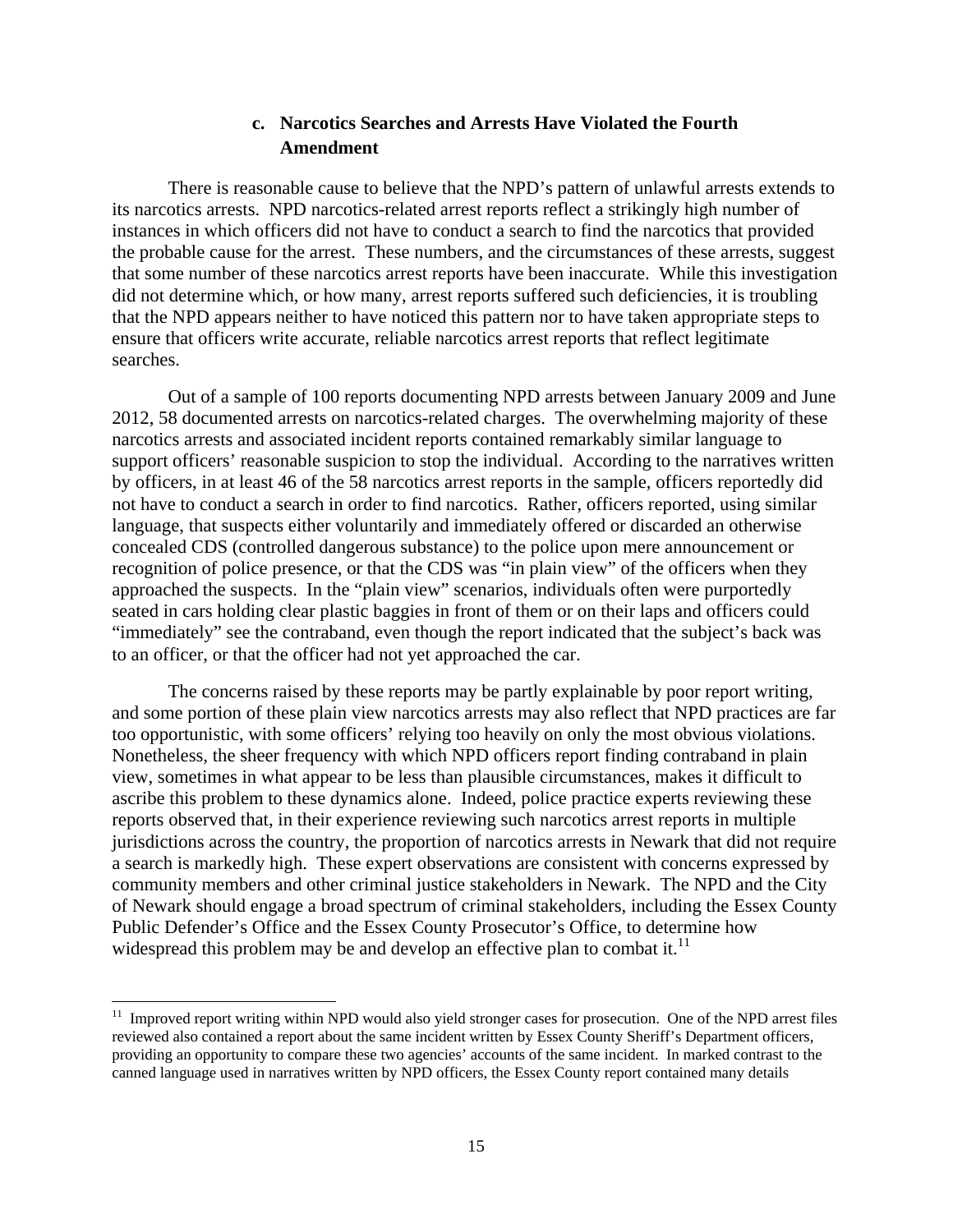### c. Narcotics Searches and Arrests Have Violated the Fourth Amendment

There is reasonable cause to believe that the NPD's pattern of unlawful arrests extends to its narcotics arrests. NPD narcotics-related arrest reports reflect a strikingly high number of instances in which officers did not have to conduct a search to find the narcotics that provided the probable cause for the arrest. These numbers, and the circumstances of these arrests, suggest that some number of these narcotics arrest reports have been inaccurate. While this investigation did not determine which, or how many, arrest reports suffered such deficiencies, it is troubling that the NPD appears neither to have noticed this pattern nor to have taken appropriate steps to ensure that officers write accurate, reliable narcotics arrest reports that reflect legitimate searches.

Out of a sample of 100 reports documenting NPD arrests between January 2009 and June 2012, 58 documented arrests on narcotics-related charges. The overwhelming majority of these narcotics arrests and associated incident reports contained remarkably similar language to support officers' reasonable suspicion to stop the individual. According to the narratives written by officers, in at least 46 of the 58 narcotics arrest reports in the sample, officers reportedly did not have to conduct a search in order to find narcotics. Rather, officers reported, using similar language, that suspects either voluntarily and immediately offered or discarded an otherwise concealed CDS (controlled dangerous substance) to the police upon mere announcement or recognition of police presence, or that the CDS was "in plain view" of the officers when they approached the suspects. In the "plain view" scenarios, individuals often were purportedly seated in cars holding clear plastic baggies in front of them or on their laps and officers could "immediately" see the contraband, even though the report indicated that the subject's back was to an officer, or that the officer had not yet approached the car.

The concerns raised by these reports may be partly explainable by poor report writing, and some portion of these plain view narcotics arrests may also reflect that NPD practices are far too opportunistic, with some officers' relying too heavily on only the most obvious violations. Nonetheless, the sheer frequency with which NPD officers report finding contraband in plain view, sometimes in what appear to be less than plausible circumstances, makes it difficult to ascribe this problem to these dynamics alone. Indeed, police practice experts reviewing these reports observed that, in their experience reviewing such narcotics arrest reports in multiple jurisdictions across the country, the proportion of narcotics arrests in Newark that did not require a search is markedly high. These expert observations are consistent with concerns expressed by community members and other criminal justice stakeholders in Newark. The NPD and the City of Newark should engage a broad spectrum of criminal stakeholders, including the Essex County Public Defender's Office and the Essex County Prosecutor's Office, to determine how widespread this problem may be and develop an effective plan to combat it.[11]

---

[11] Improved report writing within NPD would also yield stronger cases for prosecution. One of the NPD arrest files reviewed also contained a report about the same incident written by Essex County Sheriff's Department officers, providing an opportunity to compare these two agencies' accounts of the same incident. In marked contrast to the canned language used in narratives written by NPD officers, the Essex County report contained many details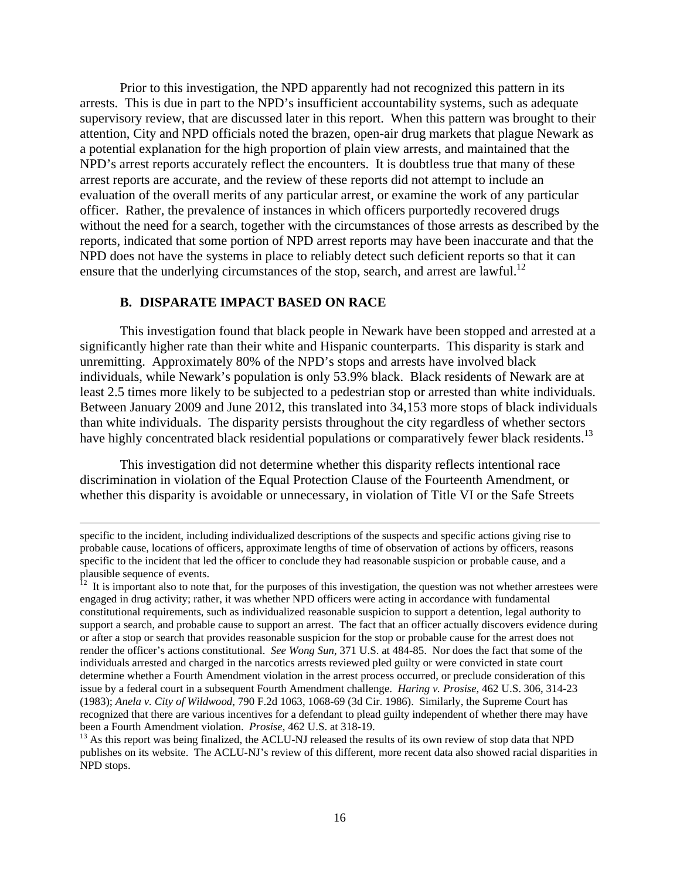Prior to this investigation, the NPD apparently had not recognized this pattern in its arrests. This is due in part to the NPD's insufficient accountability systems, such as adequate supervisory review, that are discussed later in this report. When this pattern was brought to their attention, City and NPD officials noted the brazen, open-air drug markets that plague Newark as a potential explanation for the high proportion of plain view arrests, and maintained that the NPD's arrest reports accurately reflect the encounters. It is doubtless true that many of these arrest reports are accurate, and the review of these reports did not attempt to include an evaluation of the overall merits of any particular arrest, or examine the work of any particular officer. Rather, the prevalence of instances in which officers purportedly recovered drugs without the need for a search, together with the circumstances of those arrests as described by the reports, indicated that some portion of NPD arrest reports may have been inaccurate and that the NPD does not have the systems in place to reliably detect such deficient reports so that it can ensure that the underlying circumstances of the stop, search, and arrest are lawful.[12]

### B. DISPARATE IMPACT BASED ON RACE

This investigation found that black people in Newark have been stopped and arrested at a significantly higher rate than their white and Hispanic counterparts. This disparity is stark and unremitting. Approximately 80% of the NPD's stops and arrests have involved black individuals, while Newark's population is only 53.9% black. Black residents of Newark are at least 2.5 times more likely to be subjected to a pedestrian stop or arrested than white individuals. Between January 2009 and June 2012, this translated into 34,153 more stops of black individuals than white individuals. The disparity persists throughout the city regardless of whether sectors have highly concentrated black residential populations or comparatively fewer black residents.[13]

This investigation did not determine whether this disparity reflects intentional race discrimination in violation of the Equal Protection Clause of the Fourteenth Amendment, or whether this disparity is avoidable or unnecessary, in violation of Title VI or the Safe Streets

---

specific to the incident, including individualized descriptions of the suspects and specific actions giving rise to probable cause, locations of officers, approximate lengths of time of observation of actions by officers, reasons specific to the incident that led the officer to conclude they had reasonable suspicion or probable cause, and a plausible sequence of events.

[12] It is important also to note that, for the purposes of this investigation, the question was not whether arrestees were engaged in drug activity; rather, it was whether NPD officers were acting in accordance with fundamental constitutional requirements, such as individualized reasonable suspicion to support a detention, legal authority to support a search, and probable cause to support an arrest. The fact that an officer actually discovers evidence during or after a stop or search that provides reasonable suspicion for the stop or probable cause for the arrest does not render the officer's actions constitutional. *See Wong Sun*, 371 U.S. at 484-85. Nor does the fact that some of the individuals arrested and charged in the narcotics arrests reviewed pled guilty or were convicted in state court determine whether a Fourth Amendment violation in the arrest process occurred, or preclude consideration of this issue by a federal court in a subsequent Fourth Amendment challenge. *Haring v. Prosise*, 462 U.S. 306, 314-23 (1983); *Anela v. City of Wildwood*, 790 F.2d 1063, 1068-69 (3d Cir. 1986). Similarly, the Supreme Court has recognized that there are various incentives for a defendant to plead guilty independent of whether there may have been a Fourth Amendment violation. *Prosise*, 462 U.S. at 318-19.

[13] As this report was being finalized, the ACLU-NJ released the results of its own review of stop data that NPD publishes on its website. The ACLU-NJ's review of this different, more recent data also showed racial disparities in NPD stops.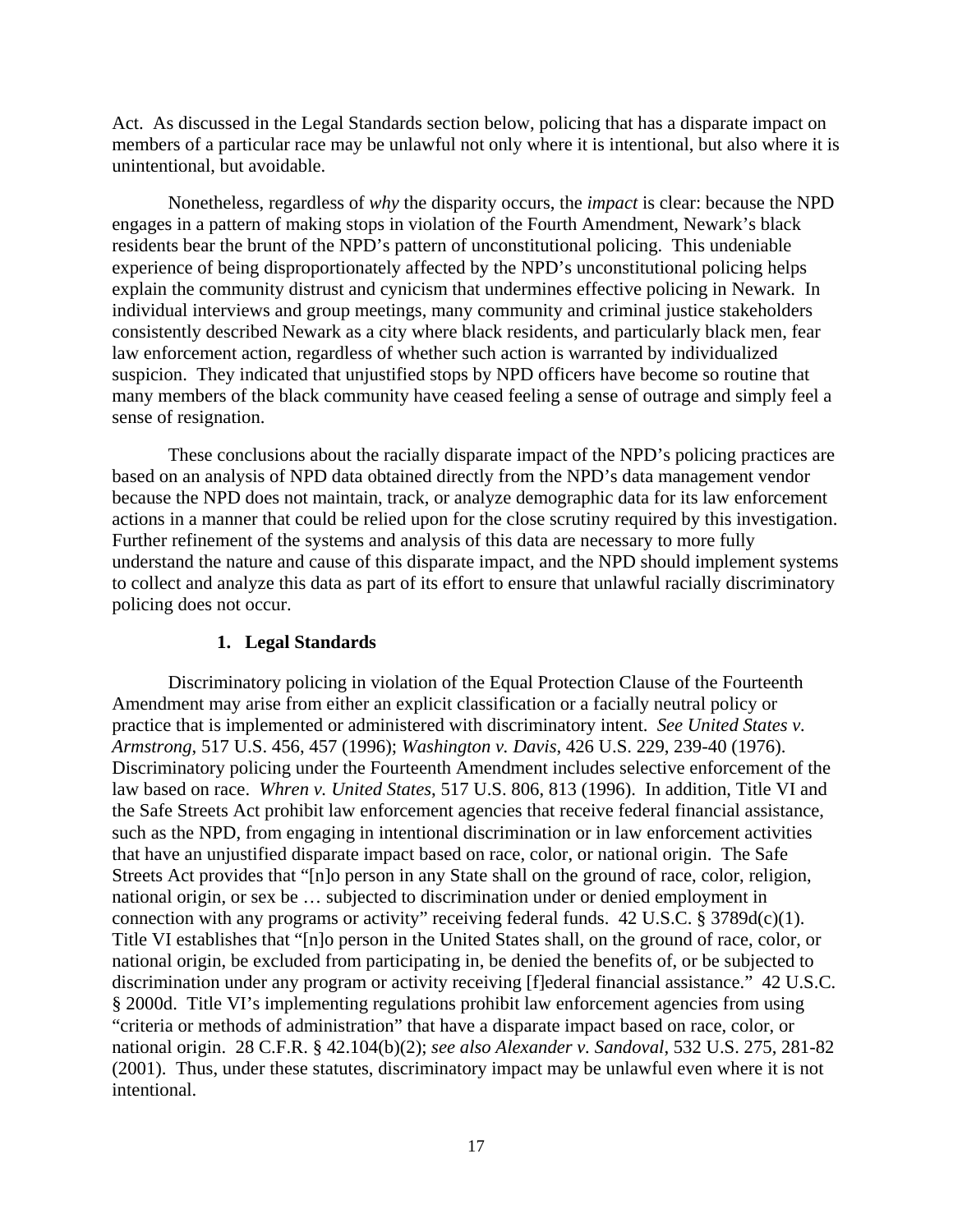Act. As discussed in the Legal Standards section below, policing that has a disparate impact on members of a particular race may be unlawful not only where it is intentional, but also where it is unintentional, but avoidable.

Nonetheless, regardless of *why* the disparity occurs, the *impact* is clear: because the NPD engages in a pattern of making stops in violation of the Fourth Amendment, Newark's black residents bear the brunt of the NPD's pattern of unconstitutional policing. This undeniable experience of being disproportionately affected by the NPD's unconstitutional policing helps explain the community distrust and cynicism that undermines effective policing in Newark. In individual interviews and group meetings, many community and criminal justice stakeholders consistently described Newark as a city where black residents, and particularly black men, fear law enforcement action, regardless of whether such action is warranted by individualized suspicion. They indicated that unjustified stops by NPD officers have become so routine that many members of the black community have ceased feeling a sense of outrage and simply feel a sense of resignation.

These conclusions about the racially disparate impact of the NPD's policing practices are based on an analysis of NPD data obtained directly from the NPD's data management vendor because the NPD does not maintain, track, or analyze demographic data for its law enforcement actions in a manner that could be relied upon for the close scrutiny required by this investigation. Further refinement of the systems and analysis of this data are necessary to more fully understand the nature and cause of this disparate impact, and the NPD should implement systems to collect and analyze this data as part of its effort to ensure that unlawful racially discriminatory policing does not occur.

### 1. Legal Standards

Discriminatory policing in violation of the Equal Protection Clause of the Fourteenth Amendment may arise from either an explicit classification or a facially neutral policy or practice that is implemented or administered with discriminatory intent. *See United States v. Armstrong*, 517 U.S. 456, 457 (1996); *Washington v. Davis*, 426 U.S. 229, 239-40 (1976). Discriminatory policing under the Fourteenth Amendment includes selective enforcement of the law based on race. *Whren v. United States*, 517 U.S. 806, 813 (1996). In addition, Title VI and the Safe Streets Act prohibit law enforcement agencies that receive federal financial assistance, such as the NPD, from engaging in intentional discrimination or in law enforcement activities that have an unjustified disparate impact based on race, color, or national origin. The Safe Streets Act provides that "[n]o person in any State shall on the ground of race, color, religion, national origin, or sex be … subjected to discrimination under or denied employment in connection with any programs or activity" receiving federal funds. 42 U.S.C. § 3789d(c)(1). Title VI establishes that "[n]o person in the United States shall, on the ground of race, color, or national origin, be excluded from participating in, be denied the benefits of, or be subjected to discrimination under any program or activity receiving [f]ederal financial assistance." 42 U.S.C. § 2000d. Title VI's implementing regulations prohibit law enforcement agencies from using "criteria or methods of administration" that have a disparate impact based on race, color, or national origin. 28 C.F.R. § 42.104(b)(2); *see also Alexander v. Sandoval*, 532 U.S. 275, 281-82 (2001). Thus, under these statutes, discriminatory impact may be unlawful even where it is not intentional.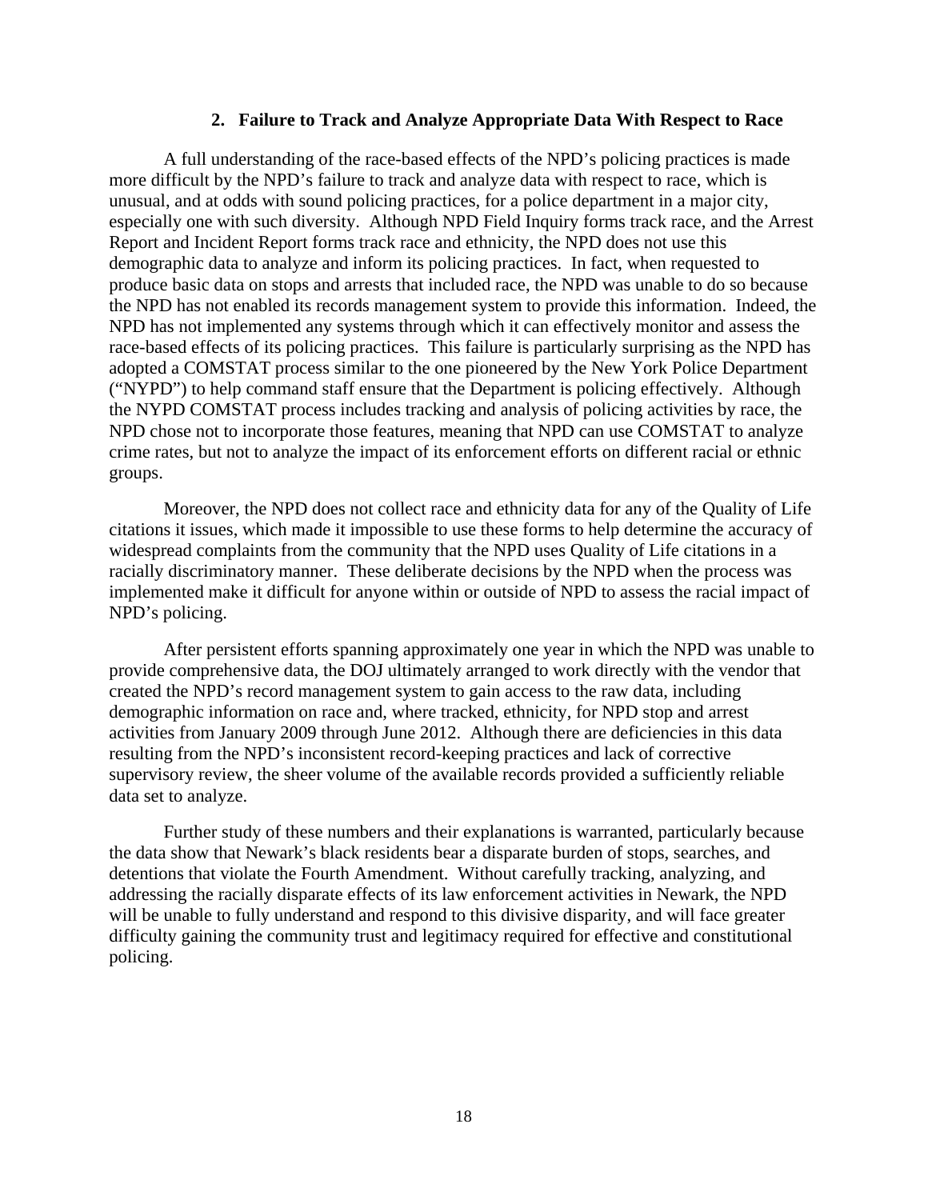### 2. Failure to Track and Analyze Appropriate Data With Respect to Race

A full understanding of the race-based effects of the NPD's policing practices is made more difficult by the NPD's failure to track and analyze data with respect to race, which is unusual, and at odds with sound policing practices, for a police department in a major city, especially one with such diversity. Although NPD Field Inquiry forms track race, and the Arrest Report and Incident Report forms track race and ethnicity, the NPD does not use this demographic data to analyze and inform its policing practices. In fact, when requested to produce basic data on stops and arrests that included race, the NPD was unable to do so because the NPD has not enabled its records management system to provide this information. Indeed, the NPD has not implemented any systems through which it can effectively monitor and assess the race-based effects of its policing practices. This failure is particularly surprising as the NPD has adopted a COMSTAT process similar to the one pioneered by the New York Police Department ("NYPD") to help command staff ensure that the Department is policing effectively. Although the NYPD COMSTAT process includes tracking and analysis of policing activities by race, the NPD chose not to incorporate those features, meaning that NPD can use COMSTAT to analyze crime rates, but not to analyze the impact of its enforcement efforts on different racial or ethnic groups.

Moreover, the NPD does not collect race and ethnicity data for any of the Quality of Life citations it issues, which made it impossible to use these forms to help determine the accuracy of widespread complaints from the community that the NPD uses Quality of Life citations in a racially discriminatory manner. These deliberate decisions by the NPD when the process was implemented make it difficult for anyone within or outside of NPD to assess the racial impact of NPD's policing.

After persistent efforts spanning approximately one year in which the NPD was unable to provide comprehensive data, the DOJ ultimately arranged to work directly with the vendor that created the NPD's record management system to gain access to the raw data, including demographic information on race and, where tracked, ethnicity, for NPD stop and arrest activities from January 2009 through June 2012. Although there are deficiencies in this data resulting from the NPD's inconsistent record-keeping practices and lack of corrective supervisory review, the sheer volume of the available records provided a sufficiently reliable data set to analyze.

Further study of these numbers and their explanations is warranted, particularly because the data show that Newark's black residents bear a disparate burden of stops, searches, and detentions that violate the Fourth Amendment. Without carefully tracking, analyzing, and addressing the racially disparate effects of its law enforcement activities in Newark, the NPD will be unable to fully understand and respond to this divisive disparity, and will face greater difficulty gaining the community trust and legitimacy required for effective and constitutional policing.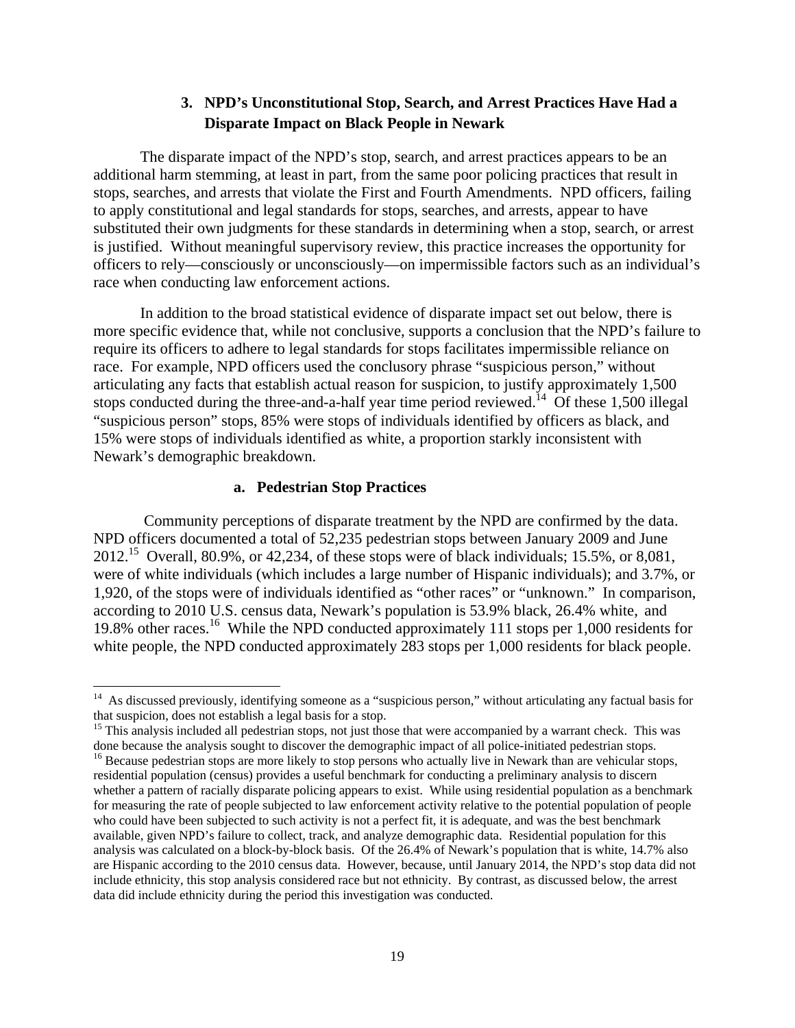### 3. NPD's Unconstitutional Stop, Search, and Arrest Practices Have Had a Disparate Impact on Black People in Newark

The disparate impact of the NPD's stop, search, and arrest practices appears to be an additional harm stemming, at least in part, from the same poor policing practices that result in stops, searches, and arrests that violate the First and Fourth Amendments. NPD officers, failing to apply constitutional and legal standards for stops, searches, and arrests, appear to have substituted their own judgments for these standards in determining when a stop, search, or arrest is justified. Without meaningful supervisory review, this practice increases the opportunity for officers to rely—consciously or unconsciously—on impermissible factors such as an individual's race when conducting law enforcement actions.

In addition to the broad statistical evidence of disparate impact set out below, there is more specific evidence that, while not conclusive, supports a conclusion that the NPD's failure to require its officers to adhere to legal standards for stops facilitates impermissible reliance on race. For example, NPD officers used the conclusory phrase "suspicious person," without articulating any facts that establish actual reason for suspicion, to justify approximately 1,500 stops conducted during the three-and-a-half year time period reviewed.[14] Of these 1,500 illegal "suspicious person" stops, 85% were stops of individuals identified by officers as black, and 15% were stops of individuals identified as white, a proportion starkly inconsistent with Newark's demographic breakdown.

#### a. Pedestrian Stop Practices

Community perceptions of disparate treatment by the NPD are confirmed by the data. NPD officers documented a total of 52,235 pedestrian stops between January 2009 and June 2012.[15] Overall, 80.9%, or 42,234, of these stops were of black individuals; 15.5%, or 8,081, were of white individuals (which includes a large number of Hispanic individuals); and 3.7%, or 1,920, of the stops were of individuals identified as "other races" or "unknown." In comparison, according to 2010 U.S. census data, Newark's population is 53.9% black, 26.4% white, and 19.8% other races.[16] While the NPD conducted approximately 111 stops per 1,000 residents for white people, the NPD conducted approximately 283 stops per 1,000 residents for black people.

---

[14] As discussed previously, identifying someone as a "suspicious person," without articulating any factual basis for that suspicion, does not establish a legal basis for a stop.

[15] This analysis included all pedestrian stops, not just those that were accompanied by a warrant check. This was done because the analysis sought to discover the demographic impact of all police-initiated pedestrian stops.

[16] Because pedestrian stops are more likely to stop persons who actually live in Newark than are vehicular stops, residential population (census) provides a useful benchmark for conducting a preliminary analysis to discern whether a pattern of racially disparate policing appears to exist. While using residential population as a benchmark for measuring the rate of people subjected to law enforcement activity relative to the potential population of people who could have been subjected to such activity is not a perfect fit, it is adequate, and was the best benchmark available, given NPD's failure to collect, track, and analyze demographic data. Residential population for this analysis was calculated on a block-by-block basis. Of the 26.4% of Newark's population that is white, 14.7% also are Hispanic according to the 2010 census data. However, because, until January 2014, the NPD's stop data did not include ethnicity, this stop analysis considered race but not ethnicity. By contrast, as discussed below, the arrest data did include ethnicity during the period this investigation was conducted.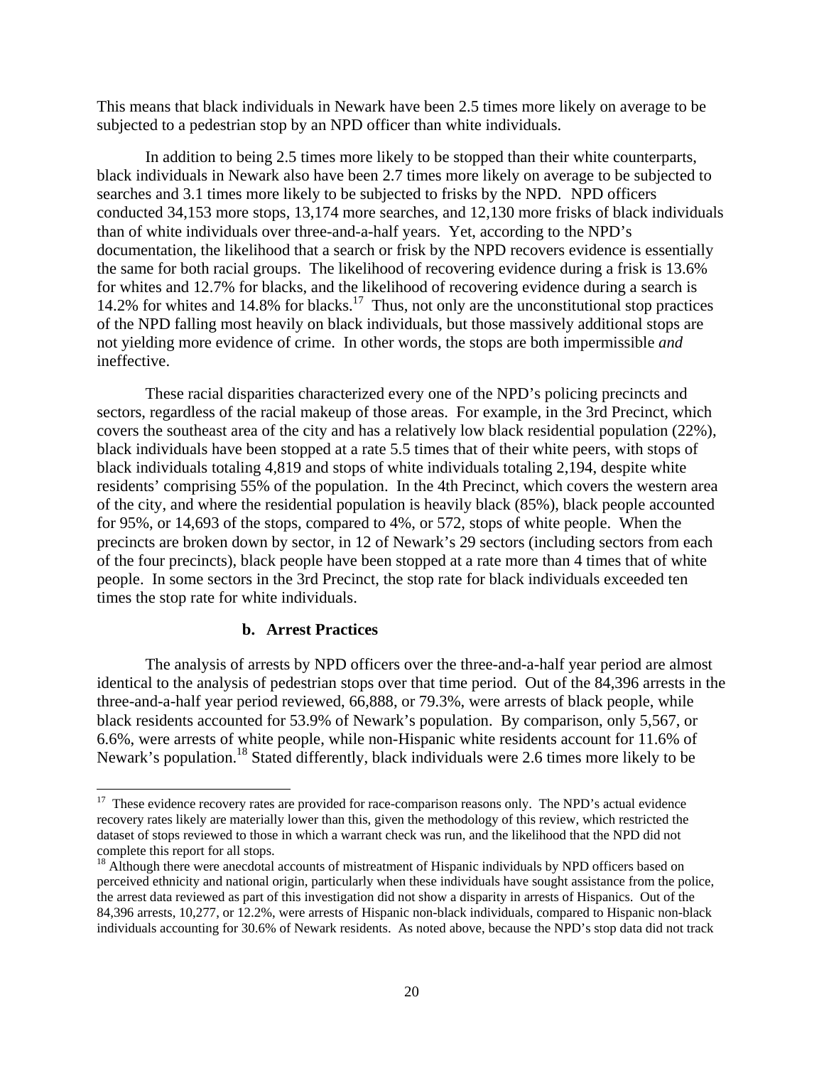This means that black individuals in Newark have been 2.5 times more likely on average to be subjected to a pedestrian stop by an NPD officer than white individuals.

In addition to being 2.5 times more likely to be stopped than their white counterparts, black individuals in Newark also have been 2.7 times more likely on average to be subjected to searches and 3.1 times more likely to be subjected to frisks by the NPD. NPD officers conducted 34,153 more stops, 13,174 more searches, and 12,130 more frisks of black individuals than of white individuals over three-and-a-half years. Yet, according to the NPD's documentation, the likelihood that a search or frisk by the NPD recovers evidence is essentially the same for both racial groups. The likelihood of recovering evidence during a frisk is 13.6% for whites and 12.7% for blacks, and the likelihood of recovering evidence during a search is 14.2% for whites and 14.8% for blacks.[17] Thus, not only are the unconstitutional stop practices of the NPD falling most heavily on black individuals, but those massively additional stops are not yielding more evidence of crime. In other words, the stops are both impermissible *and* ineffective.

These racial disparities characterized every one of the NPD's policing precincts and sectors, regardless of the racial makeup of those areas. For example, in the 3rd Precinct, which covers the southeast area of the city and has a relatively low black residential population (22%), black individuals have been stopped at a rate 5.5 times that of their white peers, with stops of black individuals totaling 4,819 and stops of white individuals totaling 2,194, despite white residents' comprising 55% of the population. In the 4th Precinct, which covers the western area of the city, and where the residential population is heavily black (85%), black people accounted for 95%, or 14,693 of the stops, compared to 4%, or 572, stops of white people. When the precincts are broken down by sector, in 12 of Newark's 29 sectors (including sectors from each of the four precincts), black people have been stopped at a rate more than 4 times that of white people. In some sectors in the 3rd Precinct, the stop rate for black individuals exceeded ten times the stop rate for white individuals.

### b. Arrest Practices

The analysis of arrests by NPD officers over the three-and-a-half year period are almost identical to the analysis of pedestrian stops over that time period. Out of the 84,396 arrests in the three-and-a-half year period reviewed, 66,888, or 79.3%, were arrests of black people, while black residents accounted for 53.9% of Newark's population. By comparison, only 5,567, or 6.6%, were arrests of white people, while non-Hispanic white residents account for 11.6% of Newark's population.[18] Stated differently, black individuals were 2.6 times more likely to be

---

[17] These evidence recovery rates are provided for race-comparison reasons only. The NPD's actual evidence recovery rates likely are materially lower than this, given the methodology of this review, which restricted the dataset of stops reviewed to those in which a warrant check was run, and the likelihood that the NPD did not complete this report for all stops.

[18] Although there were anecdotal accounts of mistreatment of Hispanic individuals by NPD officers based on perceived ethnicity and national origin, particularly when these individuals have sought assistance from the police, the arrest data reviewed as part of this investigation did not show a disparity in arrests of Hispanics. Out of the 84,396 arrests, 10,277, or 12.2%, were arrests of Hispanic non-black individuals, compared to Hispanic non-black individuals accounting for 30.6% of Newark residents. As noted above, because the NPD's stop data did not track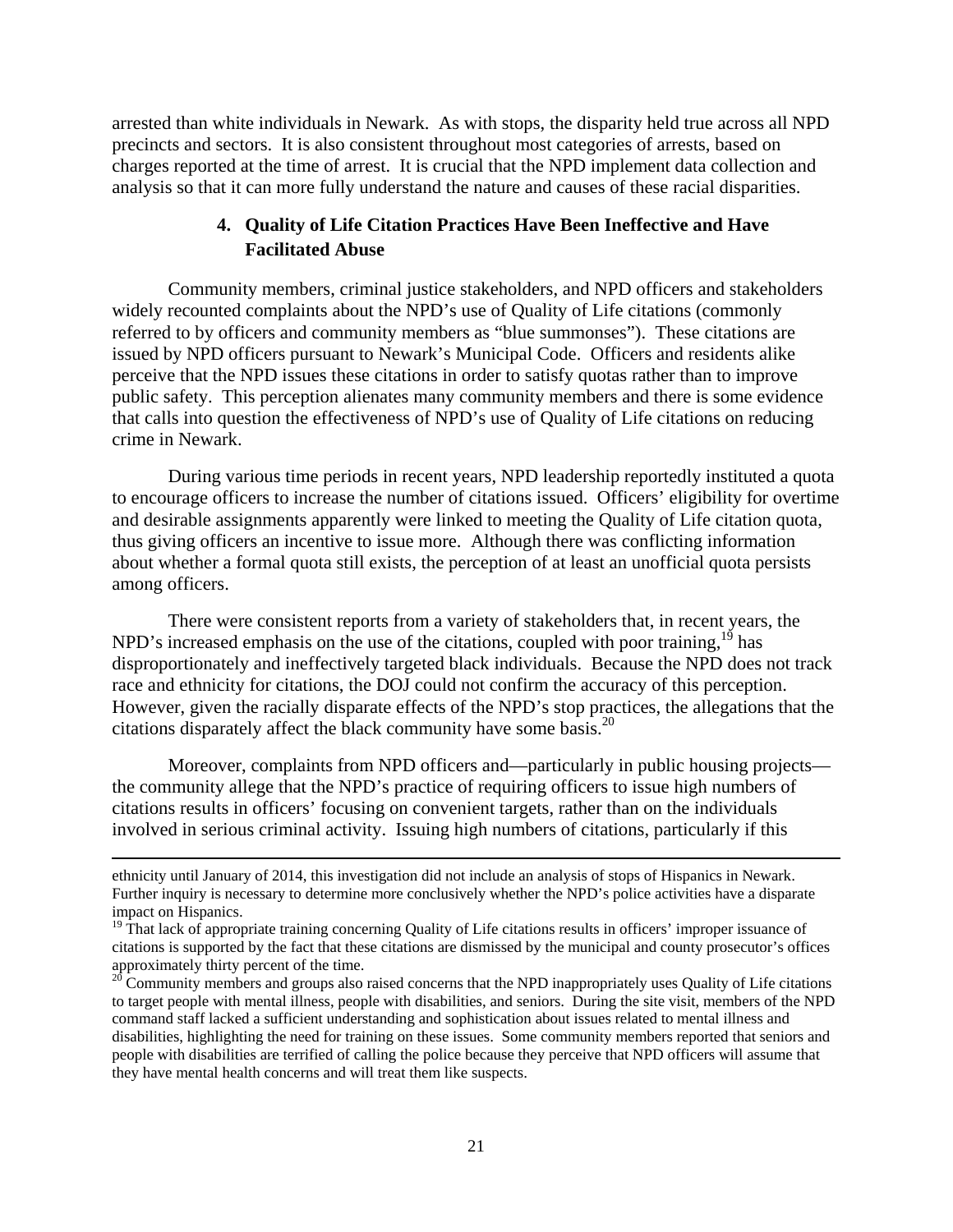arrested than white individuals in Newark. As with stops, the disparity held true across all NPD precincts and sectors. It is also consistent throughout most categories of arrests, based on charges reported at the time of arrest. It is crucial that the NPD implement data collection and analysis so that it can more fully understand the nature and causes of these racial disparities.

### 4. Quality of Life Citation Practices Have Been Ineffective and Have Facilitated Abuse

Community members, criminal justice stakeholders, and NPD officers and stakeholders widely recounted complaints about the NPD's use of Quality of Life citations (commonly referred to by officers and community members as "blue summonses"). These citations are issued by NPD officers pursuant to Newark's Municipal Code. Officers and residents alike perceive that the NPD issues these citations in order to satisfy quotas rather than to improve public safety. This perception alienates many community members and there is some evidence that calls into question the effectiveness of NPD's use of Quality of Life citations on reducing crime in Newark.

During various time periods in recent years, NPD leadership reportedly instituted a quota to encourage officers to increase the number of citations issued. Officers' eligibility for overtime and desirable assignments apparently were linked to meeting the Quality of Life citation quota, thus giving officers an incentive to issue more. Although there was conflicting information about whether a formal quota still exists, the perception of at least an unofficial quota persists among officers.

There were consistent reports from a variety of stakeholders that, in recent years, the NPD's increased emphasis on the use of the citations, coupled with poor training,[19] has disproportionately and ineffectively targeted black individuals. Because the NPD does not track race and ethnicity for citations, the DOJ could not confirm the accuracy of this perception. However, given the racially disparate effects of the NPD's stop practices, the allegations that the citations disparately affect the black community have some basis.[20]

Moreover, complaints from NPD officers and—particularly in public housing projects—the community allege that the NPD's practice of requiring officers to issue high numbers of citations results in officers' focusing on convenient targets, rather than on the individuals involved in serious criminal activity. Issuing high numbers of citations, particularly if this

---

ethnicity until January of 2014, this investigation did not include an analysis of stops of Hispanics in Newark. Further inquiry is necessary to determine more conclusively whether the NPD's police activities have a disparate impact on Hispanics.

[19] That lack of appropriate training concerning Quality of Life citations results in officers' improper issuance of citations is supported by the fact that these citations are dismissed by the municipal and county prosecutor's offices approximately thirty percent of the time.

[20] Community members and groups also raised concerns that the NPD inappropriately uses Quality of Life citations to target people with mental illness, people with disabilities, and seniors. During the site visit, members of the NPD command staff lacked a sufficient understanding and sophistication about issues related to mental illness and disabilities, highlighting the need for training on these issues. Some community members reported that seniors and people with disabilities are terrified of calling the police because they perceive that NPD officers will assume that they have mental health concerns and will treat them like suspects.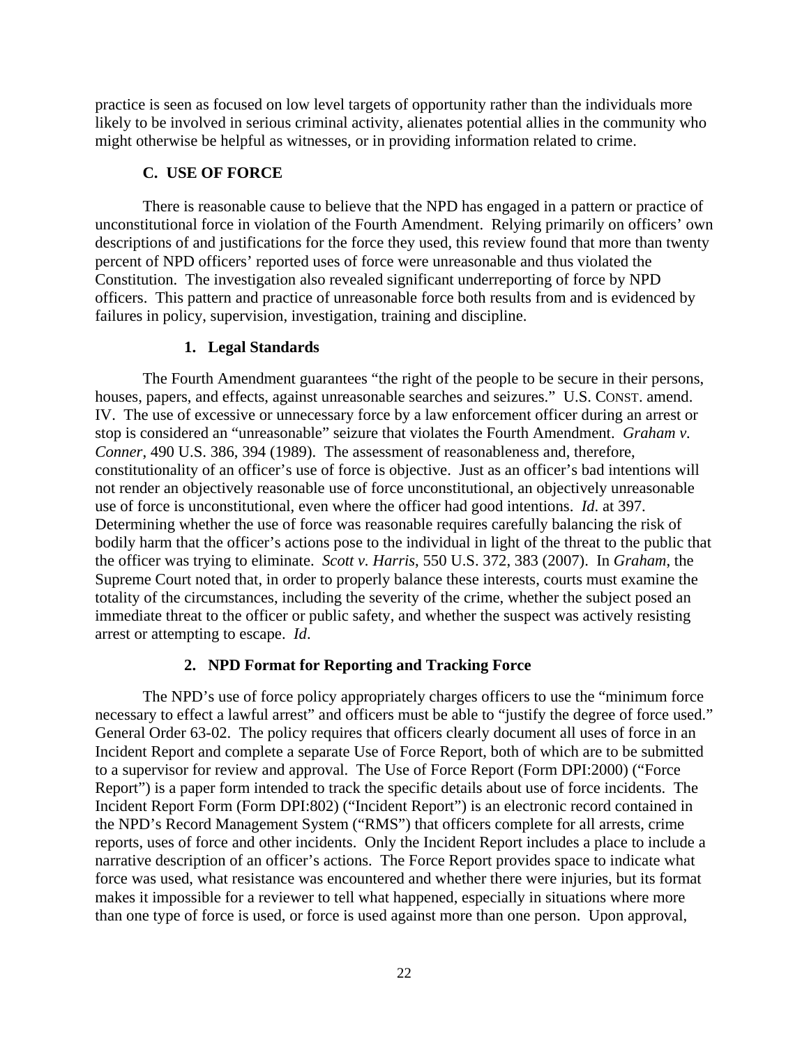practice is seen as focused on low level targets of opportunity rather than the individuals more likely to be involved in serious criminal activity, alienates potential allies in the community who might otherwise be helpful as witnesses, or in providing information related to crime.

### C. USE OF FORCE

There is reasonable cause to believe that the NPD has engaged in a pattern or practice of unconstitutional force in violation of the Fourth Amendment. Relying primarily on officers' own descriptions of and justifications for the force they used, this review found that more than twenty percent of NPD officers' reported uses of force were unreasonable and thus violated the Constitution. The investigation also revealed significant underreporting of force by NPD officers. This pattern and practice of unreasonable force both results from and is evidenced by failures in policy, supervision, investigation, training and discipline.

#### 1. Legal Standards

The Fourth Amendment guarantees "the right of the people to be secure in their persons, houses, papers, and effects, against unreasonable searches and seizures." U.S. CONST. amend. IV. The use of excessive or unnecessary force by a law enforcement officer during an arrest or stop is considered an "unreasonable" seizure that violates the Fourth Amendment. *Graham v. Conner*, 490 U.S. 386, 394 (1989). The assessment of reasonableness and, therefore, constitutionality of an officer's use of force is objective. Just as an officer's bad intentions will not render an objectively reasonable use of force unconstitutional, an objectively unreasonable use of force is unconstitutional, even where the officer had good intentions. *Id*. at 397. Determining whether the use of force was reasonable requires carefully balancing the risk of bodily harm that the officer's actions pose to the individual in light of the threat to the public that the officer was trying to eliminate. *Scott v. Harris*, 550 U.S. 372, 383 (2007). In *Graham*, the Supreme Court noted that, in order to properly balance these interests, courts must examine the totality of the circumstances, including the severity of the crime, whether the subject posed an immediate threat to the officer or public safety, and whether the suspect was actively resisting arrest or attempting to escape. *Id*.

#### 2. NPD Format for Reporting and Tracking Force

The NPD's use of force policy appropriately charges officers to use the "minimum force necessary to effect a lawful arrest" and officers must be able to "justify the degree of force used." General Order 63-02. The policy requires that officers clearly document all uses of force in an Incident Report and complete a separate Use of Force Report, both of which are to be submitted to a supervisor for review and approval. The Use of Force Report (Form DPI:2000) ("Force Report") is a paper form intended to track the specific details about use of force incidents. The Incident Report Form (Form DPI:802) ("Incident Report") is an electronic record contained in the NPD's Record Management System ("RMS") that officers complete for all arrests, crime reports, uses of force and other incidents. Only the Incident Report includes a place to include a narrative description of an officer's actions. The Force Report provides space to indicate what force was used, what resistance was encountered and whether there were injuries, but its format makes it impossible for a reviewer to tell what happened, especially in situations where more than one type of force is used, or force is used against more than one person. Upon approval,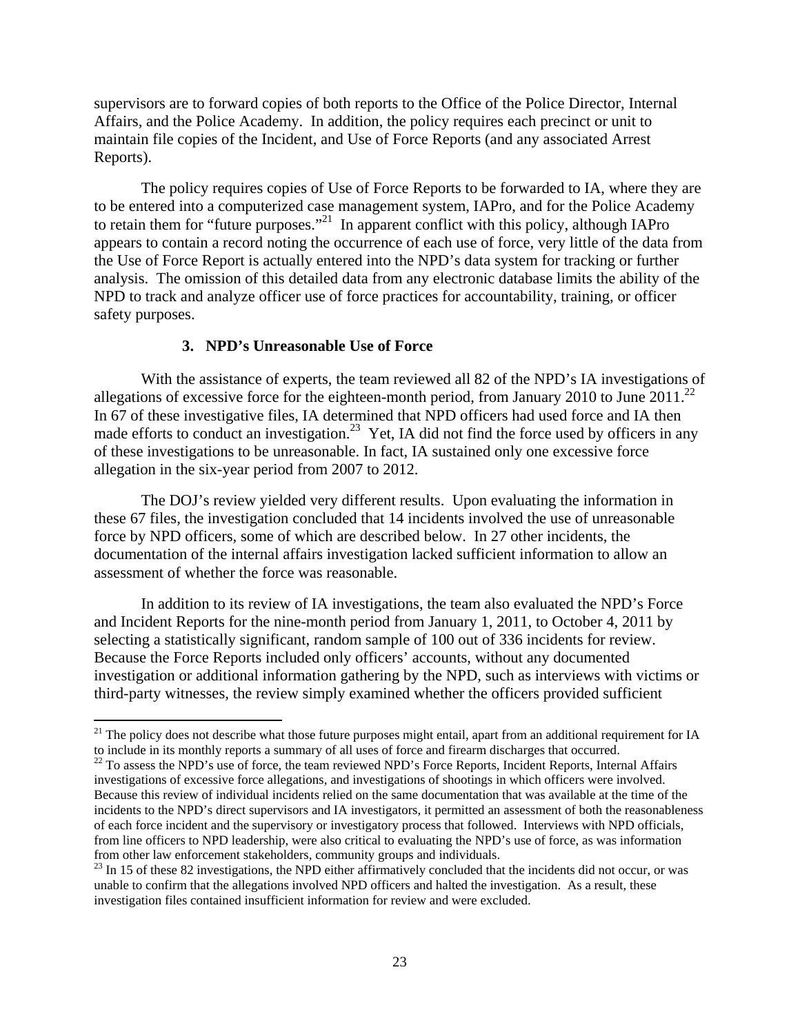supervisors are to forward copies of both reports to the Office of the Police Director, Internal Affairs, and the Police Academy. In addition, the policy requires each precinct or unit to maintain file copies of the Incident, and Use of Force Reports (and any associated Arrest Reports).

The policy requires copies of Use of Force Reports to be forwarded to IA, where they are to be entered into a computerized case management system, IAPro, and for the Police Academy to retain them for "future purposes."[21] In apparent conflict with this policy, although IAPro appears to contain a record noting the occurrence of each use of force, very little of the data from the Use of Force Report is actually entered into the NPD's data system for tracking or further analysis. The omission of this detailed data from any electronic database limits the ability of the NPD to track and analyze officer use of force practices for accountability, training, or officer safety purposes.

### 3. NPD's Unreasonable Use of Force

With the assistance of experts, the team reviewed all 82 of the NPD's IA investigations of allegations of excessive force for the eighteen-month period, from January 2010 to June 2011.[22] In 67 of these investigative files, IA determined that NPD officers had used force and IA then made efforts to conduct an investigation.[23] Yet, IA did not find the force used by officers in any of these investigations to be unreasonable. In fact, IA sustained only one excessive force allegation in the six-year period from 2007 to 2012.

The DOJ's review yielded very different results. Upon evaluating the information in these 67 files, the investigation concluded that 14 incidents involved the use of unreasonable force by NPD officers, some of which are described below. In 27 other incidents, the documentation of the internal affairs investigation lacked sufficient information to allow an assessment of whether the force was reasonable.

In addition to its review of IA investigations, the team also evaluated the NPD's Force and Incident Reports for the nine-month period from January 1, 2011, to October 4, 2011 by selecting a statistically significant, random sample of 100 out of 336 incidents for review. Because the Force Reports included only officers' accounts, without any documented investigation or additional information gathering by the NPD, such as interviews with victims or third-party witnesses, the review simply examined whether the officers provided sufficient

---

[21] The policy does not describe what those future purposes might entail, apart from an additional requirement for IA to include in its monthly reports a summary of all uses of force and firearm discharges that occurred.

[22] To assess the NPD's use of force, the team reviewed NPD's Force Reports, Incident Reports, Internal Affairs investigations of excessive force allegations, and investigations of shootings in which officers were involved. Because this review of individual incidents relied on the same documentation that was available at the time of the incidents to the NPD's direct supervisors and IA investigators, it permitted an assessment of both the reasonableness of each force incident and the supervisory or investigatory process that followed. Interviews with NPD officials, from line officers to NPD leadership, were also critical to evaluating the NPD's use of force, as was information from other law enforcement stakeholders, community groups and individuals.

[23] In 15 of these 82 investigations, the NPD either affirmatively concluded that the incidents did not occur, or was unable to confirm that the allegations involved NPD officers and halted the investigation. As a result, these investigation files contained insufficient information for review and were excluded.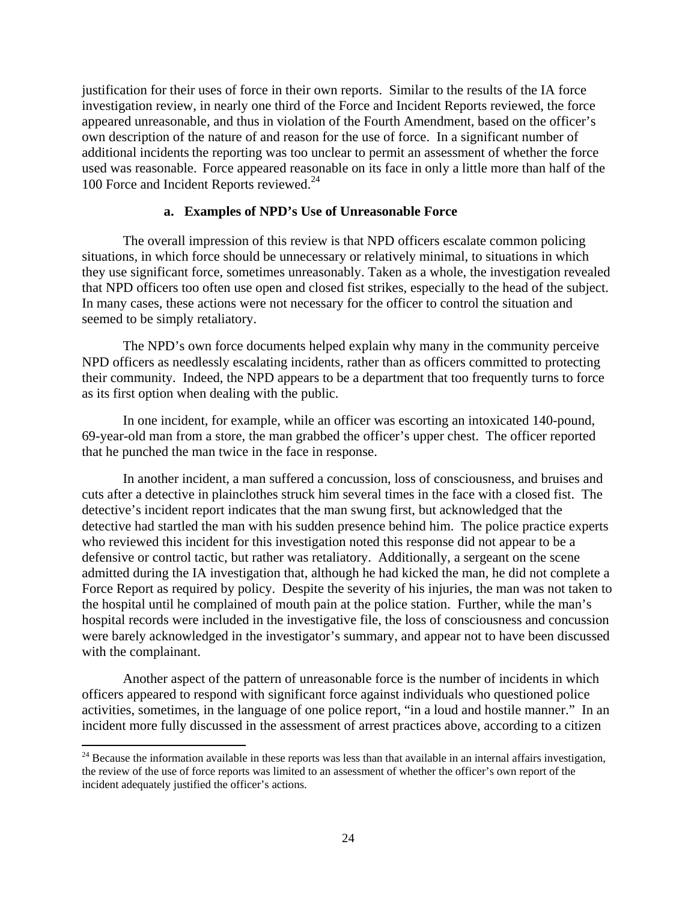justification for their uses of force in their own reports. Similar to the results of the IA force investigation review, in nearly one third of the Force and Incident Reports reviewed, the force appeared unreasonable, and thus in violation of the Fourth Amendment, based on the officer's own description of the nature of and reason for the use of force. In a significant number of additional incidents the reporting was too unclear to permit an assessment of whether the force used was reasonable. Force appeared reasonable on its face in only a little more than half of the 100 Force and Incident Reports reviewed.[24]

### a. Examples of NPD's Use of Unreasonable Force

The overall impression of this review is that NPD officers escalate common policing situations, in which force should be unnecessary or relatively minimal, to situations in which they use significant force, sometimes unreasonably. Taken as a whole, the investigation revealed that NPD officers too often use open and closed fist strikes, especially to the head of the subject. In many cases, these actions were not necessary for the officer to control the situation and seemed to be simply retaliatory.

The NPD's own force documents helped explain why many in the community perceive NPD officers as needlessly escalating incidents, rather than as officers committed to protecting their community. Indeed, the NPD appears to be a department that too frequently turns to force as its first option when dealing with the public.

In one incident, for example, while an officer was escorting an intoxicated 140-pound, 69-year-old man from a store, the man grabbed the officer's upper chest. The officer reported that he punched the man twice in the face in response.

In another incident, a man suffered a concussion, loss of consciousness, and bruises and cuts after a detective in plainclothes struck him several times in the face with a closed fist. The detective's incident report indicates that the man swung first, but acknowledged that the detective had startled the man with his sudden presence behind him. The police practice experts who reviewed this incident for this investigation noted this response did not appear to be a defensive or control tactic, but rather was retaliatory. Additionally, a sergeant on the scene admitted during the IA investigation that, although he had kicked the man, he did not complete a Force Report as required by policy. Despite the severity of his injuries, the man was not taken to the hospital until he complained of mouth pain at the police station. Further, while the man's hospital records were included in the investigative file, the loss of consciousness and concussion were barely acknowledged in the investigator's summary, and appear not to have been discussed with the complainant.

Another aspect of the pattern of unreasonable force is the number of incidents in which officers appeared to respond with significant force against individuals who questioned police activities, sometimes, in the language of one police report, "in a loud and hostile manner." In an incident more fully discussed in the assessment of arrest practices above, according to a citizen

[24] Because the information available in these reports was less than that available in an internal affairs investigation, the review of the use of force reports was limited to an assessment of whether the officer's own report of the incident adequately justified the officer's actions.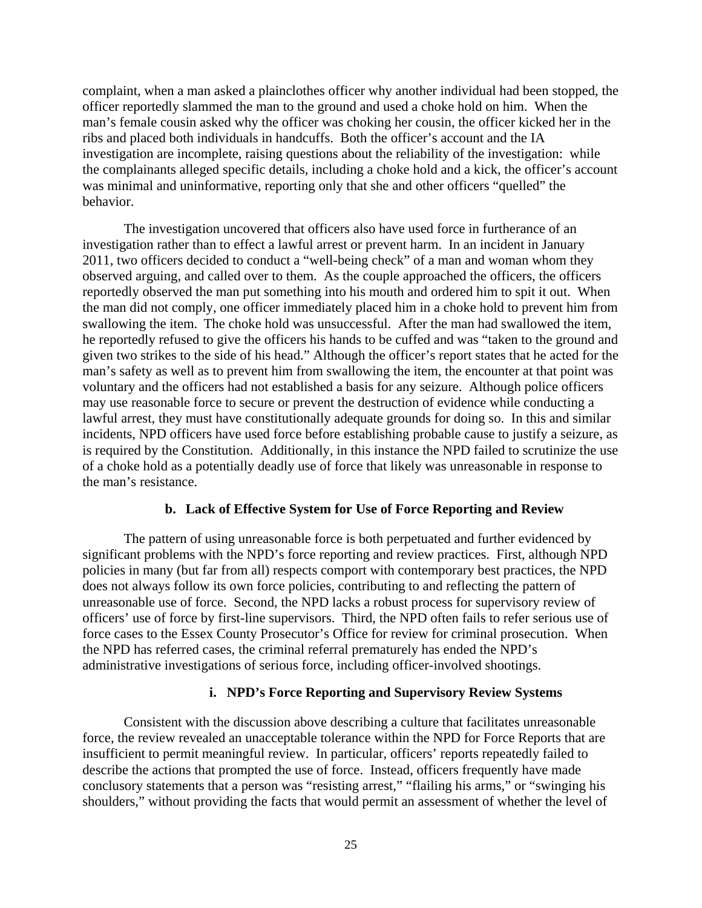complaint, when a man asked a plainclothes officer why another individual had been stopped, the officer reportedly slammed the man to the ground and used a choke hold on him. When the man's female cousin asked why the officer was choking her cousin, the officer kicked her in the ribs and placed both individuals in handcuffs. Both the officer's account and the IA investigation are incomplete, raising questions about the reliability of the investigation: while the complainants alleged specific details, including a choke hold and a kick, the officer's account was minimal and uninformative, reporting only that she and other officers "quelled" the behavior.

The investigation uncovered that officers also have used force in furtherance of an investigation rather than to effect a lawful arrest or prevent harm. In an incident in January 2011, two officers decided to conduct a "well-being check" of a man and woman whom they observed arguing, and called over to them. As the couple approached the officers, the officers reportedly observed the man put something into his mouth and ordered him to spit it out. When the man did not comply, one officer immediately placed him in a choke hold to prevent him from swallowing the item. The choke hold was unsuccessful. After the man had swallowed the item, he reportedly refused to give the officers his hands to be cuffed and was "taken to the ground and given two strikes to the side of his head." Although the officer's report states that he acted for the man's safety as well as to prevent him from swallowing the item, the encounter at that point was voluntary and the officers had not established a basis for any seizure. Although police officers may use reasonable force to secure or prevent the destruction of evidence while conducting a lawful arrest, they must have constitutionally adequate grounds for doing so. In this and similar incidents, NPD officers have used force before establishing probable cause to justify a seizure, as is required by the Constitution. Additionally, in this instance the NPD failed to scrutinize the use of a choke hold as a potentially deadly use of force that likely was unreasonable in response to the man's resistance.

### b. Lack of Effective System for Use of Force Reporting and Review

The pattern of using unreasonable force is both perpetuated and further evidenced by significant problems with the NPD's force reporting and review practices. First, although NPD policies in many (but far from all) respects comport with contemporary best practices, the NPD does not always follow its own force policies, contributing to and reflecting the pattern of unreasonable use of force. Second, the NPD lacks a robust process for supervisory review of officers' use of force by first-line supervisors. Third, the NPD often fails to refer serious use of force cases to the Essex County Prosecutor's Office for review for criminal prosecution. When the NPD has referred cases, the criminal referral prematurely has ended the NPD's administrative investigations of serious force, including officer-involved shootings.

#### i. NPD's Force Reporting and Supervisory Review Systems

Consistent with the discussion above describing a culture that facilitates unreasonable force, the review revealed an unacceptable tolerance within the NPD for Force Reports that are insufficient to permit meaningful review. In particular, officers' reports repeatedly failed to describe the actions that prompted the use of force. Instead, officers frequently have made conclusory statements that a person was "resisting arrest," "flailing his arms," or "swinging his shoulders," without providing the facts that would permit an assessment of whether the level of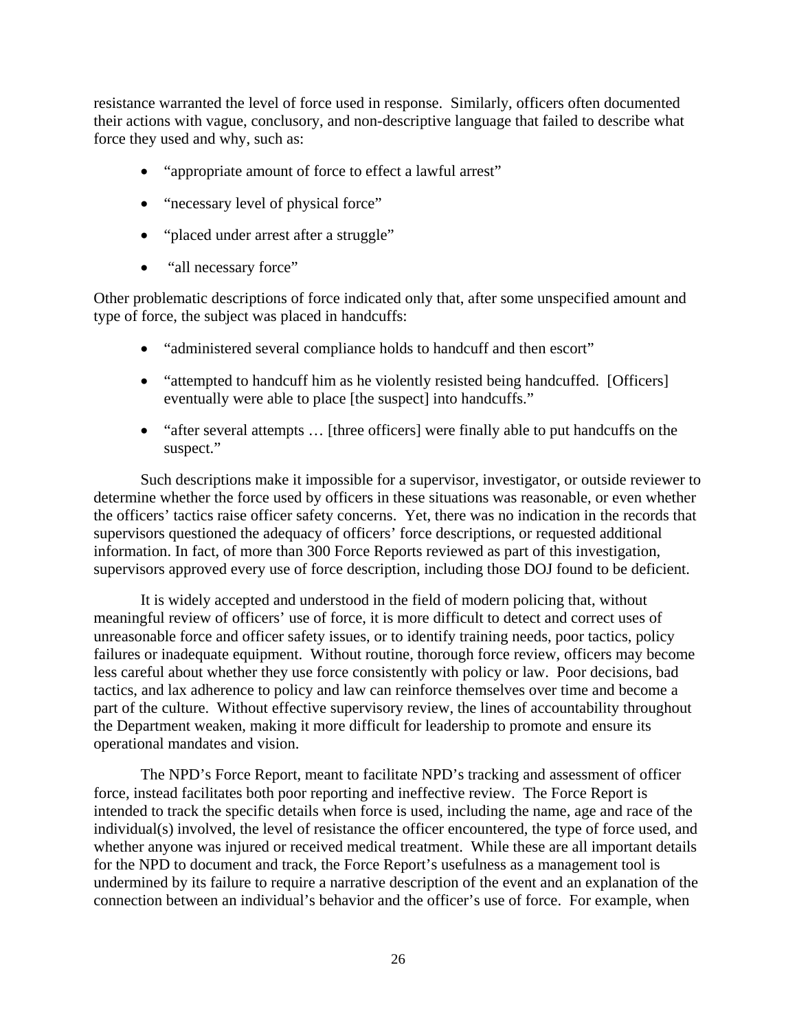resistance warranted the level of force used in response. Similarly, officers often documented their actions with vague, conclusory, and non-descriptive language that failed to describe what force they used and why, such as:

- "appropriate amount of force to effect a lawful arrest"
- "necessary level of physical force"
- "placed under arrest after a struggle"
- "all necessary force"

Other problematic descriptions of force indicated only that, after some unspecified amount and type of force, the subject was placed in handcuffs:

- "administered several compliance holds to handcuff and then escort"
- "attempted to handcuff him as he violently resisted being handcuffed. [Officers] eventually were able to place [the suspect] into handcuffs."
- "after several attempts … [three officers] were finally able to put handcuffs on the suspect."

Such descriptions make it impossible for a supervisor, investigator, or outside reviewer to determine whether the force used by officers in these situations was reasonable, or even whether the officers' tactics raise officer safety concerns. Yet, there was no indication in the records that supervisors questioned the adequacy of officers' force descriptions, or requested additional information. In fact, of more than 300 Force Reports reviewed as part of this investigation, supervisors approved every use of force description, including those DOJ found to be deficient.

It is widely accepted and understood in the field of modern policing that, without meaningful review of officers' use of force, it is more difficult to detect and correct uses of unreasonable force and officer safety issues, or to identify training needs, poor tactics, policy failures or inadequate equipment. Without routine, thorough force review, officers may become less careful about whether they use force consistently with policy or law. Poor decisions, bad tactics, and lax adherence to policy and law can reinforce themselves over time and become a part of the culture. Without effective supervisory review, the lines of accountability throughout the Department weaken, making it more difficult for leadership to promote and ensure its operational mandates and vision.

The NPD's Force Report, meant to facilitate NPD's tracking and assessment of officer force, instead facilitates both poor reporting and ineffective review. The Force Report is intended to track the specific details when force is used, including the name, age and race of the individual(s) involved, the level of resistance the officer encountered, the type of force used, and whether anyone was injured or received medical treatment. While these are all important details for the NPD to document and track, the Force Report's usefulness as a management tool is undermined by its failure to require a narrative description of the event and an explanation of the connection between an individual's behavior and the officer's use of force. For example, when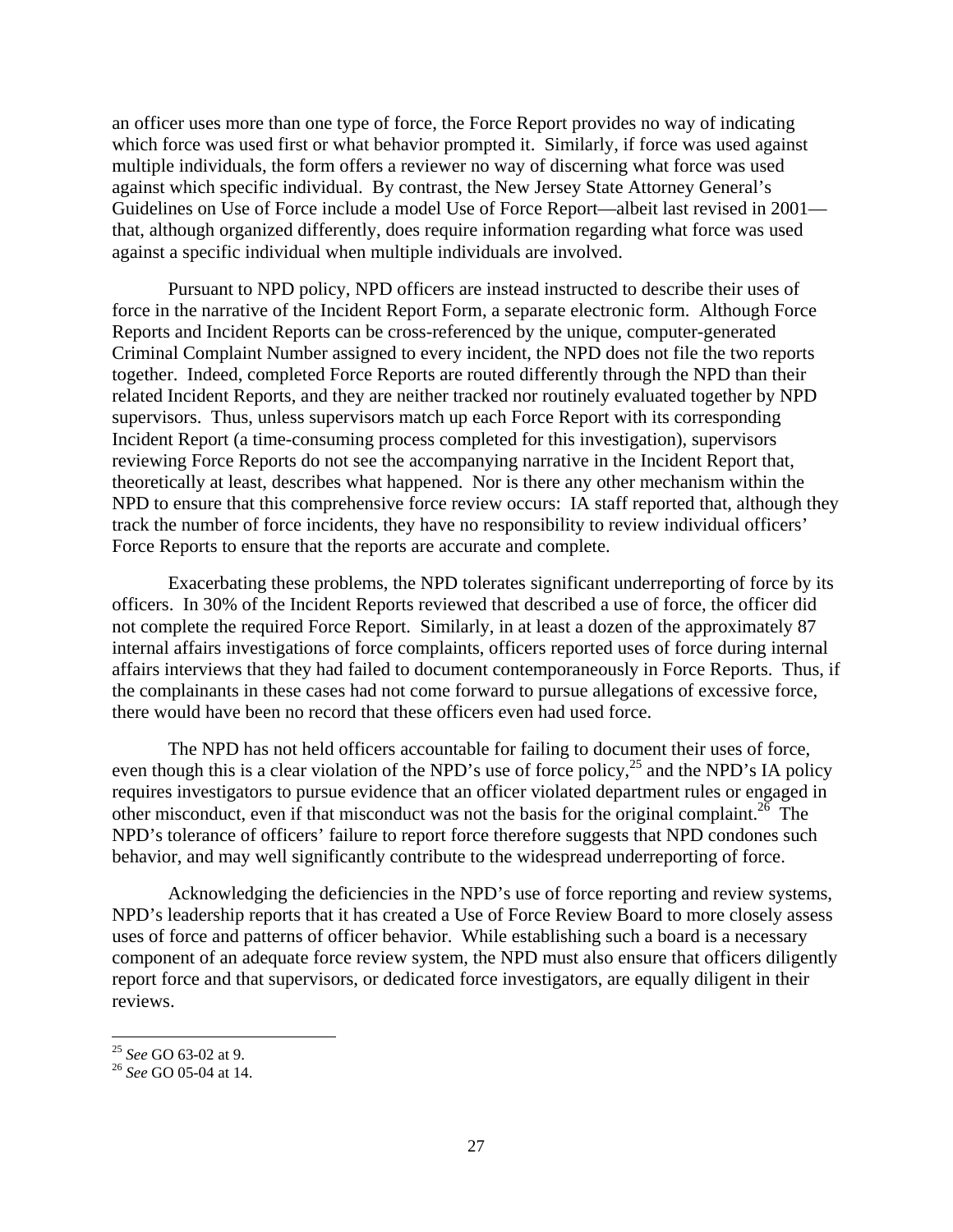an officer uses more than one type of force, the Force Report provides no way of indicating which force was used first or what behavior prompted it. Similarly, if force was used against multiple individuals, the form offers a reviewer no way of discerning what force was used against which specific individual. By contrast, the New Jersey State Attorney General's Guidelines on Use of Force include a model Use of Force Report—albeit last revised in 2001—that, although organized differently, does require information regarding what force was used against a specific individual when multiple individuals are involved.

Pursuant to NPD policy, NPD officers are instead instructed to describe their uses of force in the narrative of the Incident Report Form, a separate electronic form. Although Force Reports and Incident Reports can be cross-referenced by the unique, computer-generated Criminal Complaint Number assigned to every incident, the NPD does not file the two reports together. Indeed, completed Force Reports are routed differently through the NPD than their related Incident Reports, and they are neither tracked nor routinely evaluated together by NPD supervisors. Thus, unless supervisors match up each Force Report with its corresponding Incident Report (a time-consuming process completed for this investigation), supervisors reviewing Force Reports do not see the accompanying narrative in the Incident Report that, theoretically at least, describes what happened. Nor is there any other mechanism within the NPD to ensure that this comprehensive force review occurs: IA staff reported that, although they track the number of force incidents, they have no responsibility to review individual officers' Force Reports to ensure that the reports are accurate and complete.

Exacerbating these problems, the NPD tolerates significant underreporting of force by its officers. In 30% of the Incident Reports reviewed that described a use of force, the officer did not complete the required Force Report. Similarly, in at least a dozen of the approximately 87 internal affairs investigations of force complaints, officers reported uses of force during internal affairs interviews that they had failed to document contemporaneously in Force Reports. Thus, if the complainants in these cases had not come forward to pursue allegations of excessive force, there would have been no record that these officers even had used force.

The NPD has not held officers accountable for failing to document their uses of force, even though this is a clear violation of the NPD's use of force policy,[25] and the NPD's IA policy requires investigators to pursue evidence that an officer violated department rules or engaged in other misconduct, even if that misconduct was not the basis for the original complaint.[26] The NPD's tolerance of officers' failure to report force therefore suggests that NPD condones such behavior, and may well significantly contribute to the widespread underreporting of force.

Acknowledging the deficiencies in the NPD's use of force reporting and review systems, NPD's leadership reports that it has created a Use of Force Review Board to more closely assess uses of force and patterns of officer behavior. While establishing such a board is a necessary component of an adequate force review system, the NPD must also ensure that officers diligently report force and that supervisors, or dedicated force investigators, are equally diligent in their reviews.

---

[25] *See* GO 63-02 at 9.

[26] *See* GO 05-04 at 14.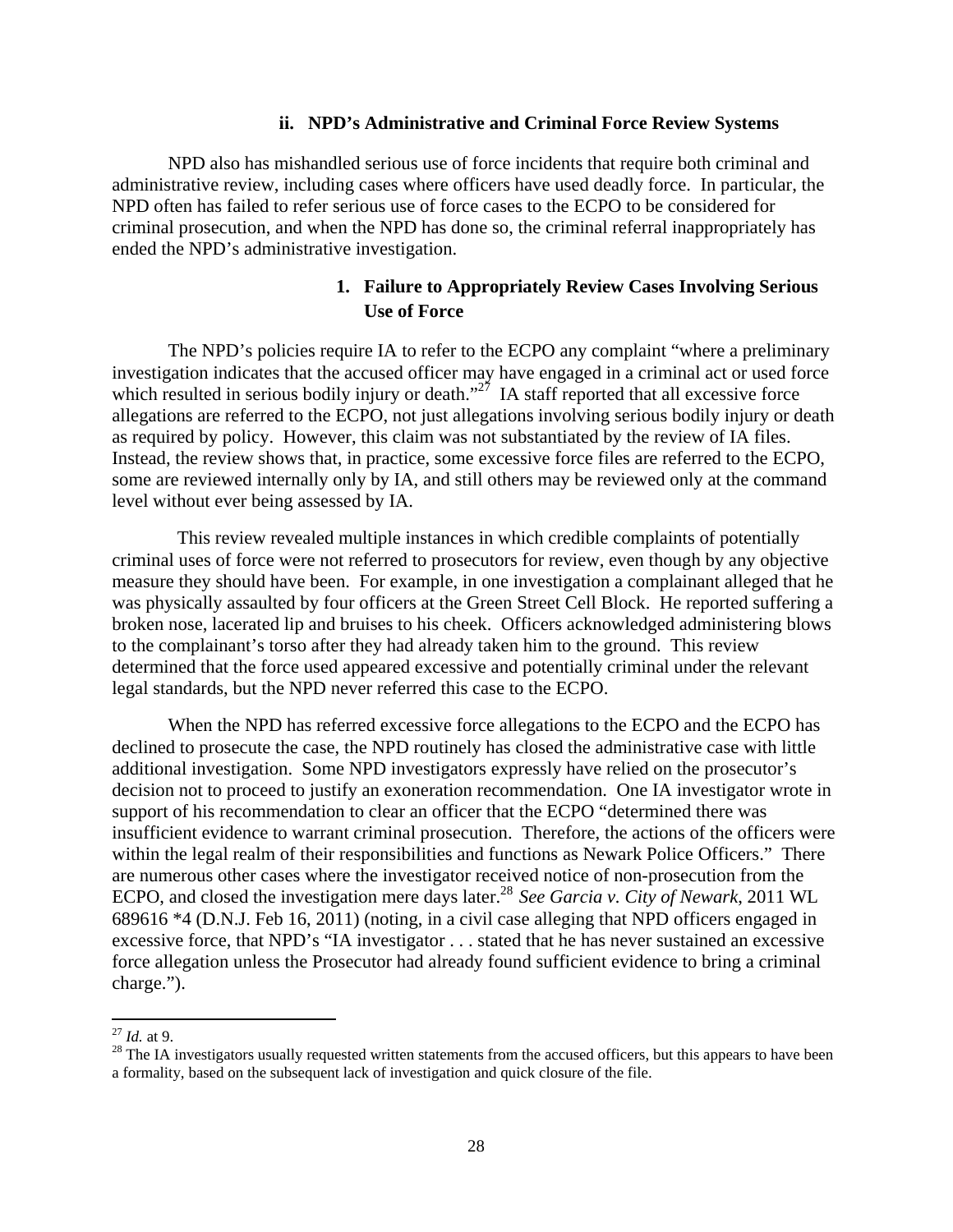### ii. NPD's Administrative and Criminal Force Review Systems

NPD also has mishandled serious use of force incidents that require both criminal and administrative review, including cases where officers have used deadly force. In particular, the NPD often has failed to refer serious use of force cases to the ECPO to be considered for criminal prosecution, and when the NPD has done so, the criminal referral inappropriately has ended the NPD's administrative investigation.

#### 1. Failure to Appropriately Review Cases Involving Serious Use of Force

The NPD's policies require IA to refer to the ECPO any complaint "where a preliminary investigation indicates that the accused officer may have engaged in a criminal act or used force which resulted in serious bodily injury or death."[27] IA staff reported that all excessive force allegations are referred to the ECPO, not just allegations involving serious bodily injury or death as required by policy. However, this claim was not substantiated by the review of IA files. Instead, the review shows that, in practice, some excessive force files are referred to the ECPO, some are reviewed internally only by IA, and still others may be reviewed only at the command level without ever being assessed by IA.

This review revealed multiple instances in which credible complaints of potentially criminal uses of force were not referred to prosecutors for review, even though by any objective measure they should have been. For example, in one investigation a complainant alleged that he was physically assaulted by four officers at the Green Street Cell Block. He reported suffering a broken nose, lacerated lip and bruises to his cheek. Officers acknowledged administering blows to the complainant's torso after they had already taken him to the ground. This review determined that the force used appeared excessive and potentially criminal under the relevant legal standards, but the NPD never referred this case to the ECPO.

When the NPD has referred excessive force allegations to the ECPO and the ECPO has declined to prosecute the case, the NPD routinely has closed the administrative case with little additional investigation. Some NPD investigators expressly have relied on the prosecutor's decision not to proceed to justify an exoneration recommendation. One IA investigator wrote in support of his recommendation to clear an officer that the ECPO "determined there was insufficient evidence to warrant criminal prosecution. Therefore, the actions of the officers were within the legal realm of their responsibilities and functions as Newark Police Officers." There are numerous other cases where the investigator received notice of non-prosecution from the ECPO, and closed the investigation mere days later.[28] *See Garcia v. City of Newark*, 2011 WL 689616 *4 (D.N.J. Feb 16, 2011) (noting, in a civil case alleging that NPD officers engaged in excessive force, that NPD's "IA investigator . . . stated that he has never sustained an excessive force allegation unless the Prosecutor had already found sufficient evidence to bring a criminal charge.").

---

[27] *Id.* at 9.

[28] The IA investigators usually requested written statements from the accused officers, but this appears to have been a formality, based on the subsequent lack of investigation and quick closure of the file.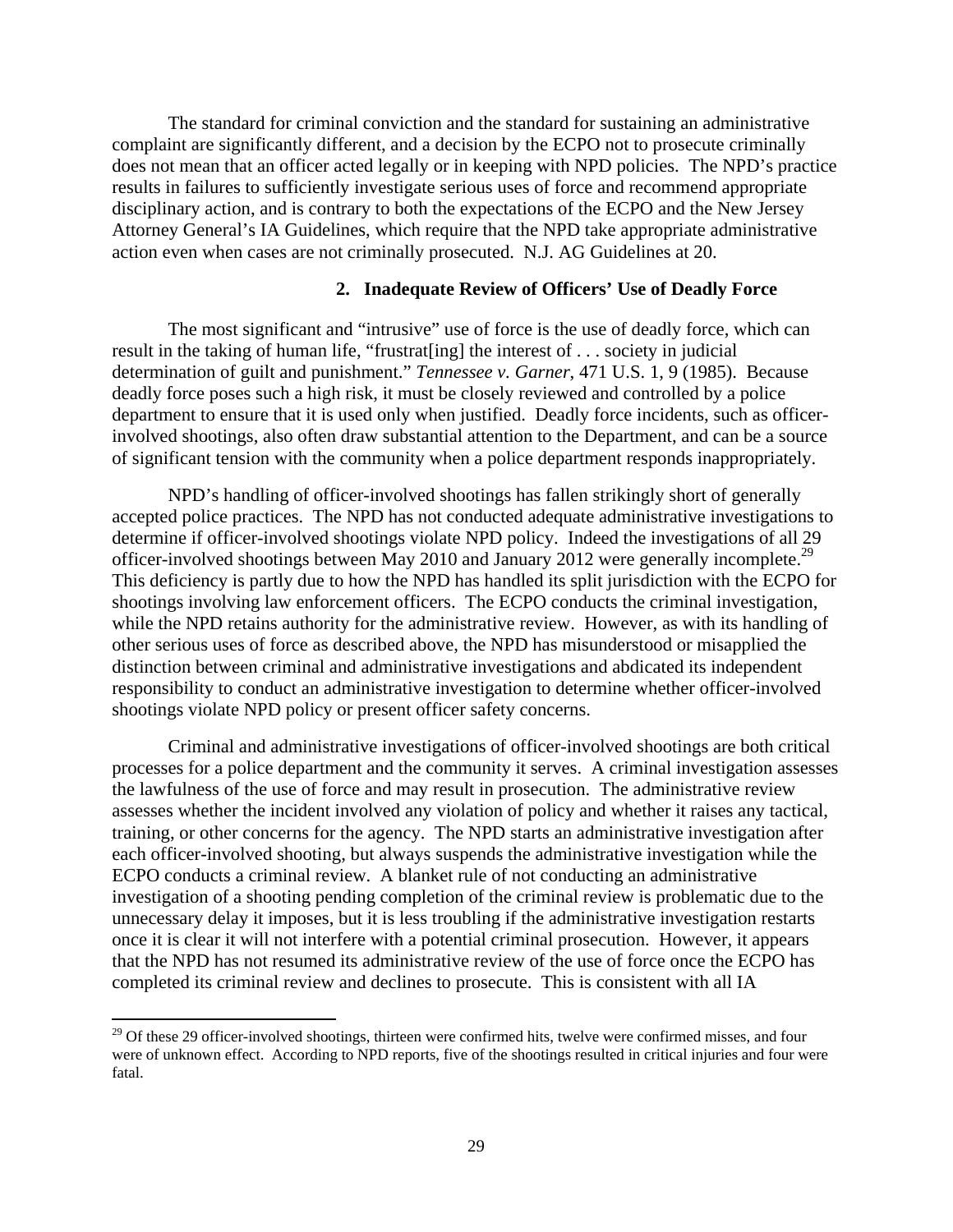The standard for criminal conviction and the standard for sustaining an administrative complaint are significantly different, and a decision by the ECPO not to prosecute criminally does not mean that an officer acted legally or in keeping with NPD policies. The NPD's practice results in failures to sufficiently investigate serious uses of force and recommend appropriate disciplinary action, and is contrary to both the expectations of the ECPO and the New Jersey Attorney General's IA Guidelines, which require that the NPD take appropriate administrative action even when cases are not criminally prosecuted. N.J. AG Guidelines at 20.

### 2. Inadequate Review of Officers' Use of Deadly Force

The most significant and "intrusive" use of force is the use of deadly force, which can result in the taking of human life, "frustrat[ing] the interest of . . . society in judicial determination of guilt and punishment." *Tennessee v. Garner*, 471 U.S. 1, 9 (1985). Because deadly force poses such a high risk, it must be closely reviewed and controlled by a police department to ensure that it is used only when justified. Deadly force incidents, such as officer-involved shootings, also often draw substantial attention to the Department, and can be a source of significant tension with the community when a police department responds inappropriately.

NPD's handling of officer-involved shootings has fallen strikingly short of generally accepted police practices. The NPD has not conducted adequate administrative investigations to determine if officer-involved shootings violate NPD policy. Indeed the investigations of all 29 officer-involved shootings between May 2010 and January 2012 were generally incomplete.[29] This deficiency is partly due to how the NPD has handled its split jurisdiction with the ECPO for shootings involving law enforcement officers. The ECPO conducts the criminal investigation, while the NPD retains authority for the administrative review. However, as with its handling of other serious uses of force as described above, the NPD has misunderstood or misapplied the distinction between criminal and administrative investigations and abdicated its independent responsibility to conduct an administrative investigation to determine whether officer-involved shootings violate NPD policy or present officer safety concerns.

Criminal and administrative investigations of officer-involved shootings are both critical processes for a police department and the community it serves. A criminal investigation assesses the lawfulness of the use of force and may result in prosecution. The administrative review assesses whether the incident involved any violation of policy and whether it raises any tactical, training, or other concerns for the agency. The NPD starts an administrative investigation after each officer-involved shooting, but always suspends the administrative investigation while the ECPO conducts a criminal review. A blanket rule of not conducting an administrative investigation of a shooting pending completion of the criminal review is problematic due to the unnecessary delay it imposes, but it is less troubling if the administrative investigation restarts once it is clear it will not interfere with a potential criminal prosecution. However, it appears that the NPD has not resumed its administrative review of the use of force once the ECPO has completed its criminal review and declines to prosecute. This is consistent with all IA

[29] Of these 29 officer-involved shootings, thirteen were confirmed hits, twelve were confirmed misses, and four were of unknown effect. According to NPD reports, five of the shootings resulted in critical injuries and four were fatal.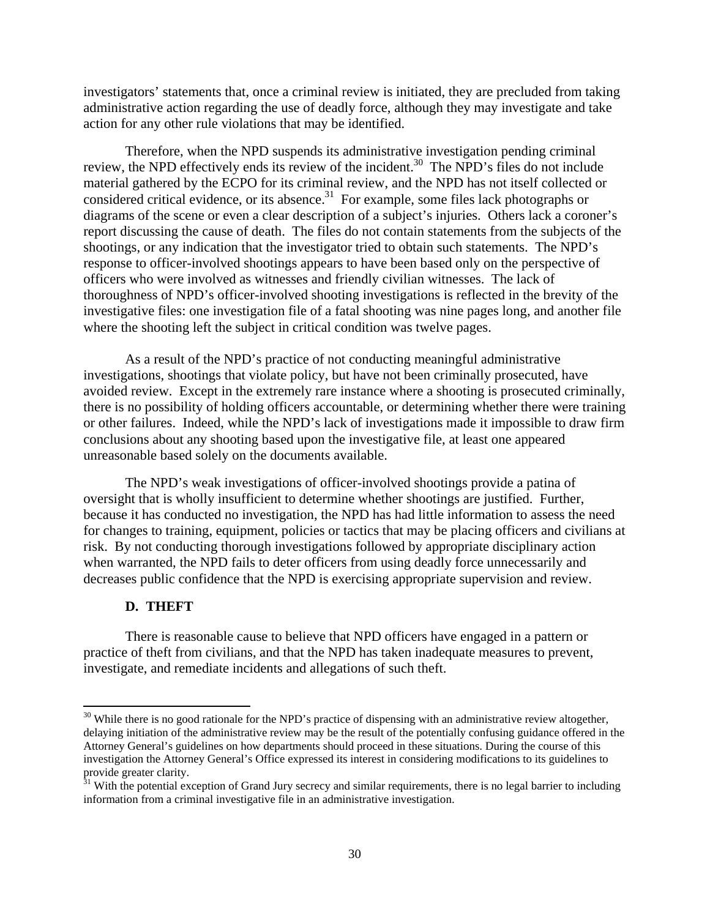investigators' statements that, once a criminal review is initiated, they are precluded from taking administrative action regarding the use of deadly force, although they may investigate and take action for any other rule violations that may be identified.

Therefore, when the NPD suspends its administrative investigation pending criminal review, the NPD effectively ends its review of the incident.[30] The NPD's files do not include material gathered by the ECPO for its criminal review, and the NPD has not itself collected or considered critical evidence, or its absence.[31] For example, some files lack photographs or diagrams of the scene or even a clear description of a subject's injuries. Others lack a coroner's report discussing the cause of death. The files do not contain statements from the subjects of the shootings, or any indication that the investigator tried to obtain such statements. The NPD's response to officer-involved shootings appears to have been based only on the perspective of officers who were involved as witnesses and friendly civilian witnesses. The lack of thoroughness of NPD's officer-involved shooting investigations is reflected in the brevity of the investigative files: one investigation file of a fatal shooting was nine pages long, and another file where the shooting left the subject in critical condition was twelve pages.

As a result of the NPD's practice of not conducting meaningful administrative investigations, shootings that violate policy, but have not been criminally prosecuted, have avoided review. Except in the extremely rare instance where a shooting is prosecuted criminally, there is no possibility of holding officers accountable, or determining whether there were training or other failures. Indeed, while the NPD's lack of investigations made it impossible to draw firm conclusions about any shooting based upon the investigative file, at least one appeared unreasonable based solely on the documents available.

The NPD's weak investigations of officer-involved shootings provide a patina of oversight that is wholly insufficient to determine whether shootings are justified. Further, because it has conducted no investigation, the NPD has had little information to assess the need for changes to training, equipment, policies or tactics that may be placing officers and civilians at risk. By not conducting thorough investigations followed by appropriate disciplinary action when warranted, the NPD fails to deter officers from using deadly force unnecessarily and decreases public confidence that the NPD is exercising appropriate supervision and review.

### D. THEFT

There is reasonable cause to believe that NPD officers have engaged in a pattern or practice of theft from civilians, and that the NPD has taken inadequate measures to prevent, investigate, and remediate incidents and allegations of such theft.

---

[30] While there is no good rationale for the NPD's practice of dispensing with an administrative review altogether, delaying initiation of the administrative review may be the result of the potentially confusing guidance offered in the Attorney General's guidelines on how departments should proceed in these situations. During the course of this investigation the Attorney General's Office expressed its interest in considering modifications to its guidelines to provide greater clarity.

[31] With the potential exception of Grand Jury secrecy and similar requirements, there is no legal barrier to including information from a criminal investigative file in an administrative investigation.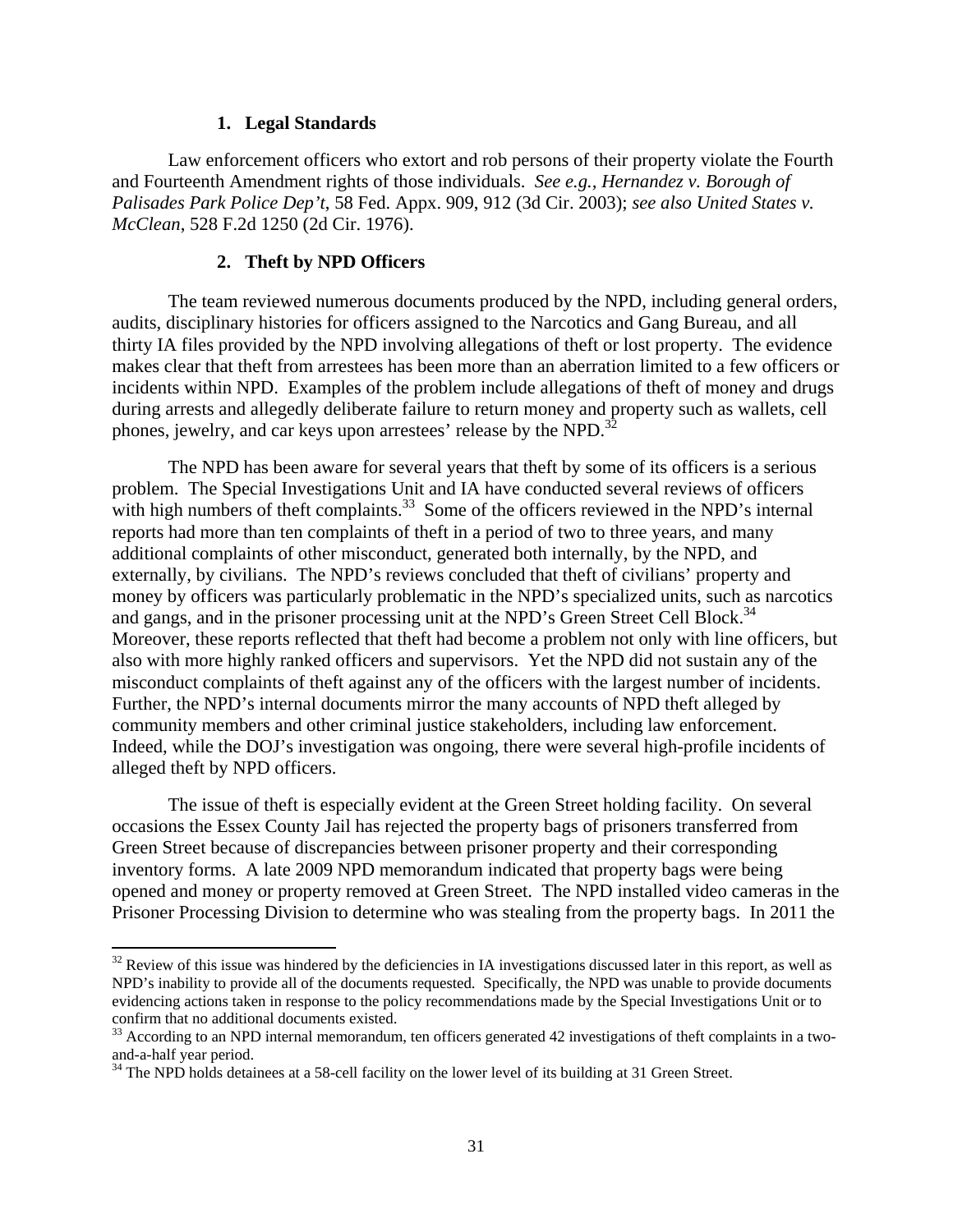### 1. Legal Standards

Law enforcement officers who extort and rob persons of their property violate the Fourth and Fourteenth Amendment rights of those individuals. *See e.g., Hernandez v. Borough of Palisades Park Police Dep't*, 58 Fed. Appx. 909, 912 (3d Cir. 2003); *see also United States v. McClean*, 528 F.2d 1250 (2d Cir. 1976).

### 2. Theft by NPD Officers

The team reviewed numerous documents produced by the NPD, including general orders, audits, disciplinary histories for officers assigned to the Narcotics and Gang Bureau, and all thirty IA files provided by the NPD involving allegations of theft or lost property. The evidence makes clear that theft from arrestees has been more than an aberration limited to a few officers or incidents within NPD. Examples of the problem include allegations of theft of money and drugs during arrests and allegedly deliberate failure to return money and property such as wallets, cell phones, jewelry, and car keys upon arrestees' release by the NPD.[32]

The NPD has been aware for several years that theft by some of its officers is a serious problem. The Special Investigations Unit and IA have conducted several reviews of officers with high numbers of theft complaints.[33] Some of the officers reviewed in the NPD's internal reports had more than ten complaints of theft in a period of two to three years, and many additional complaints of other misconduct, generated both internally, by the NPD, and externally, by civilians. The NPD's reviews concluded that theft of civilians' property and money by officers was particularly problematic in the NPD's specialized units, such as narcotics and gangs, and in the prisoner processing unit at the NPD's Green Street Cell Block.[34] Moreover, these reports reflected that theft had become a problem not only with line officers, but also with more highly ranked officers and supervisors. Yet the NPD did not sustain any of the misconduct complaints of theft against any of the officers with the largest number of incidents. Further, the NPD's internal documents mirror the many accounts of NPD theft alleged by community members and other criminal justice stakeholders, including law enforcement. Indeed, while the DOJ's investigation was ongoing, there were several high-profile incidents of alleged theft by NPD officers.

The issue of theft is especially evident at the Green Street holding facility. On several occasions the Essex County Jail has rejected the property bags of prisoners transferred from Green Street because of discrepancies between prisoner property and their corresponding inventory forms. A late 2009 NPD memorandum indicated that property bags were being opened and money or property removed at Green Street. The NPD installed video cameras in the Prisoner Processing Division to determine who was stealing from the property bags. In 2011 the

---

[32] Review of this issue was hindered by the deficiencies in IA investigations discussed later in this report, as well as NPD's inability to provide all of the documents requested. Specifically, the NPD was unable to provide documents evidencing actions taken in response to the policy recommendations made by the Special Investigations Unit or to confirm that no additional documents existed.

[33] According to an NPD internal memorandum, ten officers generated 42 investigations of theft complaints in a two-and-a-half year period.

[34] The NPD holds detainees at a 58-cell facility on the lower level of its building at 31 Green Street.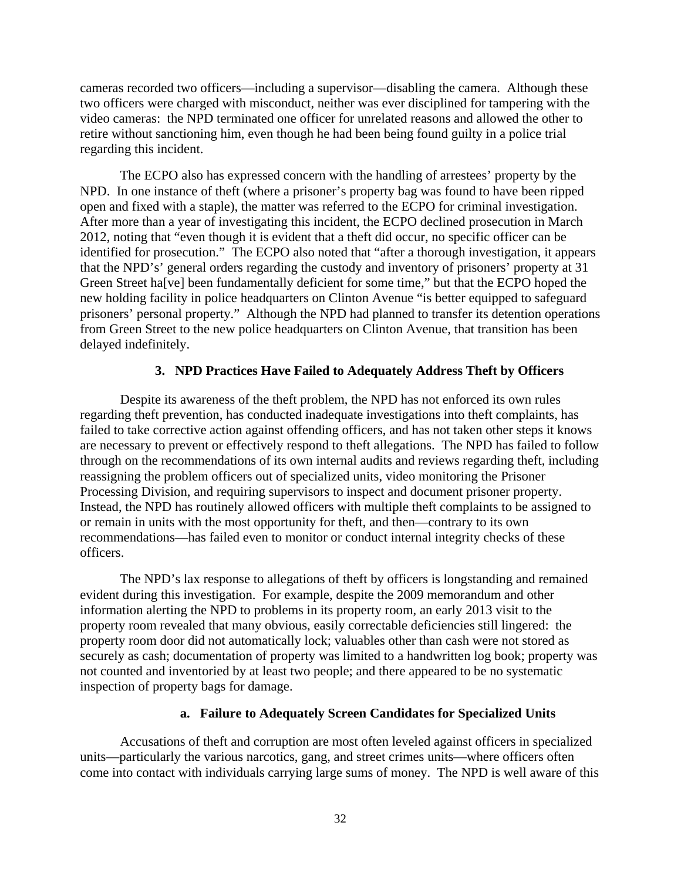cameras recorded two officers—including a supervisor—disabling the camera. Although these two officers were charged with misconduct, neither was ever disciplined for tampering with the video cameras: the NPD terminated one officer for unrelated reasons and allowed the other to retire without sanctioning him, even though he had been being found guilty in a police trial regarding this incident.

The ECPO also has expressed concern with the handling of arrestees' property by the NPD. In one instance of theft (where a prisoner's property bag was found to have been ripped open and fixed with a staple), the matter was referred to the ECPO for criminal investigation. After more than a year of investigating this incident, the ECPO declined prosecution in March 2012, noting that "even though it is evident that a theft did occur, no specific officer can be identified for prosecution." The ECPO also noted that "after a thorough investigation, it appears that the NPD's' general orders regarding the custody and inventory of prisoners' property at 31 Green Street ha[ve] been fundamentally deficient for some time," but that the ECPO hoped the new holding facility in police headquarters on Clinton Avenue "is better equipped to safeguard prisoners' personal property." Although the NPD had planned to transfer its detention operations from Green Street to the new police headquarters on Clinton Avenue, that transition has been delayed indefinitely.

### 3. NPD Practices Have Failed to Adequately Address Theft by Officers

Despite its awareness of the theft problem, the NPD has not enforced its own rules regarding theft prevention, has conducted inadequate investigations into theft complaints, has failed to take corrective action against offending officers, and has not taken other steps it knows are necessary to prevent or effectively respond to theft allegations. The NPD has failed to follow through on the recommendations of its own internal audits and reviews regarding theft, including reassigning the problem officers out of specialized units, video monitoring the Prisoner Processing Division, and requiring supervisors to inspect and document prisoner property. Instead, the NPD has routinely allowed officers with multiple theft complaints to be assigned to or remain in units with the most opportunity for theft, and then—contrary to its own recommendations—has failed even to monitor or conduct internal integrity checks of these officers.

The NPD's lax response to allegations of theft by officers is longstanding and remained evident during this investigation. For example, despite the 2009 memorandum and other information alerting the NPD to problems in its property room, an early 2013 visit to the property room revealed that many obvious, easily correctable deficiencies still lingered: the property room door did not automatically lock; valuables other than cash were not stored as securely as cash; documentation of property was limited to a handwritten log book; property was not counted and inventoried by at least two people; and there appeared to be no systematic inspection of property bags for damage.

#### a. Failure to Adequately Screen Candidates for Specialized Units

Accusations of theft and corruption are most often leveled against officers in specialized units—particularly the various narcotics, gang, and street crimes units—where officers often come into contact with individuals carrying large sums of money. The NPD is well aware of this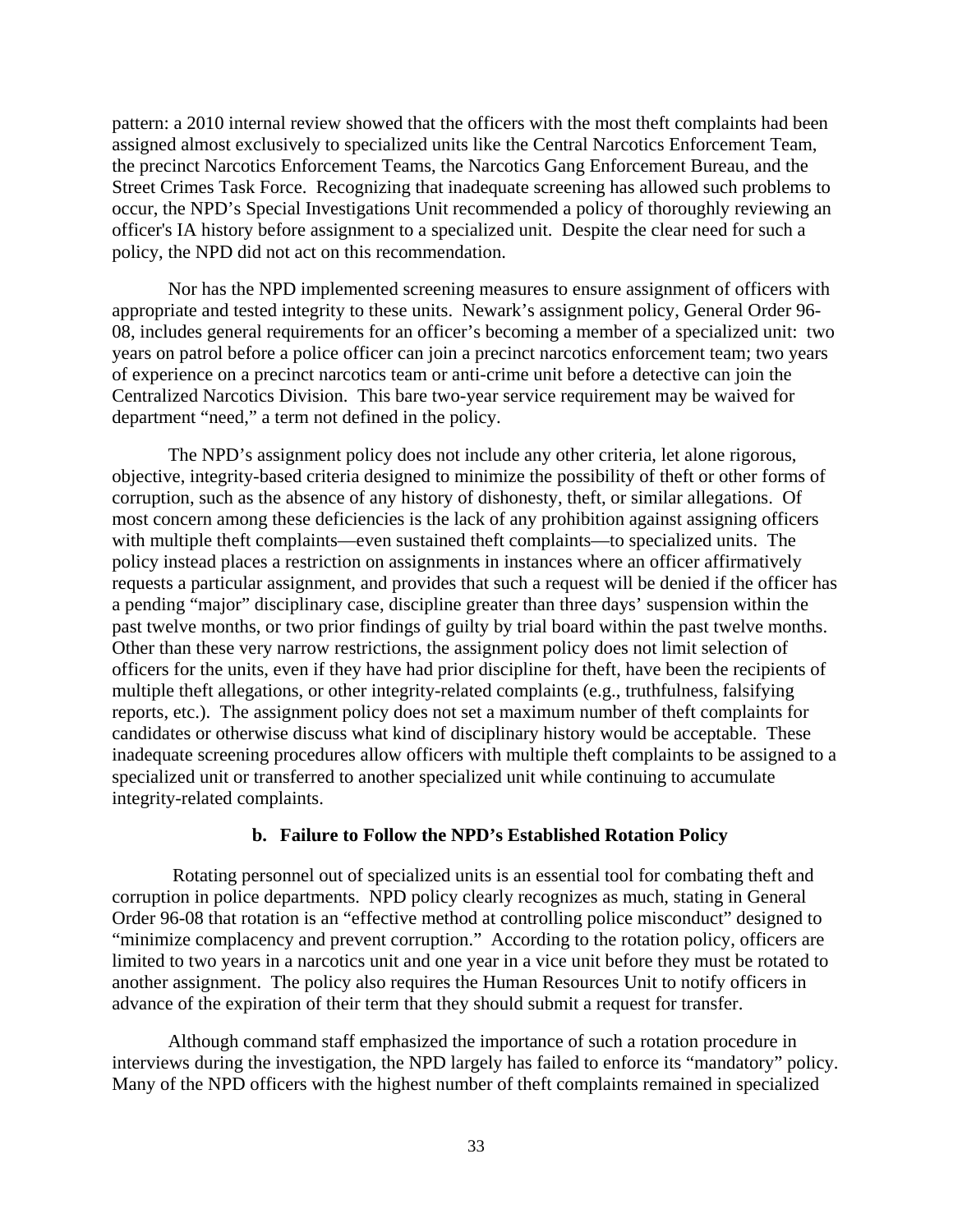pattern: a 2010 internal review showed that the officers with the most theft complaints had been assigned almost exclusively to specialized units like the Central Narcotics Enforcement Team, the precinct Narcotics Enforcement Teams, the Narcotics Gang Enforcement Bureau, and the Street Crimes Task Force. Recognizing that inadequate screening has allowed such problems to occur, the NPD's Special Investigations Unit recommended a policy of thoroughly reviewing an officer's IA history before assignment to a specialized unit. Despite the clear need for such a policy, the NPD did not act on this recommendation.

Nor has the NPD implemented screening measures to ensure assignment of officers with appropriate and tested integrity to these units. Newark's assignment policy, General Order 96-08, includes general requirements for an officer's becoming a member of a specialized unit: two years on patrol before a police officer can join a precinct narcotics enforcement team; two years of experience on a precinct narcotics team or anti-crime unit before a detective can join the Centralized Narcotics Division. This bare two-year service requirement may be waived for department "need," a term not defined in the policy.

The NPD's assignment policy does not include any other criteria, let alone rigorous, objective, integrity-based criteria designed to minimize the possibility of theft or other forms of corruption, such as the absence of any history of dishonesty, theft, or similar allegations. Of most concern among these deficiencies is the lack of any prohibition against assigning officers with multiple theft complaints—even sustained theft complaints—to specialized units. The policy instead places a restriction on assignments in instances where an officer affirmatively requests a particular assignment, and provides that such a request will be denied if the officer has a pending "major" disciplinary case, discipline greater than three days' suspension within the past twelve months, or two prior findings of guilty by trial board within the past twelve months. Other than these very narrow restrictions, the assignment policy does not limit selection of officers for the units, even if they have had prior discipline for theft, have been the recipients of multiple theft allegations, or other integrity-related complaints (e.g., truthfulness, falsifying reports, etc.). The assignment policy does not set a maximum number of theft complaints for candidates or otherwise discuss what kind of disciplinary history would be acceptable. These inadequate screening procedures allow officers with multiple theft complaints to be assigned to a specialized unit or transferred to another specialized unit while continuing to accumulate integrity-related complaints.

#### b. Failure to Follow the NPD's Established Rotation Policy

Rotating personnel out of specialized units is an essential tool for combating theft and corruption in police departments. NPD policy clearly recognizes as much, stating in General Order 96-08 that rotation is an "effective method at controlling police misconduct" designed to "minimize complacency and prevent corruption." According to the rotation policy, officers are limited to two years in a narcotics unit and one year in a vice unit before they must be rotated to another assignment. The policy also requires the Human Resources Unit to notify officers in advance of the expiration of their term that they should submit a request for transfer.

Although command staff emphasized the importance of such a rotation procedure in interviews during the investigation, the NPD largely has failed to enforce its "mandatory" policy. Many of the NPD officers with the highest number of theft complaints remained in specialized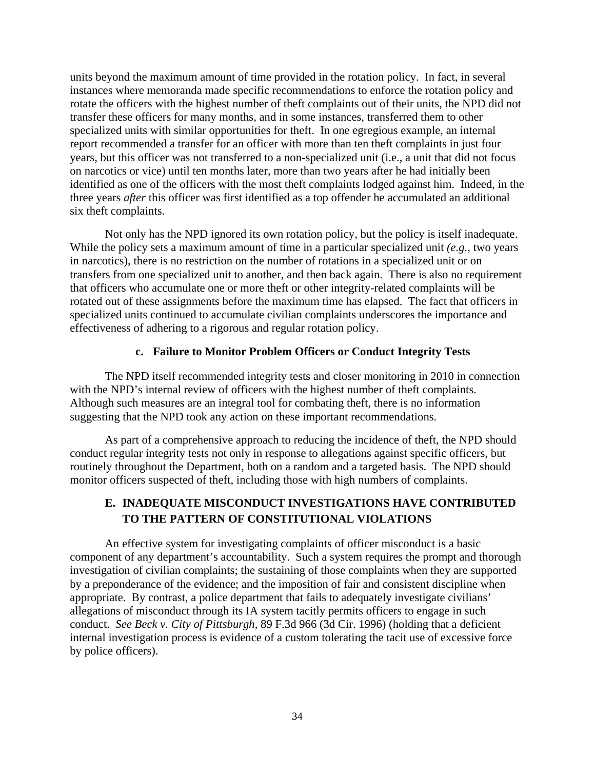units beyond the maximum amount of time provided in the rotation policy. In fact, in several instances where memoranda made specific recommendations to enforce the rotation policy and rotate the officers with the highest number of theft complaints out of their units, the NPD did not transfer these officers for many months, and in some instances, transferred them to other specialized units with similar opportunities for theft. In one egregious example, an internal report recommended a transfer for an officer with more than ten theft complaints in just four years, but this officer was not transferred to a non-specialized unit (i.e., a unit that did not focus on narcotics or vice) until ten months later, more than two years after he had initially been identified as one of the officers with the most theft complaints lodged against him. Indeed, in the three years *after* this officer was first identified as a top offender he accumulated an additional six theft complaints.

Not only has the NPD ignored its own rotation policy, but the policy is itself inadequate. While the policy sets a maximum amount of time in a particular specialized unit *(e.g.*, two years in narcotics), there is no restriction on the number of rotations in a specialized unit or on transfers from one specialized unit to another, and then back again. There is also no requirement that officers who accumulate one or more theft or other integrity-related complaints will be rotated out of these assignments before the maximum time has elapsed. The fact that officers in specialized units continued to accumulate civilian complaints underscores the importance and effectiveness of adhering to a rigorous and regular rotation policy.

#### c. Failure to Monitor Problem Officers or Conduct Integrity Tests

The NPD itself recommended integrity tests and closer monitoring in 2010 in connection with the NPD's internal review of officers with the highest number of theft complaints. Although such measures are an integral tool for combating theft, there is no information suggesting that the NPD took any action on these important recommendations.

As part of a comprehensive approach to reducing the incidence of theft, the NPD should conduct regular integrity tests not only in response to allegations against specific officers, but routinely throughout the Department, both on a random and a targeted basis. The NPD should monitor officers suspected of theft, including those with high numbers of complaints.

### E. INADEQUATE MISCONDUCT INVESTIGATIONS HAVE CONTRIBUTED TO THE PATTERN OF CONSTITUTIONAL VIOLATIONS

An effective system for investigating complaints of officer misconduct is a basic component of any department's accountability. Such a system requires the prompt and thorough investigation of civilian complaints; the sustaining of those complaints when they are supported by a preponderance of the evidence; and the imposition of fair and consistent discipline when appropriate. By contrast, a police department that fails to adequately investigate civilians' allegations of misconduct through its IA system tacitly permits officers to engage in such conduct. *See Beck v. City of Pittsburgh*, 89 F.3d 966 (3d Cir. 1996) (holding that a deficient internal investigation process is evidence of a custom tolerating the tacit use of excessive force by police officers).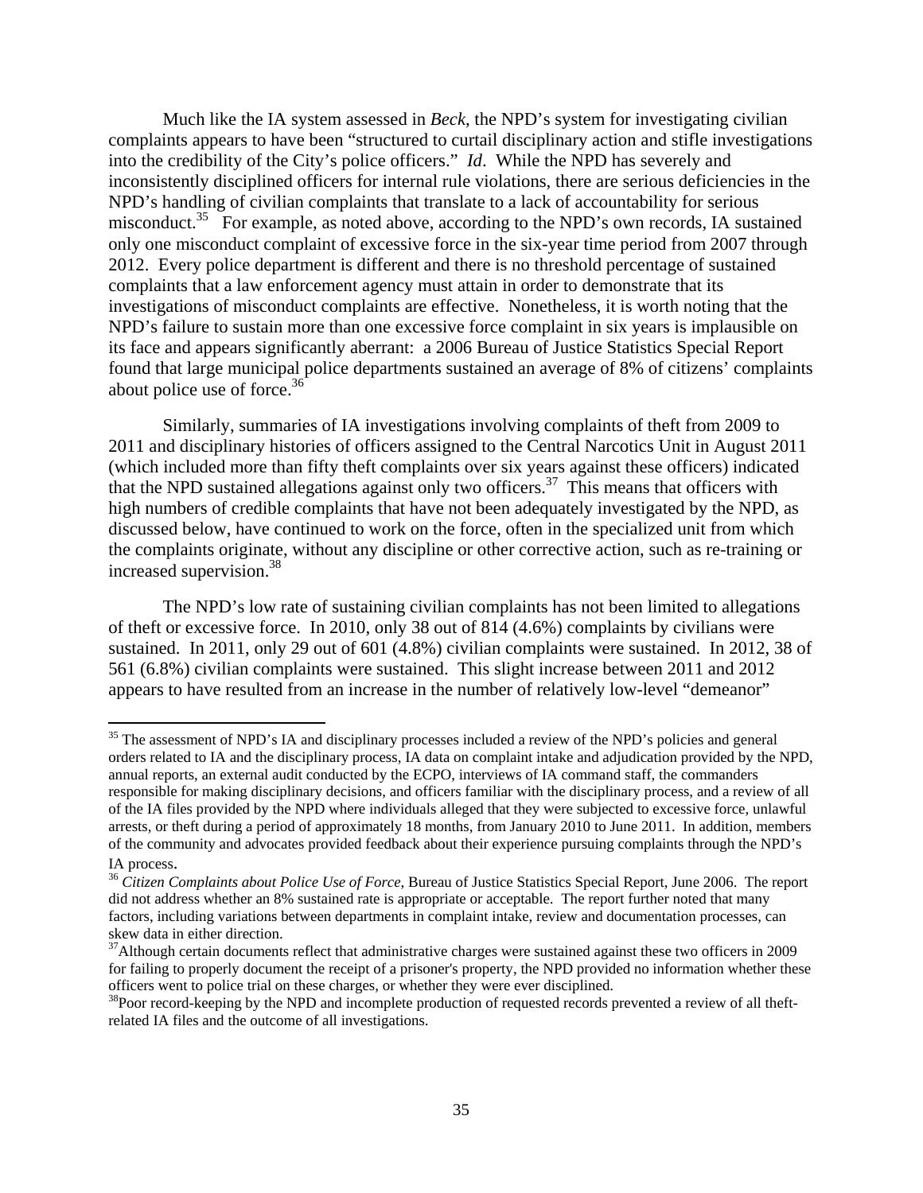Much like the IA system assessed in *Beck*, the NPD's system for investigating civilian complaints appears to have been "structured to curtail disciplinary action and stifle investigations into the credibility of the City's police officers." *Id*. While the NPD has severely and inconsistently disciplined officers for internal rule violations, there are serious deficiencies in the NPD's handling of civilian complaints that translate to a lack of accountability for serious misconduct.[35] For example, as noted above, according to the NPD's own records, IA sustained only one misconduct complaint of excessive force in the six-year time period from 2007 through 2012. Every police department is different and there is no threshold percentage of sustained complaints that a law enforcement agency must attain in order to demonstrate that its investigations of misconduct complaints are effective. Nonetheless, it is worth noting that the NPD's failure to sustain more than one excessive force complaint in six years is implausible on its face and appears significantly aberrant: a 2006 Bureau of Justice Statistics Special Report found that large municipal police departments sustained an average of 8% of citizens' complaints about police use of force.[36]

Similarly, summaries of IA investigations involving complaints of theft from 2009 to 2011 and disciplinary histories of officers assigned to the Central Narcotics Unit in August 2011 (which included more than fifty theft complaints over six years against these officers) indicated that the NPD sustained allegations against only two officers.[37] This means that officers with high numbers of credible complaints that have not been adequately investigated by the NPD, as discussed below, have continued to work on the force, often in the specialized unit from which the complaints originate, without any discipline or other corrective action, such as re-training or increased supervision.[38]

The NPD's low rate of sustaining civilian complaints has not been limited to allegations of theft or excessive force. In 2010, only 38 out of 814 (4.6%) complaints by civilians were sustained. In 2011, only 29 out of 601 (4.8%) civilian complaints were sustained. In 2012, 38 of 561 (6.8%) civilian complaints were sustained. This slight increase between 2011 and 2012 appears to have resulted from an increase in the number of relatively low-level "demeanor"

---

[35] The assessment of NPD's IA and disciplinary processes included a review of the NPD's policies and general orders related to IA and the disciplinary process, IA data on complaint intake and adjudication provided by the NPD, annual reports, an external audit conducted by the ECPO, interviews of IA command staff, the commanders responsible for making disciplinary decisions, and officers familiar with the disciplinary process, and a review of all of the IA files provided by the NPD where individuals alleged that they were subjected to excessive force, unlawful arrests, or theft during a period of approximately 18 months, from January 2010 to June 2011. In addition, members of the community and advocates provided feedback about their experience pursuing complaints through the NPD's IA process.

[36] *Citizen Complaints about Police Use of Force*, Bureau of Justice Statistics Special Report, June 2006. The report did not address whether an 8% sustained rate is appropriate or acceptable. The report further noted that many factors, including variations between departments in complaint intake, review and documentation processes, can skew data in either direction.

[37] Although certain documents reflect that administrative charges were sustained against these two officers in 2009 for failing to properly document the receipt of a prisoner's property, the NPD provided no information whether these officers went to police trial on these charges, or whether they were ever disciplined.

[38] Poor record-keeping by the NPD and incomplete production of requested records prevented a review of all theft-related IA files and the outcome of all investigations.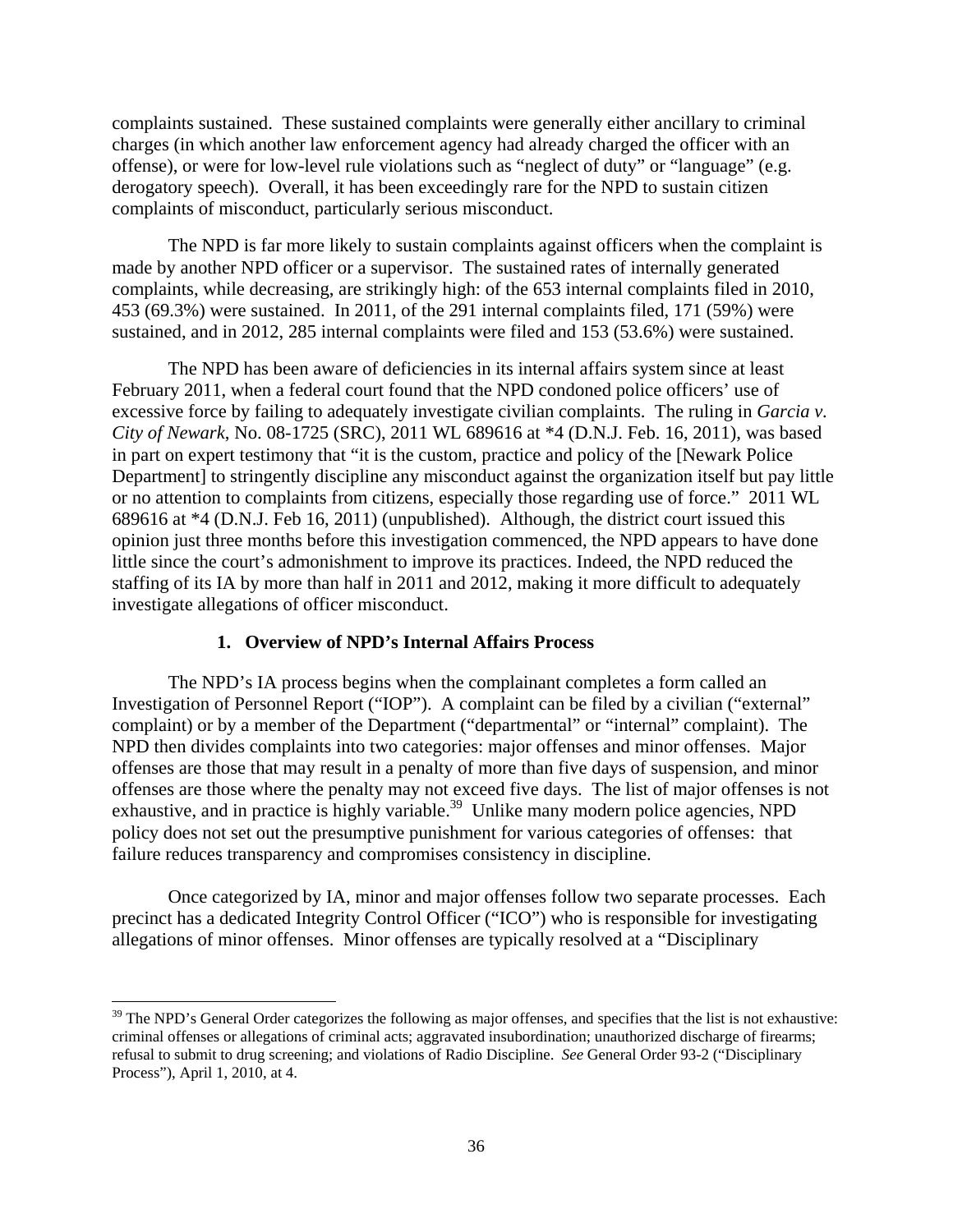complaints sustained. These sustained complaints were generally either ancillary to criminal charges (in which another law enforcement agency had already charged the officer with an offense), or were for low-level rule violations such as "neglect of duty" or "language" (e.g. derogatory speech). Overall, it has been exceedingly rare for the NPD to sustain citizen complaints of misconduct, particularly serious misconduct.

The NPD is far more likely to sustain complaints against officers when the complaint is made by another NPD officer or a supervisor. The sustained rates of internally generated complaints, while decreasing, are strikingly high: of the 653 internal complaints filed in 2010, 453 (69.3%) were sustained. In 2011, of the 291 internal complaints filed, 171 (59%) were sustained, and in 2012, 285 internal complaints were filed and 153 (53.6%) were sustained.

The NPD has been aware of deficiencies in its internal affairs system since at least February 2011, when a federal court found that the NPD condoned police officers' use of excessive force by failing to adequately investigate civilian complaints. The ruling in *Garcia v. City of Newark*, No. 08-1725 (SRC), 2011 WL 689616 at *4 (D.N.J. Feb. 16, 2011), was based in part on expert testimony that "it is the custom, practice and policy of the [Newark Police Department] to stringently discipline any misconduct against the organization itself but pay little or no attention to complaints from citizens, especially those regarding use of force." 2011 WL 689616 at *4 (D.N.J. Feb 16, 2011) (unpublished). Although, the district court issued this opinion just three months before this investigation commenced, the NPD appears to have done little since the court's admonishment to improve its practices. Indeed, the NPD reduced the staffing of its IA by more than half in 2011 and 2012, making it more difficult to adequately investigate allegations of officer misconduct.

### 1. Overview of NPD's Internal Affairs Process

The NPD's IA process begins when the complainant completes a form called an Investigation of Personnel Report ("IOP"). A complaint can be filed by a civilian ("external" complaint) or by a member of the Department ("departmental" or "internal" complaint). The NPD then divides complaints into two categories: major offenses and minor offenses. Major offenses are those that may result in a penalty of more than five days of suspension, and minor offenses are those where the penalty may not exceed five days. The list of major offenses is not exhaustive, and in practice is highly variable.[39] Unlike many modern police agencies, NPD policy does not set out the presumptive punishment for various categories of offenses: that failure reduces transparency and compromises consistency in discipline.

Once categorized by IA, minor and major offenses follow two separate processes. Each precinct has a dedicated Integrity Control Officer ("ICO") who is responsible for investigating allegations of minor offenses. Minor offenses are typically resolved at a "Disciplinary

---

[39] The NPD's General Order categorizes the following as major offenses, and specifies that the list is not exhaustive: criminal offenses or allegations of criminal acts; aggravated insubordination; unauthorized discharge of firearms; refusal to submit to drug screening; and violations of Radio Discipline. *See* General Order 93-2 ("Disciplinary Process"), April 1, 2010, at 4.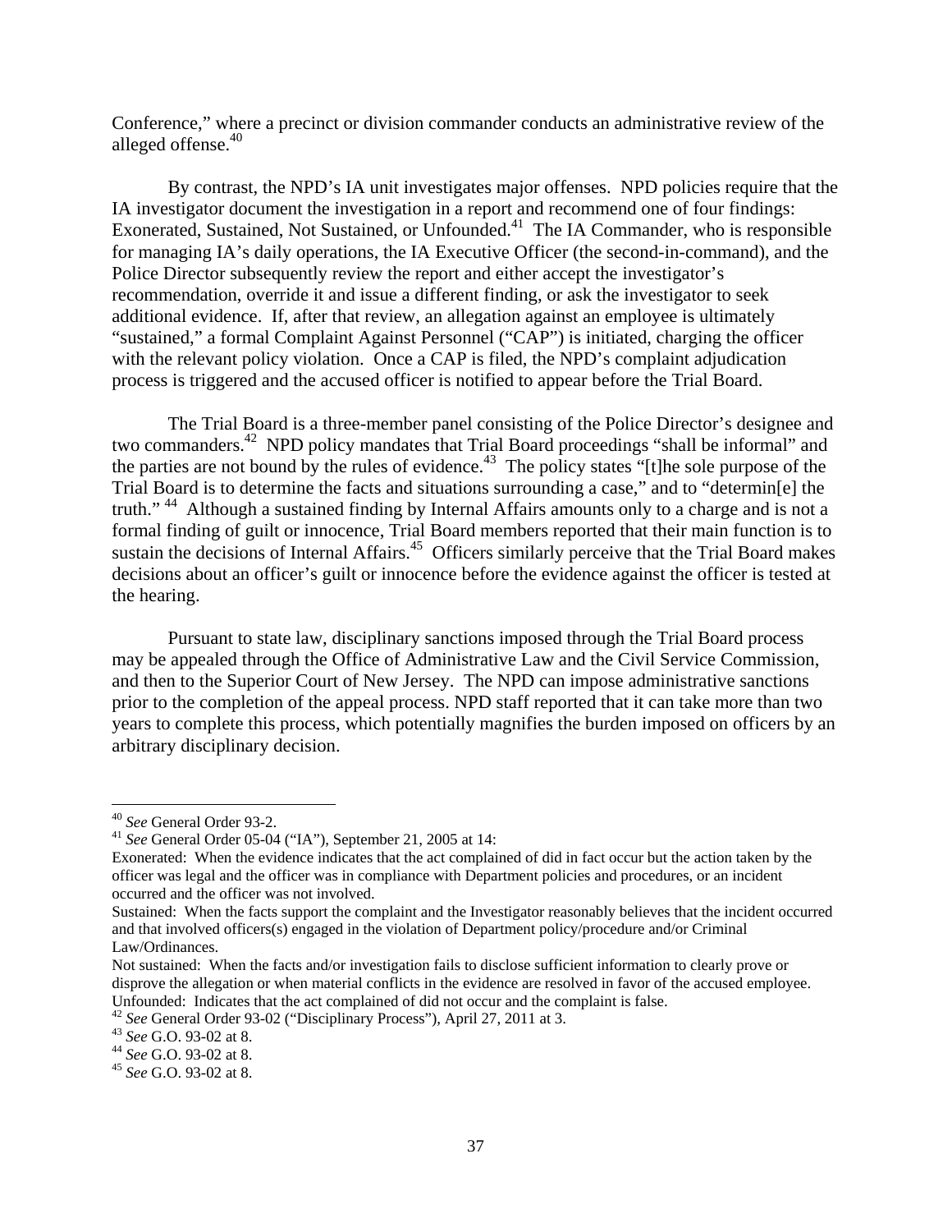Conference," where a precinct or division commander conducts an administrative review of the alleged offense.[40]

By contrast, the NPD's IA unit investigates major offenses. NPD policies require that the IA investigator document the investigation in a report and recommend one of four findings: Exonerated, Sustained, Not Sustained, or Unfounded.[41] The IA Commander, who is responsible for managing IA's daily operations, the IA Executive Officer (the second-in-command), and the Police Director subsequently review the report and either accept the investigator's recommendation, override it and issue a different finding, or ask the investigator to seek additional evidence. If, after that review, an allegation against an employee is ultimately "sustained," a formal Complaint Against Personnel ("CAP") is initiated, charging the officer with the relevant policy violation. Once a CAP is filed, the NPD's complaint adjudication process is triggered and the accused officer is notified to appear before the Trial Board.

The Trial Board is a three-member panel consisting of the Police Director's designee and two commanders.[42] NPD policy mandates that Trial Board proceedings "shall be informal" and the parties are not bound by the rules of evidence.[43] The policy states "[t]he sole purpose of the Trial Board is to determine the facts and situations surrounding a case," and to "determin[e] the truth." [44] Although a sustained finding by Internal Affairs amounts only to a charge and is not a formal finding of guilt or innocence, Trial Board members reported that their main function is to sustain the decisions of Internal Affairs.[45] Officers similarly perceive that the Trial Board makes decisions about an officer's guilt or innocence before the evidence against the officer is tested at the hearing.

Pursuant to state law, disciplinary sanctions imposed through the Trial Board process may be appealed through the Office of Administrative Law and the Civil Service Commission, and then to the Superior Court of New Jersey. The NPD can impose administrative sanctions prior to the completion of the appeal process. NPD staff reported that it can take more than two years to complete this process, which potentially magnifies the burden imposed on officers by an arbitrary disciplinary decision.

---

[40] *See* General Order 93-2.

[41] *See* General Order 05-04 ("IA"), September 21, 2005 at 14:

Exonerated: When the evidence indicates that the act complained of did in fact occur but the action taken by the officer was legal and the officer was in compliance with Department policies and procedures, or an incident occurred and the officer was not involved.

Sustained: When the facts support the complaint and the Investigator reasonably believes that the incident occurred and that involved officers(s) engaged in the violation of Department policy/procedure and/or Criminal Law/Ordinances.

Not sustained: When the facts and/or investigation fails to disclose sufficient information to clearly prove or disprove the allegation or when material conflicts in the evidence are resolved in favor of the accused employee.

Unfounded: Indicates that the act complained of did not occur and the complaint is false.

[42] *See* General Order 93-02 ("Disciplinary Process"), April 27, 2011 at 3.

[43] *See* G.O. 93-02 at 8.

[44] *See* G.O. 93-02 at 8.

[45] *See* G.O. 93-02 at 8.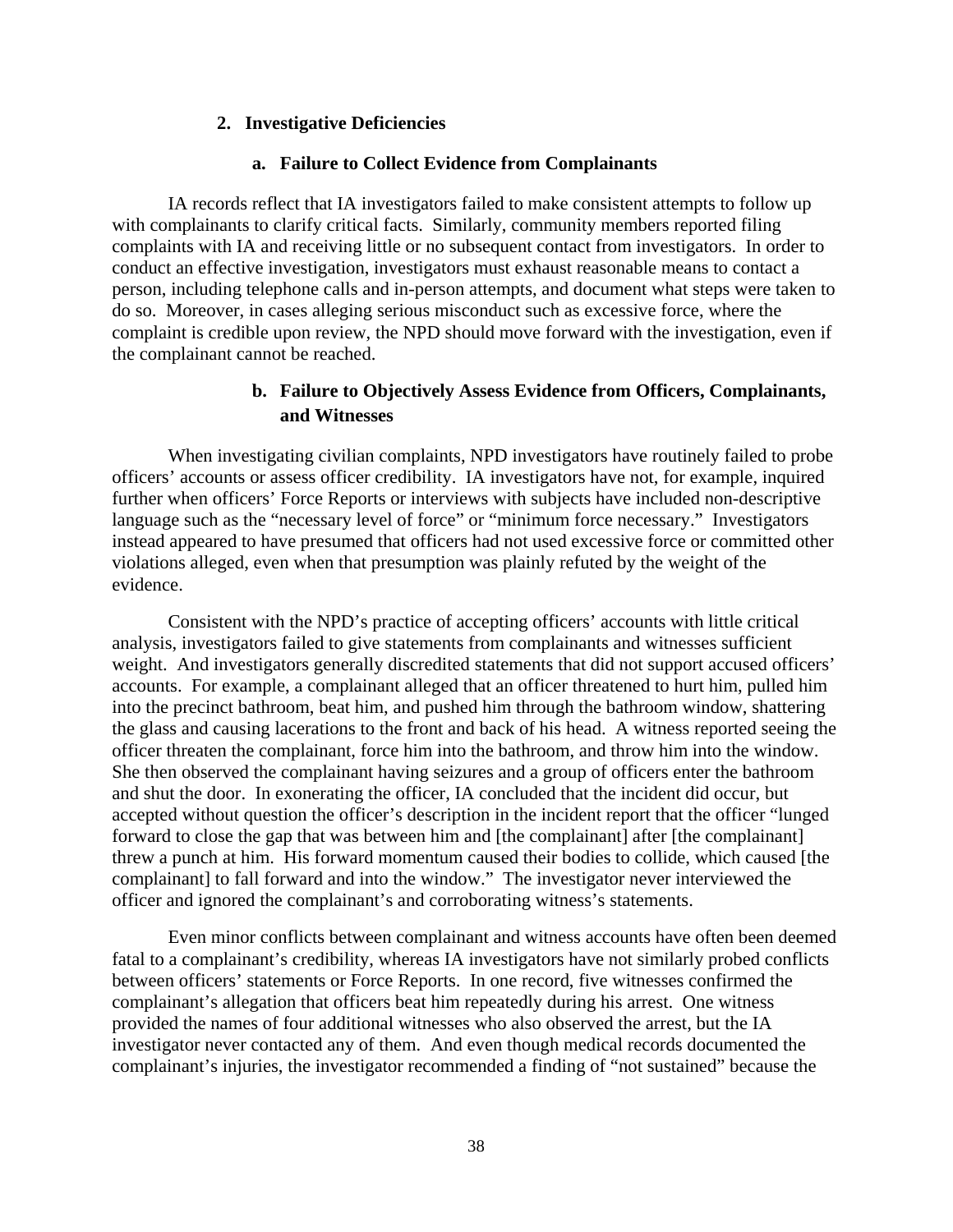### 2. Investigative Deficiencies

#### a. Failure to Collect Evidence from Complainants

IA records reflect that IA investigators failed to make consistent attempts to follow up with complainants to clarify critical facts. Similarly, community members reported filing complaints with IA and receiving little or no subsequent contact from investigators. In order to conduct an effective investigation, investigators must exhaust reasonable means to contact a person, including telephone calls and in-person attempts, and document what steps were taken to do so. Moreover, in cases alleging serious misconduct such as excessive force, where the complaint is credible upon review, the NPD should move forward with the investigation, even if the complainant cannot be reached.

#### b. Failure to Objectively Assess Evidence from Officers, Complainants, and Witnesses

When investigating civilian complaints, NPD investigators have routinely failed to probe officers' accounts or assess officer credibility. IA investigators have not, for example, inquired further when officers' Force Reports or interviews with subjects have included non-descriptive language such as the "necessary level of force" or "minimum force necessary." Investigators instead appeared to have presumed that officers had not used excessive force or committed other violations alleged, even when that presumption was plainly refuted by the weight of the evidence.

Consistent with the NPD's practice of accepting officers' accounts with little critical analysis, investigators failed to give statements from complainants and witnesses sufficient weight. And investigators generally discredited statements that did not support accused officers' accounts. For example, a complainant alleged that an officer threatened to hurt him, pulled him into the precinct bathroom, beat him, and pushed him through the bathroom window, shattering the glass and causing lacerations to the front and back of his head. A witness reported seeing the officer threaten the complainant, force him into the bathroom, and throw him into the window. She then observed the complainant having seizures and a group of officers enter the bathroom and shut the door. In exonerating the officer, IA concluded that the incident did occur, but accepted without question the officer's description in the incident report that the officer "lunged forward to close the gap that was between him and [the complainant] after [the complainant] threw a punch at him. His forward momentum caused their bodies to collide, which caused [the complainant] to fall forward and into the window." The investigator never interviewed the officer and ignored the complainant's and corroborating witness's statements.

Even minor conflicts between complainant and witness accounts have often been deemed fatal to a complainant's credibility, whereas IA investigators have not similarly probed conflicts between officers' statements or Force Reports. In one record, five witnesses confirmed the complainant's allegation that officers beat him repeatedly during his arrest. One witness provided the names of four additional witnesses who also observed the arrest, but the IA investigator never contacted any of them. And even though medical records documented the complainant's injuries, the investigator recommended a finding of "not sustained" because the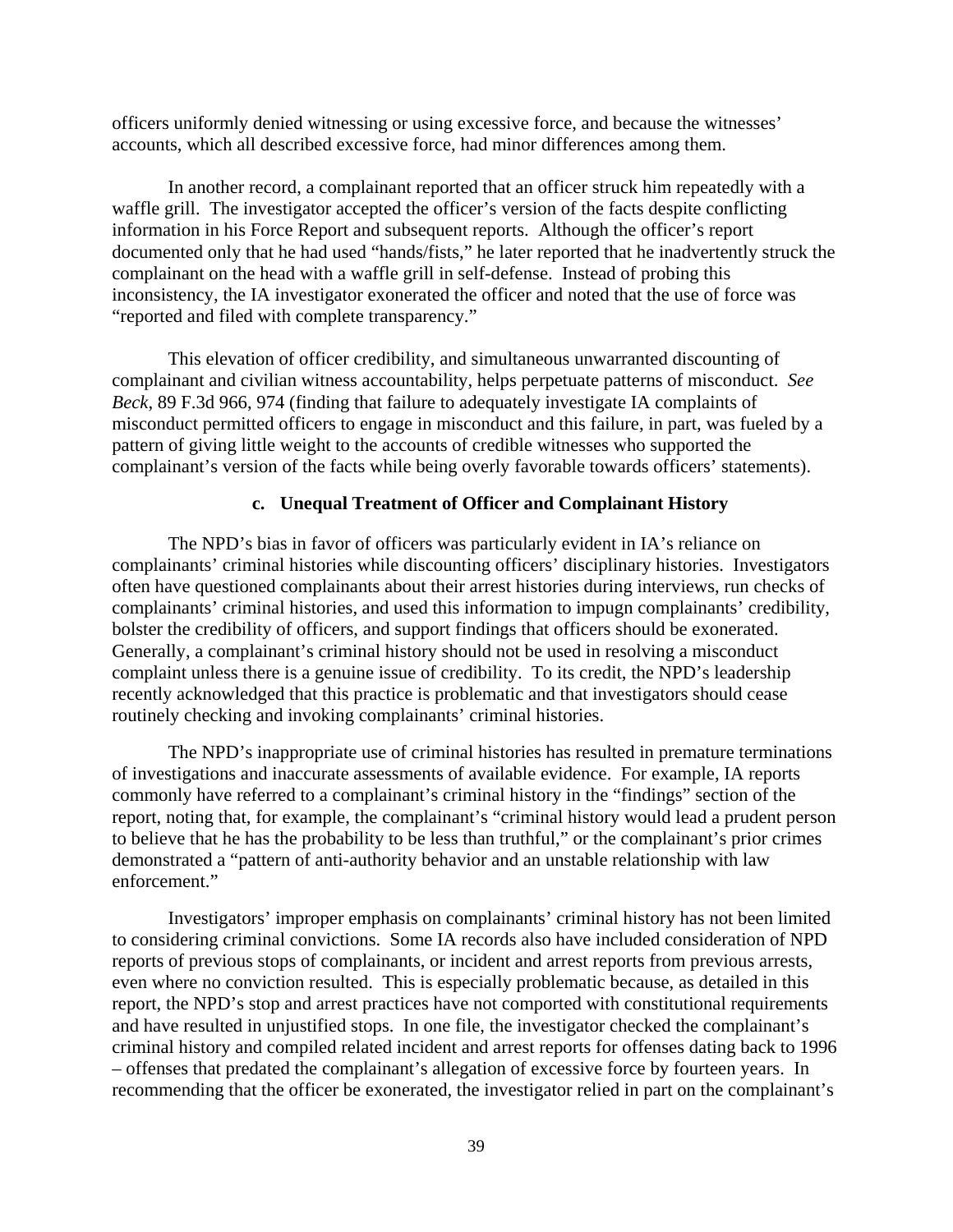officers uniformly denied witnessing or using excessive force, and because the witnesses' accounts, which all described excessive force, had minor differences among them.

In another record, a complainant reported that an officer struck him repeatedly with a waffle grill. The investigator accepted the officer's version of the facts despite conflicting information in his Force Report and subsequent reports. Although the officer's report documented only that he had used "hands/fists," he later reported that he inadvertently struck the complainant on the head with a waffle grill in self-defense. Instead of probing this inconsistency, the IA investigator exonerated the officer and noted that the use of force was "reported and filed with complete transparency."

This elevation of officer credibility, and simultaneous unwarranted discounting of complainant and civilian witness accountability, helps perpetuate patterns of misconduct. *See Beck*, 89 F.3d 966, 974 (finding that failure to adequately investigate IA complaints of misconduct permitted officers to engage in misconduct and this failure, in part, was fueled by a pattern of giving little weight to the accounts of credible witnesses who supported the complainant's version of the facts while being overly favorable towards officers' statements).

#### c. Unequal Treatment of Officer and Complainant History

The NPD's bias in favor of officers was particularly evident in IA's reliance on complainants' criminal histories while discounting officers' disciplinary histories. Investigators often have questioned complainants about their arrest histories during interviews, run checks of complainants' criminal histories, and used this information to impugn complainants' credibility, bolster the credibility of officers, and support findings that officers should be exonerated. Generally, a complainant's criminal history should not be used in resolving a misconduct complaint unless there is a genuine issue of credibility. To its credit, the NPD's leadership recently acknowledged that this practice is problematic and that investigators should cease routinely checking and invoking complainants' criminal histories.

The NPD's inappropriate use of criminal histories has resulted in premature terminations of investigations and inaccurate assessments of available evidence. For example, IA reports commonly have referred to a complainant's criminal history in the "findings" section of the report, noting that, for example, the complainant's "criminal history would lead a prudent person to believe that he has the probability to be less than truthful," or the complainant's prior crimes demonstrated a "pattern of anti-authority behavior and an unstable relationship with law enforcement."

Investigators' improper emphasis on complainants' criminal history has not been limited to considering criminal convictions. Some IA records also have included consideration of NPD reports of previous stops of complainants, or incident and arrest reports from previous arrests, even where no conviction resulted. This is especially problematic because, as detailed in this report, the NPD's stop and arrest practices have not comported with constitutional requirements and have resulted in unjustified stops. In one file, the investigator checked the complainant's criminal history and compiled related incident and arrest reports for offenses dating back to 1996 – offenses that predated the complainant's allegation of excessive force by fourteen years. In recommending that the officer be exonerated, the investigator relied in part on the complainant's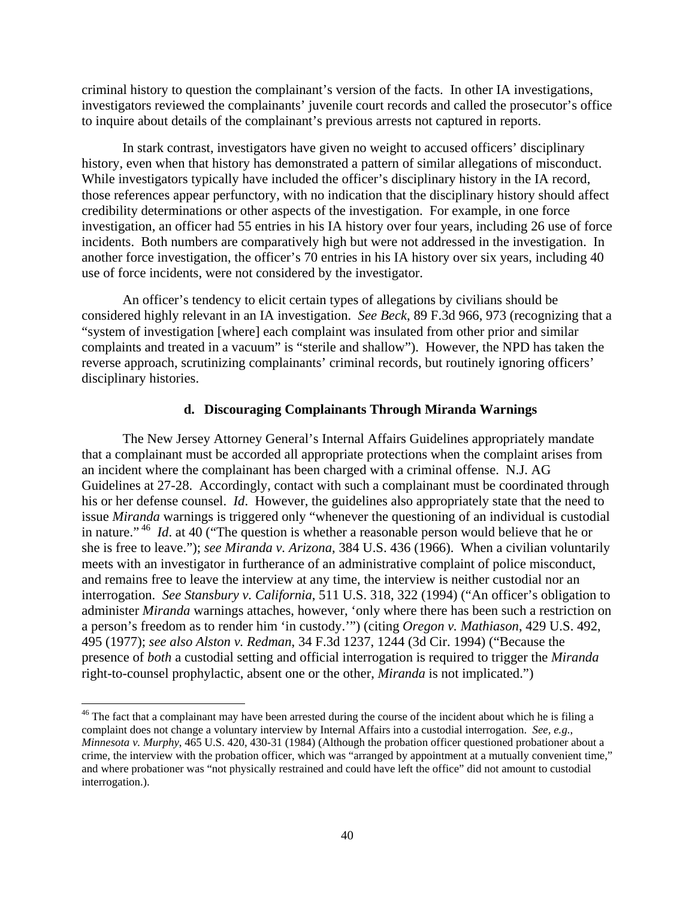criminal history to question the complainant's version of the facts. In other IA investigations, investigators reviewed the complainants' juvenile court records and called the prosecutor's office to inquire about details of the complainant's previous arrests not captured in reports.

In stark contrast, investigators have given no weight to accused officers' disciplinary history, even when that history has demonstrated a pattern of similar allegations of misconduct. While investigators typically have included the officer's disciplinary history in the IA record, those references appear perfunctory, with no indication that the disciplinary history should affect credibility determinations or other aspects of the investigation. For example, in one force investigation, an officer had 55 entries in his IA history over four years, including 26 use of force incidents. Both numbers are comparatively high but were not addressed in the investigation. In another force investigation, the officer's 70 entries in his IA history over six years, including 40 use of force incidents, were not considered by the investigator.

An officer's tendency to elicit certain types of allegations by civilians should be considered highly relevant in an IA investigation. *See Beck*, 89 F.3d 966, 973 (recognizing that a "system of investigation [where] each complaint was insulated from other prior and similar complaints and treated in a vacuum" is "sterile and shallow"). However, the NPD has taken the reverse approach, scrutinizing complainants' criminal records, but routinely ignoring officers' disciplinary histories.

#### d. Discouraging Complainants Through Miranda Warnings

The New Jersey Attorney General's Internal Affairs Guidelines appropriately mandate that a complainant must be accorded all appropriate protections when the complaint arises from an incident where the complainant has been charged with a criminal offense. N.J. AG Guidelines at 27-28. Accordingly, contact with such a complainant must be coordinated through his or her defense counsel. *Id*. However, the guidelines also appropriately state that the need to issue *Miranda* warnings is triggered only "whenever the questioning of an individual is custodial in nature."[46] *Id*. at 40 ("The question is whether a reasonable person would believe that he or she is free to leave."); *see Miranda v. Arizona*, 384 U.S. 436 (1966). When a civilian voluntarily meets with an investigator in furtherance of an administrative complaint of police misconduct, and remains free to leave the interview at any time, the interview is neither custodial nor an interrogation. *See Stansbury v. California*, 511 U.S. 318, 322 (1994) ("An officer's obligation to administer *Miranda* warnings attaches, however, 'only where there has been such a restriction on a person's freedom as to render him 'in custody.'") (citing *Oregon v. Mathiason*, 429 U.S. 492, 495 (1977); *see also Alston v. Redman*, 34 F.3d 1237, 1244 (3d Cir. 1994) ("Because the presence of *both* a custodial setting and official interrogation is required to trigger the *Miranda* right-to-counsel prophylactic, absent one or the other, *Miranda* is not implicated.")

---

[46] The fact that a complainant may have been arrested during the course of the incident about which he is filing a complaint does not change a voluntary interview by Internal Affairs into a custodial interrogation. *See, e.g., Minnesota v. Murphy*, 465 U.S. 420, 430-31 (1984) (Although the probation officer questioned probationer about a crime, the interview with the probation officer, which was "arranged by appointment at a mutually convenient time," and where probationer was "not physically restrained and could have left the office" did not amount to custodial interrogation.).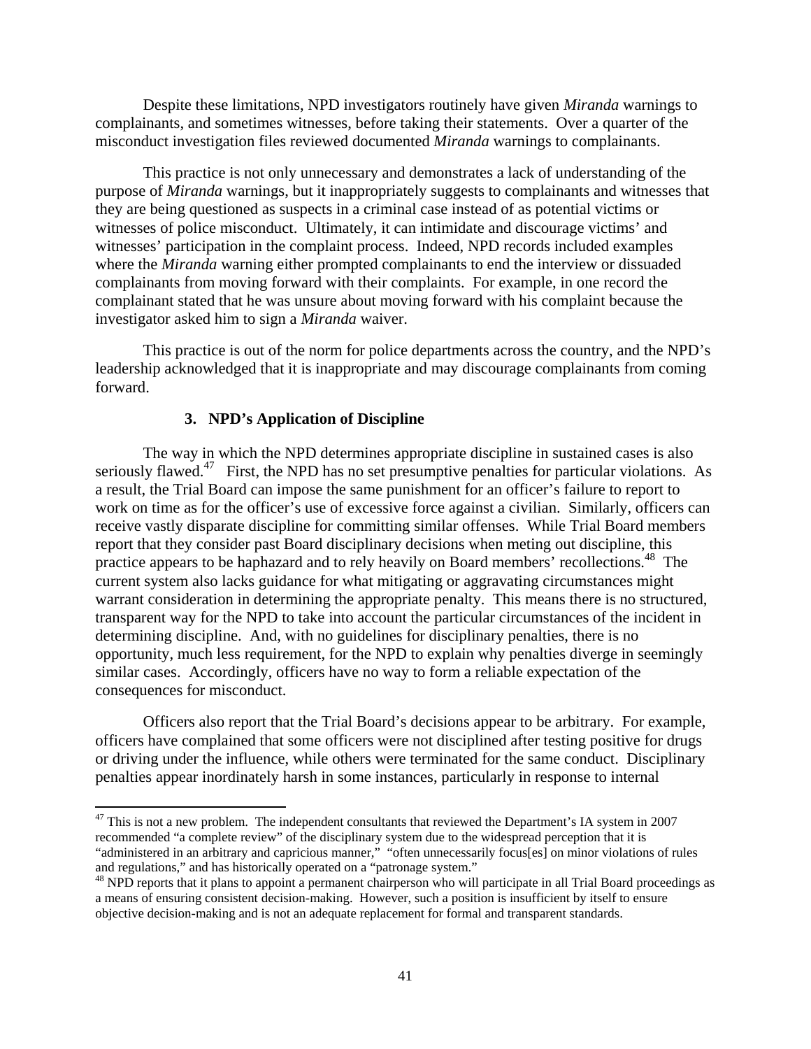Despite these limitations, NPD investigators routinely have given *Miranda* warnings to complainants, and sometimes witnesses, before taking their statements. Over a quarter of the misconduct investigation files reviewed documented *Miranda* warnings to complainants.

This practice is not only unnecessary and demonstrates a lack of understanding of the purpose of *Miranda* warnings, but it inappropriately suggests to complainants and witnesses that they are being questioned as suspects in a criminal case instead of as potential victims or witnesses of police misconduct. Ultimately, it can intimidate and discourage victims' and witnesses' participation in the complaint process. Indeed, NPD records included examples where the *Miranda* warning either prompted complainants to end the interview or dissuaded complainants from moving forward with their complaints. For example, in one record the complainant stated that he was unsure about moving forward with his complaint because the investigator asked him to sign a *Miranda* waiver.

This practice is out of the norm for police departments across the country, and the NPD's leadership acknowledged that it is inappropriate and may discourage complainants from coming forward.

### 3. NPD's Application of Discipline

The way in which the NPD determines appropriate discipline in sustained cases is also seriously flawed.[47] First, the NPD has no set presumptive penalties for particular violations. As a result, the Trial Board can impose the same punishment for an officer's failure to report to work on time as for the officer's use of excessive force against a civilian. Similarly, officers can receive vastly disparate discipline for committing similar offenses. While Trial Board members report that they consider past Board disciplinary decisions when meting out discipline, this practice appears to be haphazard and to rely heavily on Board members' recollections.[48] The current system also lacks guidance for what mitigating or aggravating circumstances might warrant consideration in determining the appropriate penalty. This means there is no structured, transparent way for the NPD to take into account the particular circumstances of the incident in determining discipline. And, with no guidelines for disciplinary penalties, there is no opportunity, much less requirement, for the NPD to explain why penalties diverge in seemingly similar cases. Accordingly, officers have no way to form a reliable expectation of the consequences for misconduct.

Officers also report that the Trial Board's decisions appear to be arbitrary. For example, officers have complained that some officers were not disciplined after testing positive for drugs or driving under the influence, while others were terminated for the same conduct. Disciplinary penalties appear inordinately harsh in some instances, particularly in response to internal

---

[47] This is not a new problem. The independent consultants that reviewed the Department's IA system in 2007 recommended "a complete review" of the disciplinary system due to the widespread perception that it is "administered in an arbitrary and capricious manner," "often unnecessarily focus[es] on minor violations of rules and regulations," and has historically operated on a "patronage system."

[48] NPD reports that it plans to appoint a permanent chairperson who will participate in all Trial Board proceedings as a means of ensuring consistent decision-making. However, such a position is insufficient by itself to ensure objective decision-making and is not an adequate replacement for formal and transparent standards.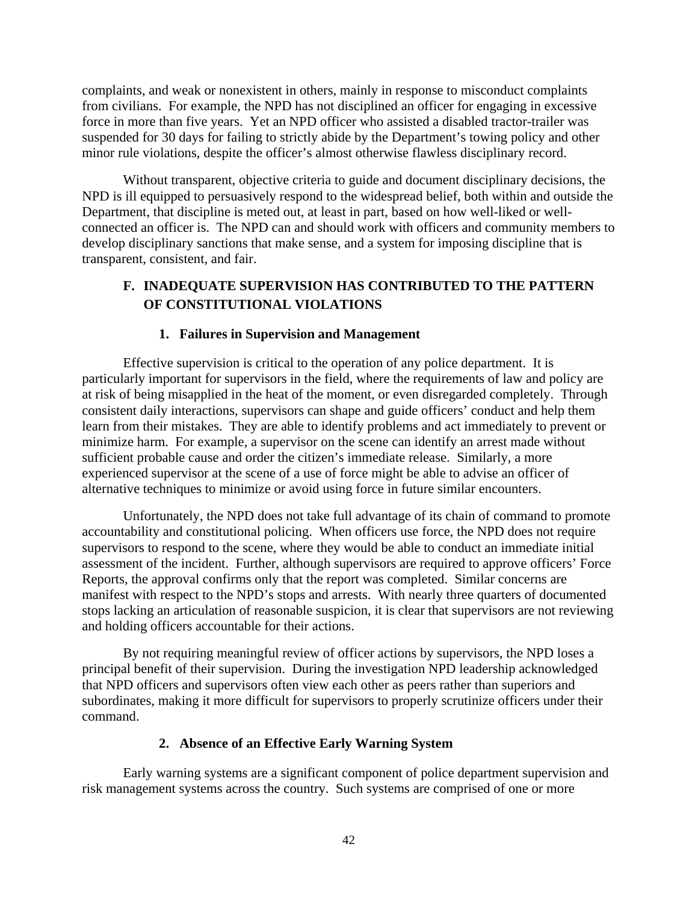complaints, and weak or nonexistent in others, mainly in response to misconduct complaints from civilians. For example, the NPD has not disciplined an officer for engaging in excessive force in more than five years. Yet an NPD officer who assisted a disabled tractor-trailer was suspended for 30 days for failing to strictly abide by the Department's towing policy and other minor rule violations, despite the officer's almost otherwise flawless disciplinary record.

Without transparent, objective criteria to guide and document disciplinary decisions, the NPD is ill equipped to persuasively respond to the widespread belief, both within and outside the Department, that discipline is meted out, at least in part, based on how well-liked or well-connected an officer is. The NPD can and should work with officers and community members to develop disciplinary sanctions that make sense, and a system for imposing discipline that is transparent, consistent, and fair.

## F. INADEQUATE SUPERVISION HAS CONTRIBUTED TO THE PATTERN OF CONSTITUTIONAL VIOLATIONS

### 1. Failures in Supervision and Management

Effective supervision is critical to the operation of any police department. It is particularly important for supervisors in the field, where the requirements of law and policy are at risk of being misapplied in the heat of the moment, or even disregarded completely. Through consistent daily interactions, supervisors can shape and guide officers' conduct and help them learn from their mistakes. They are able to identify problems and act immediately to prevent or minimize harm. For example, a supervisor on the scene can identify an arrest made without sufficient probable cause and order the citizen's immediate release. Similarly, a more experienced supervisor at the scene of a use of force might be able to advise an officer of alternative techniques to minimize or avoid using force in future similar encounters.

Unfortunately, the NPD does not take full advantage of its chain of command to promote accountability and constitutional policing. When officers use force, the NPD does not require supervisors to respond to the scene, where they would be able to conduct an immediate initial assessment of the incident. Further, although supervisors are required to approve officers' Force Reports, the approval confirms only that the report was completed. Similar concerns are manifest with respect to the NPD's stops and arrests. With nearly three quarters of documented stops lacking an articulation of reasonable suspicion, it is clear that supervisors are not reviewing and holding officers accountable for their actions.

By not requiring meaningful review of officer actions by supervisors, the NPD loses a principal benefit of their supervision. During the investigation NPD leadership acknowledged that NPD officers and supervisors often view each other as peers rather than superiors and subordinates, making it more difficult for supervisors to properly scrutinize officers under their command.

### 2. Absence of an Effective Early Warning System

Early warning systems are a significant component of police department supervision and risk management systems across the country. Such systems are comprised of one or more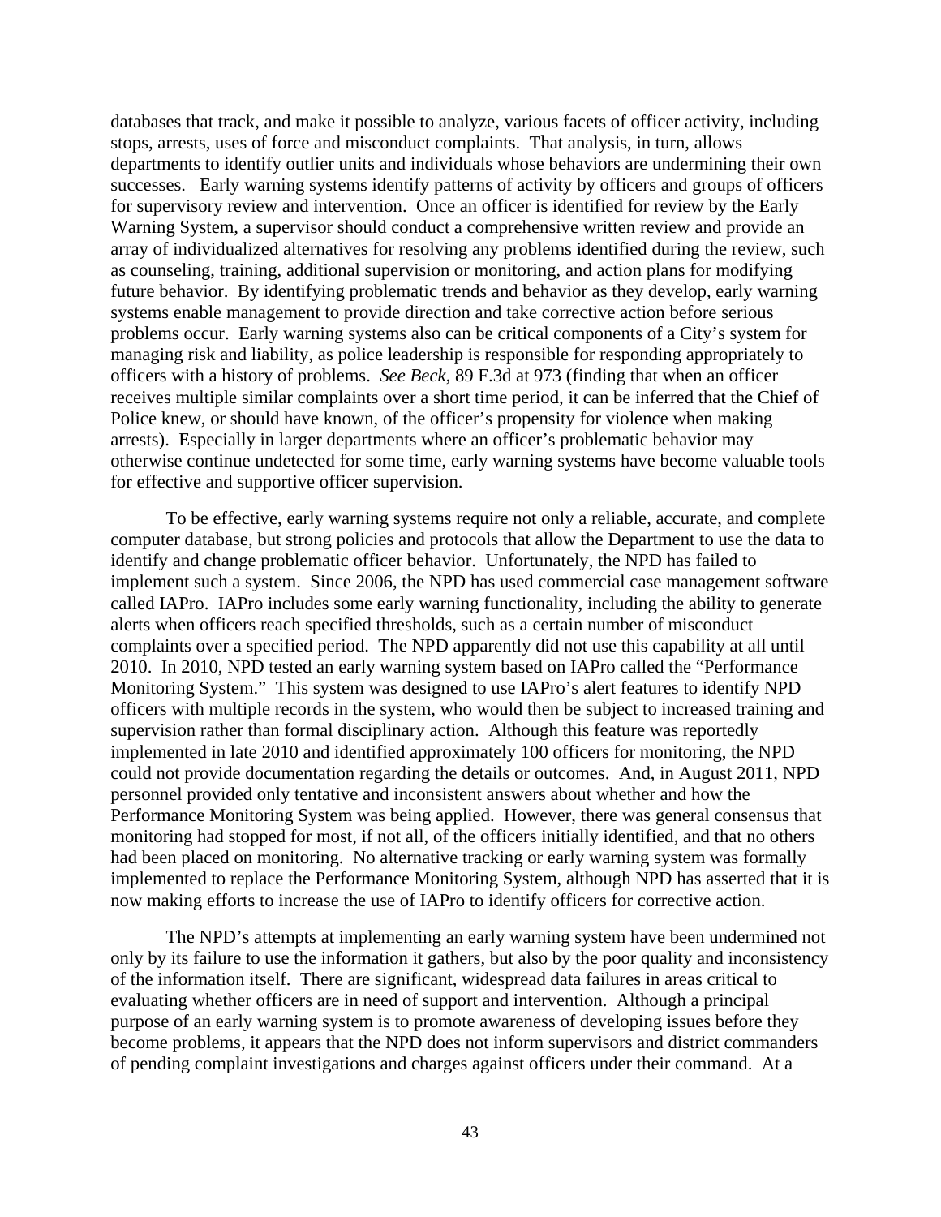databases that track, and make it possible to analyze, various facets of officer activity, including stops, arrests, uses of force and misconduct complaints. That analysis, in turn, allows departments to identify outlier units and individuals whose behaviors are undermining their own successes. Early warning systems identify patterns of activity by officers and groups of officers for supervisory review and intervention. Once an officer is identified for review by the Early Warning System, a supervisor should conduct a comprehensive written review and provide an array of individualized alternatives for resolving any problems identified during the review, such as counseling, training, additional supervision or monitoring, and action plans for modifying future behavior. By identifying problematic trends and behavior as they develop, early warning systems enable management to provide direction and take corrective action before serious problems occur. Early warning systems also can be critical components of a City's system for managing risk and liability, as police leadership is responsible for responding appropriately to officers with a history of problems. *See Beck*, 89 F.3d at 973 (finding that when an officer receives multiple similar complaints over a short time period, it can be inferred that the Chief of Police knew, or should have known, of the officer's propensity for violence when making arrests). Especially in larger departments where an officer's problematic behavior may otherwise continue undetected for some time, early warning systems have become valuable tools for effective and supportive officer supervision.

To be effective, early warning systems require not only a reliable, accurate, and complete computer database, but strong policies and protocols that allow the Department to use the data to identify and change problematic officer behavior. Unfortunately, the NPD has failed to implement such a system. Since 2006, the NPD has used commercial case management software called IAPro. IAPro includes some early warning functionality, including the ability to generate alerts when officers reach specified thresholds, such as a certain number of misconduct complaints over a specified period. The NPD apparently did not use this capability at all until 2010. In 2010, NPD tested an early warning system based on IAPro called the "Performance Monitoring System." This system was designed to use IAPro's alert features to identify NPD officers with multiple records in the system, who would then be subject to increased training and supervision rather than formal disciplinary action. Although this feature was reportedly implemented in late 2010 and identified approximately 100 officers for monitoring, the NPD could not provide documentation regarding the details or outcomes. And, in August 2011, NPD personnel provided only tentative and inconsistent answers about whether and how the Performance Monitoring System was being applied. However, there was general consensus that monitoring had stopped for most, if not all, of the officers initially identified, and that no others had been placed on monitoring. No alternative tracking or early warning system was formally implemented to replace the Performance Monitoring System, although NPD has asserted that it is now making efforts to increase the use of IAPro to identify officers for corrective action.

The NPD's attempts at implementing an early warning system have been undermined not only by its failure to use the information it gathers, but also by the poor quality and inconsistency of the information itself. There are significant, widespread data failures in areas critical to evaluating whether officers are in need of support and intervention. Although a principal purpose of an early warning system is to promote awareness of developing issues before they become problems, it appears that the NPD does not inform supervisors and district commanders of pending complaint investigations and charges against officers under their command. At a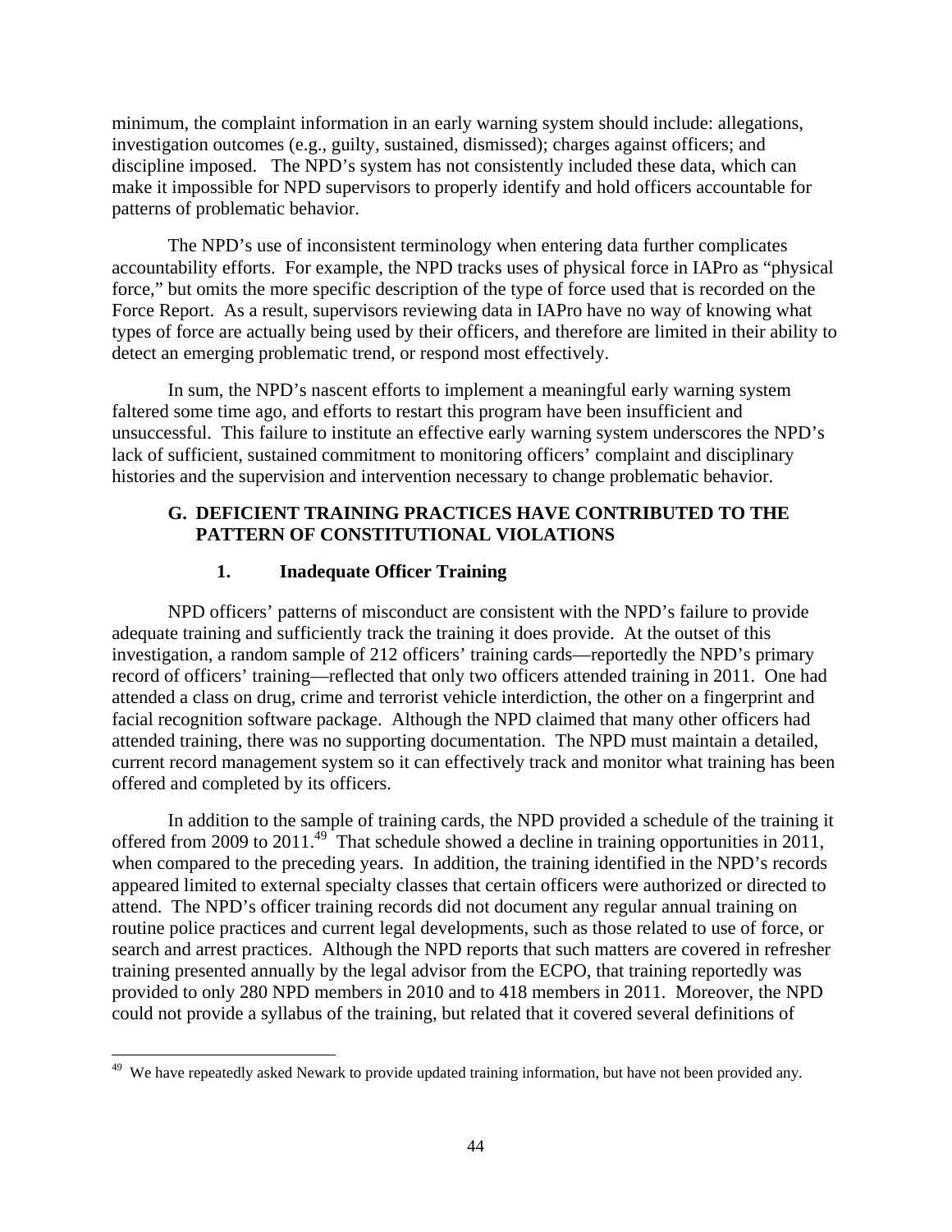minimum, the complaint information in an early warning system should include: allegations, investigation outcomes (e.g., guilty, sustained, dismissed); charges against officers; and discipline imposed. The NPD's system has not consistently included these data, which can make it impossible for NPD supervisors to properly identify and hold officers accountable for patterns of problematic behavior.

The NPD's use of inconsistent terminology when entering data further complicates accountability efforts. For example, the NPD tracks uses of physical force in IAPro as "physical force," but omits the more specific description of the type of force used that is recorded on the Force Report. As a result, supervisors reviewing data in IAPro have no way of knowing what types of force are actually being used by their officers, and therefore are limited in their ability to detect an emerging problematic trend, or respond most effectively.

In sum, the NPD's nascent efforts to implement a meaningful early warning system faltered some time ago, and efforts to restart this program have been insufficient and unsuccessful. This failure to institute an effective early warning system underscores the NPD's lack of sufficient, sustained commitment to monitoring officers' complaint and disciplinary histories and the supervision and intervention necessary to change problematic behavior.

## G. DEFICIENT TRAINING PRACTICES HAVE CONTRIBUTED TO THE PATTERN OF CONSTITUTIONAL VIOLATIONS

### 1. Inadequate Officer Training

NPD officers' patterns of misconduct are consistent with the NPD's failure to provide adequate training and sufficiently track the training it does provide. At the outset of this investigation, a random sample of 212 officers' training cards—reportedly the NPD's primary record of officers' training—reflected that only two officers attended training in 2011. One had attended a class on drug, crime and terrorist vehicle interdiction, the other on a fingerprint and facial recognition software package. Although the NPD claimed that many other officers had attended training, there was no supporting documentation. The NPD must maintain a detailed, current record management system so it can effectively track and monitor what training has been offered and completed by its officers.

In addition to the sample of training cards, the NPD provided a schedule of the training it offered from 2009 to 2011.[49] That schedule showed a decline in training opportunities in 2011, when compared to the preceding years. In addition, the training identified in the NPD's records appeared limited to external specialty classes that certain officers were authorized or directed to attend. The NPD's officer training records did not document any regular annual training on routine police practices and current legal developments, such as those related to use of force, or search and arrest practices. Although the NPD reports that such matters are covered in refresher training presented annually by the legal advisor from the ECPO, that training reportedly was provided to only 280 NPD members in 2010 and to 418 members in 2011. Moreover, the NPD could not provide a syllabus of the training, but related that it covered several definitions of

[49] We have repeatedly asked Newark to provide updated training information, but have not been provided any.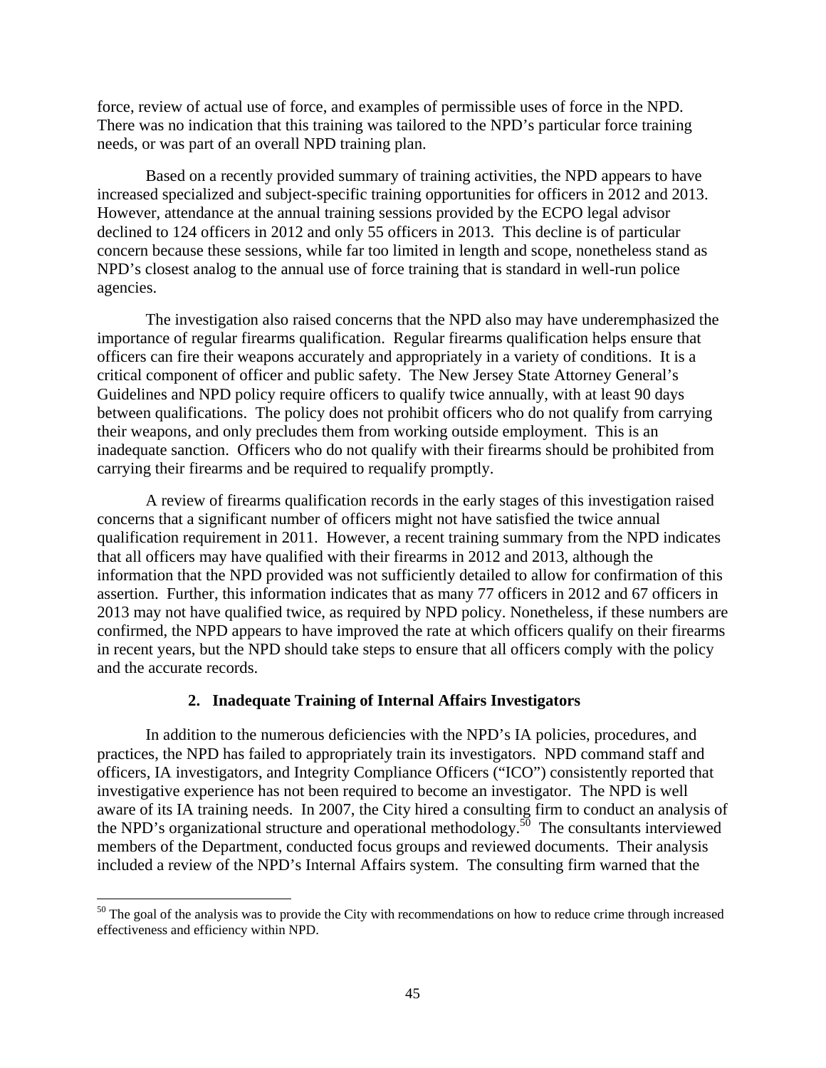force, review of actual use of force, and examples of permissible uses of force in the NPD. There was no indication that this training was tailored to the NPD's particular force training needs, or was part of an overall NPD training plan.

Based on a recently provided summary of training activities, the NPD appears to have increased specialized and subject-specific training opportunities for officers in 2012 and 2013. However, attendance at the annual training sessions provided by the ECPO legal advisor declined to 124 officers in 2012 and only 55 officers in 2013. This decline is of particular concern because these sessions, while far too limited in length and scope, nonetheless stand as NPD's closest analog to the annual use of force training that is standard in well-run police agencies.

The investigation also raised concerns that the NPD also may have underemphasized the importance of regular firearms qualification. Regular firearms qualification helps ensure that officers can fire their weapons accurately and appropriately in a variety of conditions. It is a critical component of officer and public safety. The New Jersey State Attorney General's Guidelines and NPD policy require officers to qualify twice annually, with at least 90 days between qualifications. The policy does not prohibit officers who do not qualify from carrying their weapons, and only precludes them from working outside employment. This is an inadequate sanction. Officers who do not qualify with their firearms should be prohibited from carrying their firearms and be required to requalify promptly.

A review of firearms qualification records in the early stages of this investigation raised concerns that a significant number of officers might not have satisfied the twice annual qualification requirement in 2011. However, a recent training summary from the NPD indicates that all officers may have qualified with their firearms in 2012 and 2013, although the information that the NPD provided was not sufficiently detailed to allow for confirmation of this assertion. Further, this information indicates that as many 77 officers in 2012 and 67 officers in 2013 may not have qualified twice, as required by NPD policy. Nonetheless, if these numbers are confirmed, the NPD appears to have improved the rate at which officers qualify on their firearms in recent years, but the NPD should take steps to ensure that all officers comply with the policy and the accurate records.

### 2. Inadequate Training of Internal Affairs Investigators

In addition to the numerous deficiencies with the NPD's IA policies, procedures, and practices, the NPD has failed to appropriately train its investigators. NPD command staff and officers, IA investigators, and Integrity Compliance Officers ("ICO") consistently reported that investigative experience has not been required to become an investigator. The NPD is well aware of its IA training needs. In 2007, the City hired a consulting firm to conduct an analysis of the NPD's organizational structure and operational methodology.[50] The consultants interviewed members of the Department, conducted focus groups and reviewed documents. Their analysis included a review of the NPD's Internal Affairs system. The consulting firm warned that the

[50] The goal of the analysis was to provide the City with recommendations on how to reduce crime through increased effectiveness and efficiency within NPD.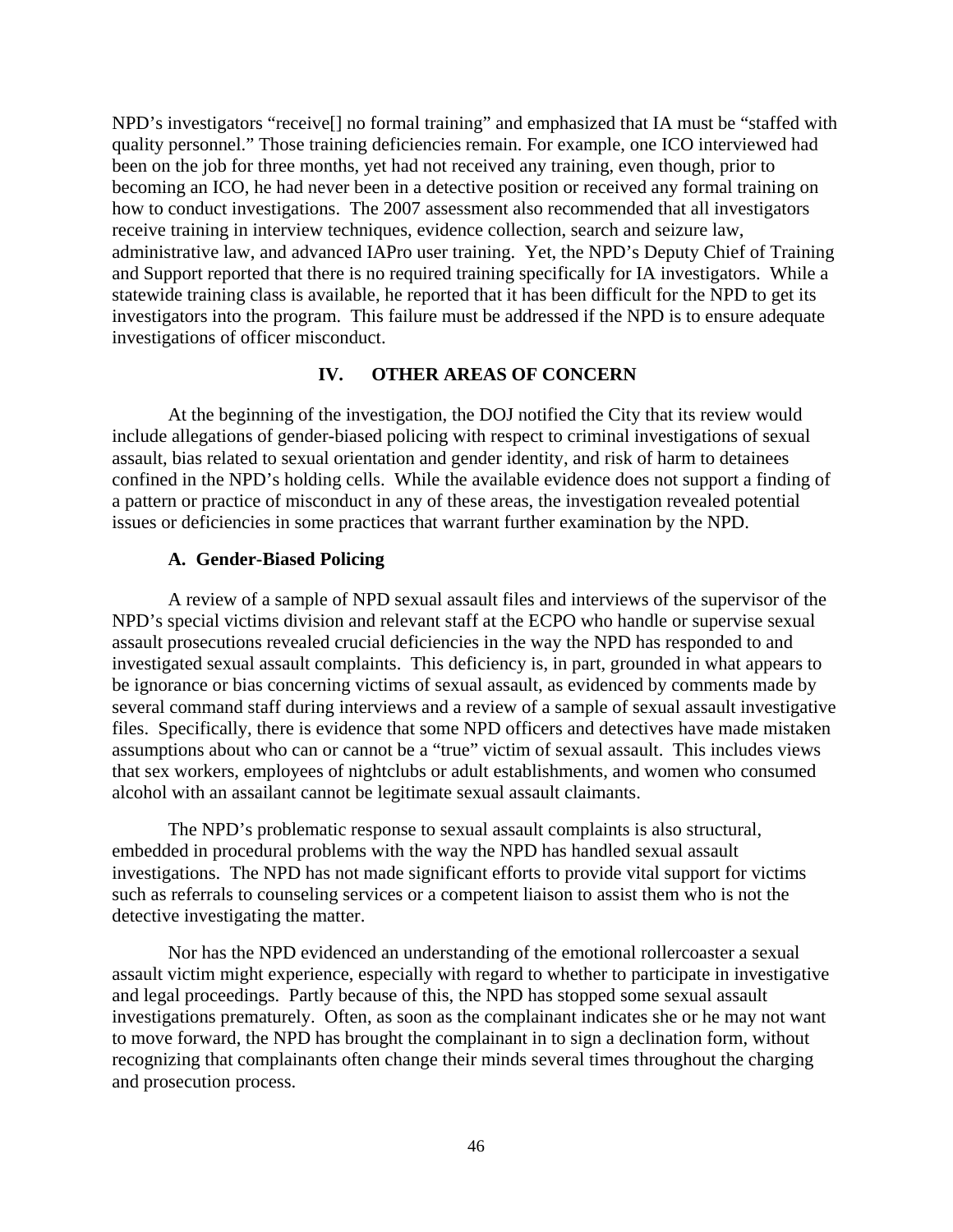NPD's investigators "receive[] no formal training" and emphasized that IA must be "staffed with quality personnel." Those training deficiencies remain. For example, one ICO interviewed had been on the job for three months, yet had not received any training, even though, prior to becoming an ICO, he had never been in a detective position or received any formal training on how to conduct investigations. The 2007 assessment also recommended that all investigators receive training in interview techniques, evidence collection, search and seizure law, administrative law, and advanced IAPro user training. Yet, the NPD's Deputy Chief of Training and Support reported that there is no required training specifically for IA investigators. While a statewide training class is available, he reported that it has been difficult for the NPD to get its investigators into the program. This failure must be addressed if the NPD is to ensure adequate investigations of officer misconduct.

## IV. OTHER AREAS OF CONCERN

At the beginning of the investigation, the DOJ notified the City that its review would include allegations of gender-biased policing with respect to criminal investigations of sexual assault, bias related to sexual orientation and gender identity, and risk of harm to detainees confined in the NPD's holding cells. While the available evidence does not support a finding of a pattern or practice of misconduct in any of these areas, the investigation revealed potential issues or deficiencies in some practices that warrant further examination by the NPD.

### A. Gender-Biased Policing

A review of a sample of NPD sexual assault files and interviews of the supervisor of the NPD's special victims division and relevant staff at the ECPO who handle or supervise sexual assault prosecutions revealed crucial deficiencies in the way the NPD has responded to and investigated sexual assault complaints. This deficiency is, in part, grounded in what appears to be ignorance or bias concerning victims of sexual assault, as evidenced by comments made by several command staff during interviews and a review of a sample of sexual assault investigative files. Specifically, there is evidence that some NPD officers and detectives have made mistaken assumptions about who can or cannot be a "true" victim of sexual assault. This includes views that sex workers, employees of nightclubs or adult establishments, and women who consumed alcohol with an assailant cannot be legitimate sexual assault claimants.

The NPD's problematic response to sexual assault complaints is also structural, embedded in procedural problems with the way the NPD has handled sexual assault investigations. The NPD has not made significant efforts to provide vital support for victims such as referrals to counseling services or a competent liaison to assist them who is not the detective investigating the matter.

Nor has the NPD evidenced an understanding of the emotional rollercoaster a sexual assault victim might experience, especially with regard to whether to participate in investigative and legal proceedings. Partly because of this, the NPD has stopped some sexual assault investigations prematurely. Often, as soon as the complainant indicates she or he may not want to move forward, the NPD has brought the complainant in to sign a declination form, without recognizing that complainants often change their minds several times throughout the charging and prosecution process.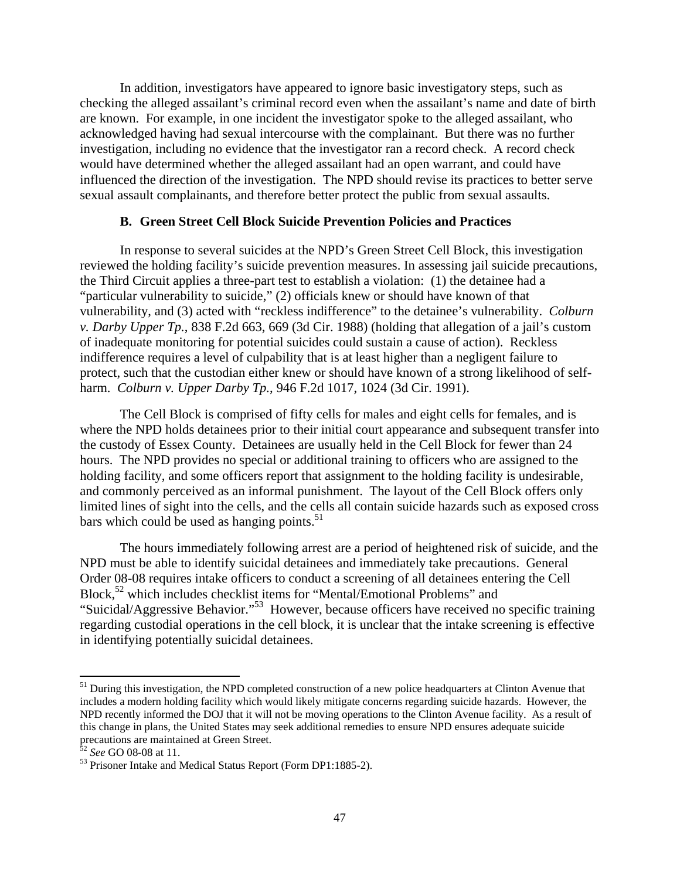In addition, investigators have appeared to ignore basic investigatory steps, such as checking the alleged assailant's criminal record even when the assailant's name and date of birth are known. For example, in one incident the investigator spoke to the alleged assailant, who acknowledged having had sexual intercourse with the complainant. But there was no further investigation, including no evidence that the investigator ran a record check. A record check would have determined whether the alleged assailant had an open warrant, and could have influenced the direction of the investigation. The NPD should revise its practices to better serve sexual assault complainants, and therefore better protect the public from sexual assaults.

### B. Green Street Cell Block Suicide Prevention Policies and Practices

In response to several suicides at the NPD's Green Street Cell Block, this investigation reviewed the holding facility's suicide prevention measures. In assessing jail suicide precautions, the Third Circuit applies a three-part test to establish a violation: (1) the detainee had a "particular vulnerability to suicide," (2) officials knew or should have known of that vulnerability, and (3) acted with "reckless indifference" to the detainee's vulnerability. *Colburn v. Darby Upper Tp.*, 838 F.2d 663, 669 (3d Cir. 1988) (holding that allegation of a jail's custom of inadequate monitoring for potential suicides could sustain a cause of action). Reckless indifference requires a level of culpability that is at least higher than a negligent failure to protect, such that the custodian either knew or should have known of a strong likelihood of self-harm. *Colburn v. Upper Darby Tp.*, 946 F.2d 1017, 1024 (3d Cir. 1991).

The Cell Block is comprised of fifty cells for males and eight cells for females, and is where the NPD holds detainees prior to their initial court appearance and subsequent transfer into the custody of Essex County. Detainees are usually held in the Cell Block for fewer than 24 hours. The NPD provides no special or additional training to officers who are assigned to the holding facility, and some officers report that assignment to the holding facility is undesirable, and commonly perceived as an informal punishment. The layout of the Cell Block offers only limited lines of sight into the cells, and the cells all contain suicide hazards such as exposed cross bars which could be used as hanging points.[51]

The hours immediately following arrest are a period of heightened risk of suicide, and the NPD must be able to identify suicidal detainees and immediately take precautions. General Order 08-08 requires intake officers to conduct a screening of all detainees entering the Cell Block,[52] which includes checklist items for "Mental/Emotional Problems" and "Suicidal/Aggressive Behavior."[53] However, because officers have received no specific training regarding custodial operations in the cell block, it is unclear that the intake screening is effective in identifying potentially suicidal detainees.

---

[51] During this investigation, the NPD completed construction of a new police headquarters at Clinton Avenue that includes a modern holding facility which would likely mitigate concerns regarding suicide hazards. However, the NPD recently informed the DOJ that it will not be moving operations to the Clinton Avenue facility. As a result of this change in plans, the United States may seek additional remedies to ensure NPD ensures adequate suicide precautions are maintained at Green Street.

[52] *See* GO 08-08 at 11.

[53] Prisoner Intake and Medical Status Report (Form DP1:1885-2).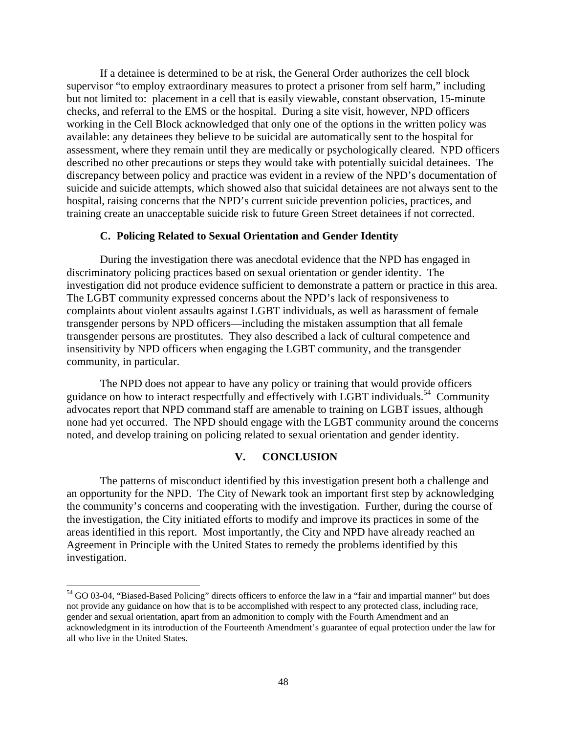If a detainee is determined to be at risk, the General Order authorizes the cell block supervisor "to employ extraordinary measures to protect a prisoner from self harm," including but not limited to: placement in a cell that is easily viewable, constant observation, 15-minute checks, and referral to the EMS or the hospital. During a site visit, however, NPD officers working in the Cell Block acknowledged that only one of the options in the written policy was available: any detainees they believe to be suicidal are automatically sent to the hospital for assessment, where they remain until they are medically or psychologically cleared. NPD officers described no other precautions or steps they would take with potentially suicidal detainees. The discrepancy between policy and practice was evident in a review of the NPD's documentation of suicide and suicide attempts, which showed also that suicidal detainees are not always sent to the hospital, raising concerns that the NPD's current suicide prevention policies, practices, and training create an unacceptable suicide risk to future Green Street detainees if not corrected.

### C. Policing Related to Sexual Orientation and Gender Identity

During the investigation there was anecdotal evidence that the NPD has engaged in discriminatory policing practices based on sexual orientation or gender identity. The investigation did not produce evidence sufficient to demonstrate a pattern or practice in this area. The LGBT community expressed concerns about the NPD's lack of responsiveness to complaints about violent assaults against LGBT individuals, as well as harassment of female transgender persons by NPD officers—including the mistaken assumption that all female transgender persons are prostitutes. They also described a lack of cultural competence and insensitivity by NPD officers when engaging the LGBT community, and the transgender community, in particular.

The NPD does not appear to have any policy or training that would provide officers guidance on how to interact respectfully and effectively with LGBT individuals.[54] Community advocates report that NPD command staff are amenable to training on LGBT issues, although none had yet occurred. The NPD should engage with the LGBT community around the concerns noted, and develop training on policing related to sexual orientation and gender identity.

## V. CONCLUSION

The patterns of misconduct identified by this investigation present both a challenge and an opportunity for the NPD. The City of Newark took an important first step by acknowledging the community's concerns and cooperating with the investigation. Further, during the course of the investigation, the City initiated efforts to modify and improve its practices in some of the areas identified in this report. Most importantly, the City and NPD have already reached an Agreement in Principle with the United States to remedy the problems identified by this investigation.

---

[54] GO 03-04, "Biased-Based Policing" directs officers to enforce the law in a "fair and impartial manner" but does not provide any guidance on how that is to be accomplished with respect to any protected class, including race, gender and sexual orientation, apart from an admonition to comply with the Fourth Amendment and an acknowledgment in its introduction of the Fourteenth Amendment's guarantee of equal protection under the law for all who live in the United States.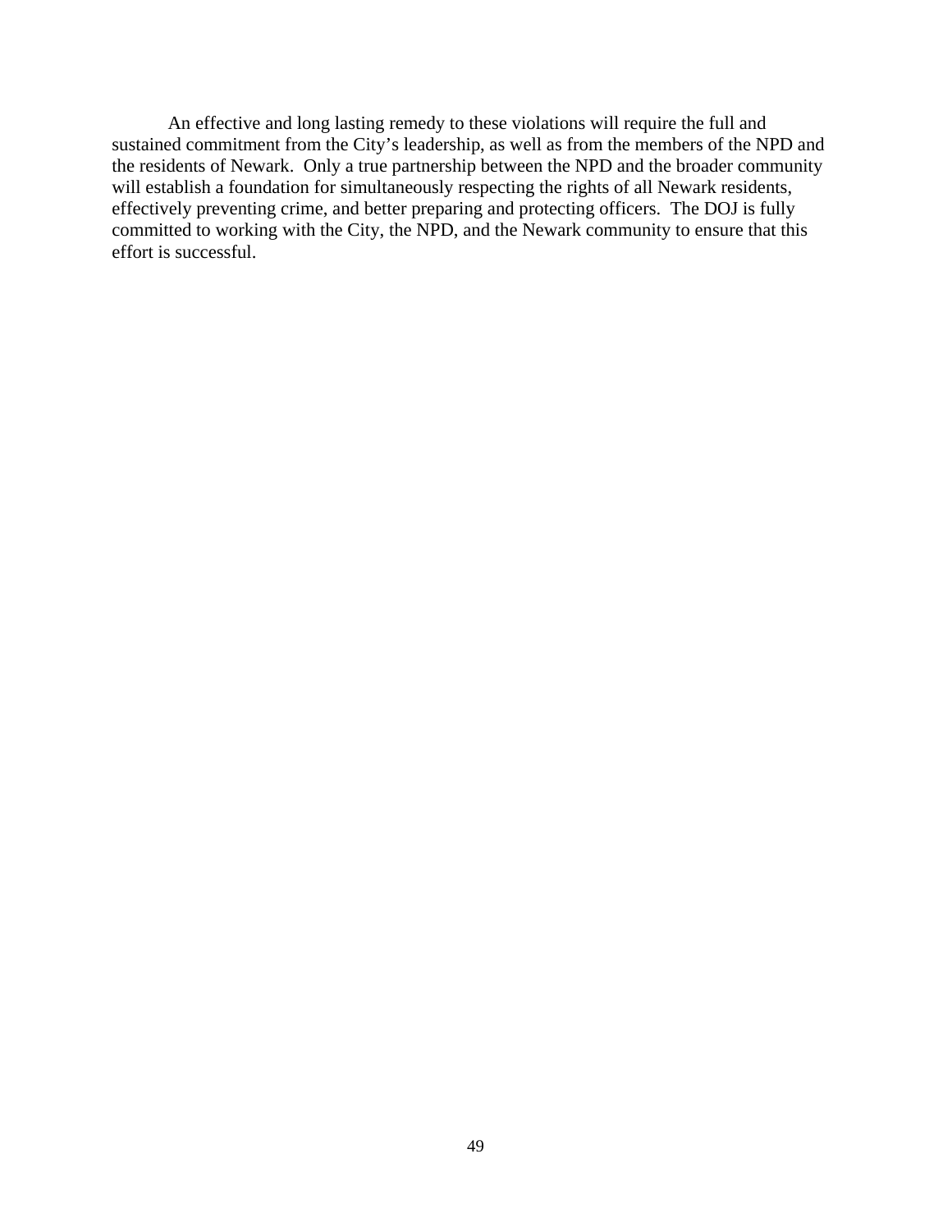An effective and long lasting remedy to these violations will require the full and sustained commitment from the City's leadership, as well as from the members of the NPD and the residents of Newark. Only a true partnership between the NPD and the broader community will establish a foundation for simultaneously respecting the rights of all Newark residents, effectively preventing crime, and better preparing and protecting officers. The DOJ is fully committed to working with the City, the NPD, and the Newark community to ensure that this effort is successful.